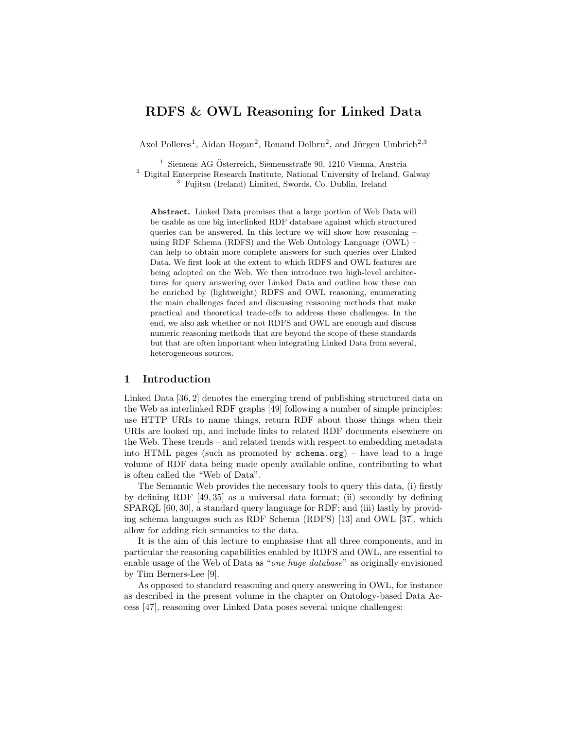# RDFS & OWL Reasoning for Linked Data

Axel Polleres[1], Aidan Hogan[2], Renaud Delbru[2], and Jürgen Umbrich[2,3]

[1] Siemens AG Österreich, Siemensstraße 90, 1210 Vienna, Austria
[2] Digital Enterprise Research Institute, National University of Ireland, Galway
[3] Fujitsu (Ireland) Limited, Swords, Co. Dublin, Ireland

**Abstract.** Linked Data promises that a large portion of Web Data will be usable as one big interlinked RDF database against which structured queries can be answered. In this lecture we will show how reasoning – using RDF Schema (RDFS) and the Web Ontology Language (OWL) – can help to obtain more complete answers for such queries over Linked Data. We first look at the extent to which RDFS and OWL features are being adopted on the Web. We then introduce two high-level architectures for query answering over Linked Data and outline how these can be enriched by (lightweight) RDFS and OWL reasoning, enumerating the main challenges faced and discussing reasoning methods that make practical and theoretical trade-offs to address these challenges. In the end, we also ask whether or not RDFS and OWL are enough and discuss numeric reasoning methods that are beyond the scope of these standards but that are often important when integrating Linked Data from several, heterogeneous sources.

## 1 Introduction

Linked Data [36, 2] denotes the emerging trend of publishing structured data on the Web as interlinked RDF graphs [49] following a number of simple principles: use HTTP URIs to name things, return RDF about those things when their URIs are looked up, and include links to related RDF documents elsewhere on the Web. These trends – and related trends with respect to embedding metadata into HTML pages (such as promoted by `schema.org`) – have lead to a huge volume of RDF data being made openly available online, contributing to what is often called the "Web of Data".

The Semantic Web provides the necessary tools to query this data, (i) firstly by defining RDF [49, 35] as a universal data format; (ii) secondly by defining SPARQL [60, 30], a standard query language for RDF; and (iii) lastly by providing schema languages such as RDF Schema (RDFS) [13] and OWL [37], which allow for adding rich semantics to the data.

It is the aim of this lecture to emphasise that all three components, and in particular the reasoning capabilities enabled by RDFS and OWL, are essential to enable usage of the Web of Data as "*one huge database*" as originally envisioned by Tim Berners-Lee [9].

As opposed to standard reasoning and query answering in OWL, for instance as described in the present volume in the chapter on Ontology-based Data Access [47], reasoning over Linked Data poses several unique challenges: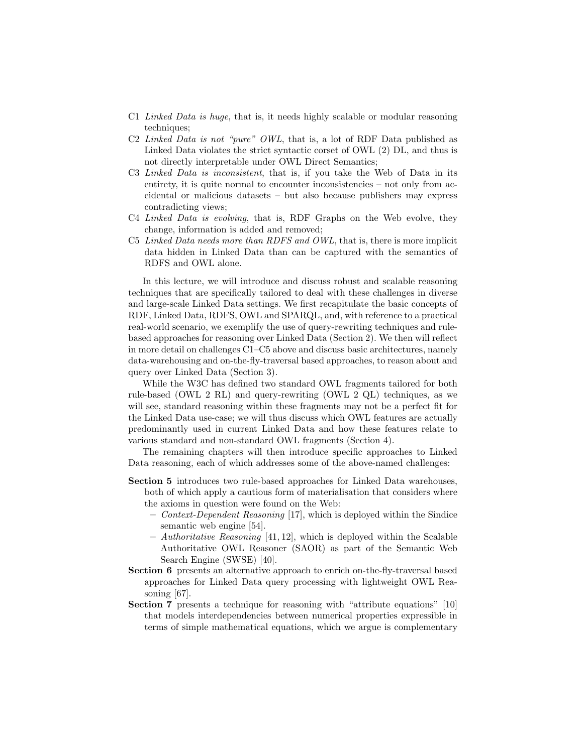C1 *Linked Data is huge*, that is, it needs highly scalable or modular reasoning techniques;

C2 *Linked Data is not "pure" OWL*, that is, a lot of RDF Data published as Linked Data violates the strict syntactic corset of OWL (2) DL, and thus is not directly interpretable under OWL Direct Semantics;

C3 *Linked Data is inconsistent*, that is, if you take the Web of Data in its entirety, it is quite normal to encounter inconsistencies – not only from accidental or malicious datasets – but also because publishers may express contradicting views;

C4 *Linked Data is evolving*, that is, RDF Graphs on the Web evolve, they change, information is added and removed;

C5 *Linked Data needs more than RDFS and OWL*, that is, there is more implicit data hidden in Linked Data than can be captured with the semantics of RDFS and OWL alone.

In this lecture, we will introduce and discuss robust and scalable reasoning techniques that are specifically tailored to deal with these challenges in diverse and large-scale Linked Data settings. We first recapitulate the basic concepts of RDF, Linked Data, RDFS, OWL and SPARQL, and, with reference to a practical real-world scenario, we exemplify the use of query-rewriting techniques and rule-based approaches for reasoning over Linked Data (Section 2). We then will reflect in more detail on challenges C1–C5 above and discuss basic architectures, namely data-warehousing and on-the-fly-traversal based approaches, to reason about and query over Linked Data (Section 3).

While the W3C has defined two standard OWL fragments tailored for both rule-based (OWL 2 RL) and query-rewriting (OWL 2 QL) techniques, as we will see, standard reasoning within these fragments may not be a perfect fit for the Linked Data use-case; we will thus discuss which OWL features are actually predominantly used in current Linked Data and how these features relate to various standard and non-standard OWL fragments (Section 4).

The remaining chapters will then introduce specific approaches to Linked Data reasoning, each of which addresses some of the above-named challenges:

**Section 5** introduces two rule-based approaches for Linked Data warehouses, both of which apply a cautious form of materialisation that considers where the axioms in question were found on the Web:
- *Context-Dependent Reasoning* [17], which is deployed within the Sindice semantic web engine [54].
- *Authoritative Reasoning* [41, 12], which is deployed within the Scalable Authoritative OWL Reasoner (SAOR) as part of the Semantic Web Search Engine (SWSE) [40].

**Section 6** presents an alternative approach to enrich on-the-fly-traversal based approaches for Linked Data query processing with lightweight OWL Reasoning [67].

**Section 7** presents a technique for reasoning with "attribute equations" [10] that models interdependencies between numerical properties expressible in terms of simple mathematical equations, which we argue is complementary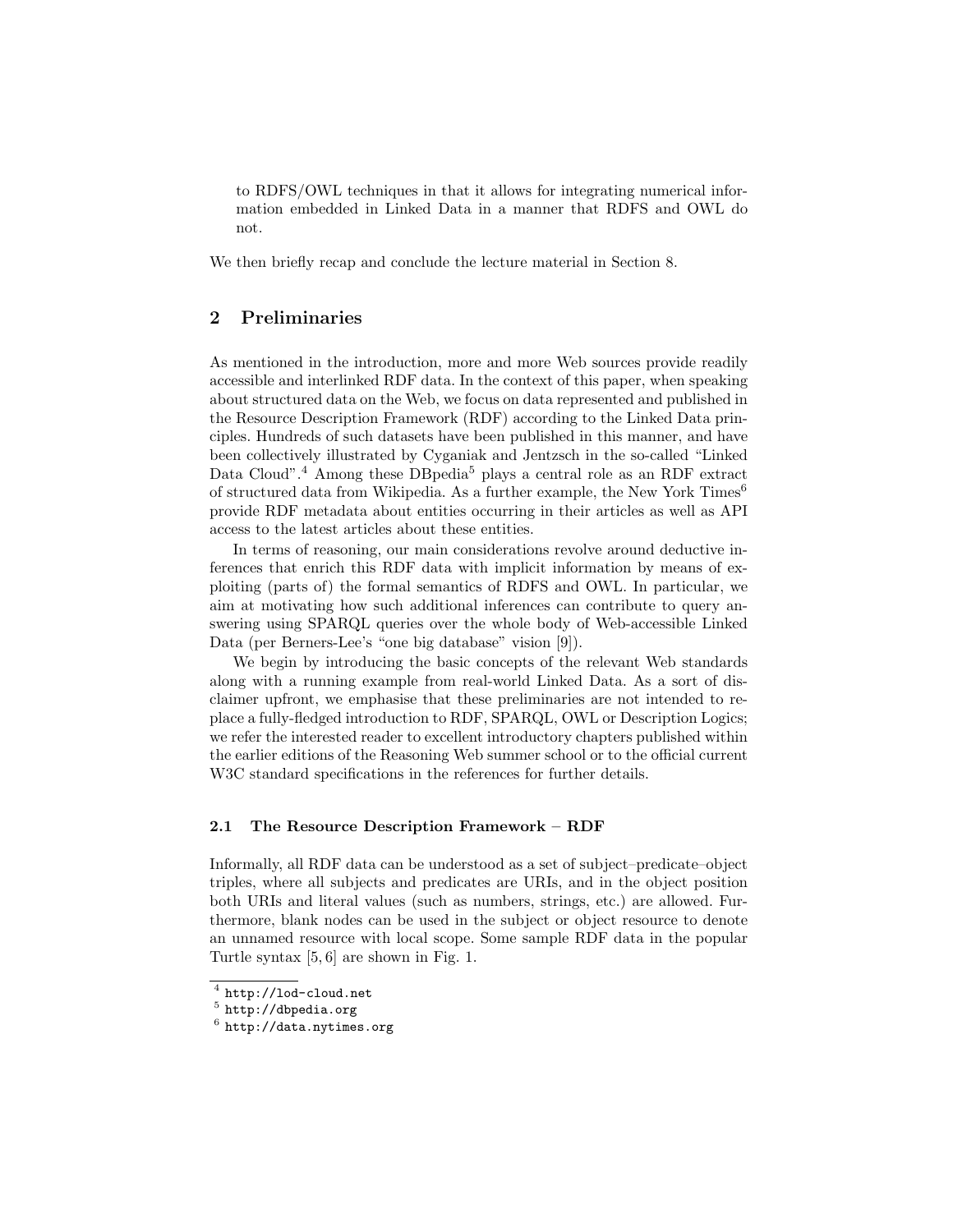to RDFS/OWL techniques in that it allows for integrating numerical information embedded in Linked Data in a manner that RDFS and OWL do not.

We then briefly recap and conclude the lecture material in Section 8.

## 2 Preliminaries

As mentioned in the introduction, more and more Web sources provide readily accessible and interlinked RDF data. In the context of this paper, when speaking about structured data on the Web, we focus on data represented and published in the Resource Description Framework (RDF) according to the Linked Data principles. Hundreds of such datasets have been published in this manner, and have been collectively illustrated by Cyganiak and Jentzsch in the so-called "Linked Data Cloud".[4] Among these DBpedia[5] plays a central role as an RDF extract of structured data from Wikipedia. As a further example, the New York Times[6] provide RDF metadata about entities occurring in their articles as well as API access to the latest articles about these entities.

In terms of reasoning, our main considerations revolve around deductive inferences that enrich this RDF data with implicit information by means of exploiting (parts of) the formal semantics of RDFS and OWL. In particular, we aim at motivating how such additional inferences can contribute to query answering using SPARQL queries over the whole body of Web-accessible Linked Data (per Berners-Lee's "one big database" vision [9]).

We begin by introducing the basic concepts of the relevant Web standards along with a running example from real-world Linked Data. As a sort of disclaimer upfront, we emphasise that these preliminaries are not intended to replace a fully-fledged introduction to RDF, SPARQL, OWL or Description Logics; we refer the interested reader to excellent introductory chapters published within the earlier editions of the Reasoning Web summer school or to the official current W3C standard specifications in the references for further details.

### 2.1 The Resource Description Framework – RDF

Informally, all RDF data can be understood as a set of subject–predicate–object triples, where all subjects and predicates are URIs, and in the object position both URIs and literal values (such as numbers, strings, etc.) are allowed. Furthermore, blank nodes can be used in the subject or object resource to denote an unnamed resource with local scope. Some sample RDF data in the popular Turtle syntax [5, 6] are shown in Fig. 1.

[4] http://lod-cloud.net

[5] http://dbpedia.org

[6] http://data.nytimes.org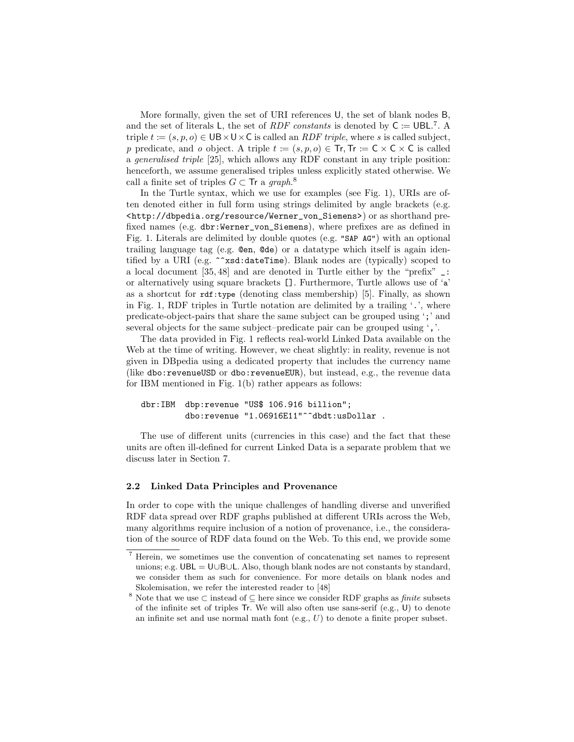More formally, given the set of URI references $\mathsf{U}$, the set of blank nodes $\mathsf{B}$, and the set of literals $\mathsf{L}$, the set of *RDF constants* is denoted by $\mathsf{C} := \mathsf{UBL}$.[7]. A triple $t := (s, p, o) \in \mathsf{UB} \times \mathsf{U} \times \mathsf{C}$ is called an *RDF triple*, where $s$ is called subject, $p$ predicate, and $o$ object. A triple $t := (s, p, o) \in \mathsf{Tr}, \mathsf{Tr} := \mathsf{C} \times \mathsf{C} \times \mathsf{C}$ is called a *generalised triple* [25], which allows any RDF constant in any triple position: henceforth, we assume generalised triples unless explicitly stated otherwise. We call a finite set of triples $G \subset \mathsf{Tr}$ a *graph*.[8]

In the Turtle syntax, which we use for examples (see Fig. 1), URIs are often denoted either in full form using strings delimited by angle brackets (e.g. `<http://dbpedia.org/resource/Werner_von_Siemens>`) or as shorthand prefixed names (e.g. `dbr:Werner_von_Siemens`), where prefixes are as defined in Fig. 1. Literals are delimited by double quotes (e.g. `"SAP AG"`) with an optional trailing language tag (e.g. `@en`, `@de`) or a datatype which itself is again identified by a URI (e.g. `^^xsd:dateTime`). Blank nodes are (typically) scoped to a local document [35, 48] and are denoted in Turtle either by the "prefix" `_:` or alternatively using square brackets `[]`. Furthermore, Turtle allows use of '`a`' as a shortcut for `rdf:type` (denoting class membership) [5]. Finally, as shown in Fig. 1, RDF triples in Turtle notation are delimited by a trailing '`.`', where predicate-object-pairs that share the same subject can be grouped using '`;`' and several objects for the same subject–predicate pair can be grouped using '`,`'.

The data provided in Fig. 1 reflects real-world Linked Data available on the Web at the time of writing. However, we cheat slightly: in reality, revenue is not given in DBpedia using a dedicated property that includes the currency name (like `dbo:revenueUSD` or `dbo:revenueEUR`), but instead, e.g., the revenue data for IBM mentioned in Fig. 1(b) rather appears as follows:

```
dbr:IBM  dbp:revenue "US$ 106.916 billion";
         dbo:revenue "1.06916E11"^^dbdt:usDollar .
```

The use of different units (currencies in this case) and the fact that these units are often ill-defined for current Linked Data is a separate problem that we discuss later in Section 7.

### 2.2 Linked Data Principles and Provenance

In order to cope with the unique challenges of handling diverse and unverified RDF data spread over RDF graphs published at different URIs across the Web, many algorithms require inclusion of a notion of provenance, i.e., the consideration of the source of RDF data found on the Web. To this end, we provide some

---

[7] Herein, we sometimes use the convention of concatenating set names to represent unions; e.g. $\mathsf{UBL} = \mathsf{U} \cup \mathsf{B} \cup \mathsf{L}$. Also, though blank nodes are not constants by standard, we consider them as such for convenience. For more details on blank nodes and Skolemisation, we refer the interested reader to [48]

[8] Note that we use $\subset$ instead of $\subseteq$ here since we consider RDF graphs as *finite* subsets of the infinite set of triples $\mathsf{Tr}$. We will also often use sans-serif (e.g., $\mathsf{U}$) to denote an infinite set and use normal math font (e.g., $U$) to denote a finite proper subset.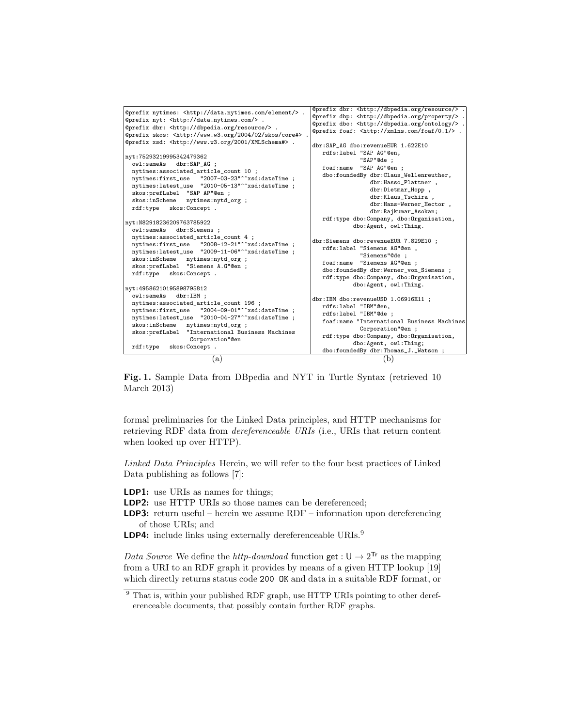```
@prefix nytimes: <http://data.nytimes.com/element/> .
@prefix nyt: <http://data.nytimes.com/> .
@prefix dbr: <http://dbpedia.org/resource/> .
@prefix skos: <http://www.w3.org/2004/02/skos/core#> .
@prefix xsd: <http://www.w3.org/2001/XMLSchema#> .

nyt:75293219995342479362
  owl:sameAs   dbr:SAP_AG ;
  nytimes:associated_article_count 10 ;
  nytimes:first_use   "2007-03-23"^^xsd:dateTime ;
  nytimes:latest_use  "2010-05-13"^^xsd:dateTime ;
  skos:prefLabel  "SAP AP"@en ;
  skos:inScheme   nytimes:nytd_org ;
  rdf:type   skos:Concept .

nyt:N82918236209763785922
  owl:sameAs   dbr:Siemens ;
  nytimes:associated_article_count 4 ;
  nytimes:first_use   "2008-12-21"^^xsd:dateTime ;
  nytimes:latest_use  "2009-11-06"^^xsd:dateTime ;
  skos:inScheme   nytimes:nytd_org ;
  skos:prefLabel  "Siemens A.G"@en ;
  rdf:type   skos:Concept .

nyt:49586210195898795812
  owl:sameAs   dbr:IBM ;
  nytimes:associated_article_count 196 ;
  nytimes:first_use   "2004-09-01"^^xsd:dateTime ;
  nytimes:latest_use  "2010-04-27"^^xsd:dateTime ;
  skos:inScheme   nytimes:nytd_org ;
  skos:prefLabel  "International Business Machines
                  Corporation"@en
  rdf:type   skos:Concept .
```

(a)

```
@prefix dbr: <http://dbpedia.org/resource/> .
@prefix dbp: <http://dbpedia.org/property/> .
@prefix dbo: <http://dbpedia.org/ontology/> .
@prefix foaf: <http://xmlns.com/foaf/0.1/> .

dbr:SAP_AG dbo:revenueEUR 1.622E10
   rdfs:label "SAP AG"@en,
              "SAP"@de ;
   foaf:name  "SAP AG"@en ;
   dbo:foundedBy dbr:Claus_Wellenreuther,
                  dbr:Hasso_Plattner ,
                  dbr:Dietmar_Hopp ,
                  dbr:Klaus_Tschira ,
                  dbr:Hans-Werner_Hector ,
                  dbr:Rajkumar_Asokan;
   rdf:type dbo:Company, dbo:Organisation,
            dbo:Agent, owl:Thing.

dbr:Siemens dbo:revenueEUR 7.829E10 ;
   rdfs:label "Siemens AG"@en ,
              "Siemens"@de ;
   foaf:name  "Siemens AG"@en ;
   dbo:foundedBy dbr:Werner_von_Siemens ;
   rdf:type dbo:Company, dbo:Organisation,
            dbo:Agent, owl:Thing.

dbr:IBM dbo:revenueUSD 1.06916E11 ;
   rdfs:label "IBM"@en,
   rdfs:label "IBM"@de ;
   foaf:name "International Business Machines
              Corporation"@en ;
   rdf:type dbo:Company, dbo:Organisation,
            dbo:Agent, owl:Thing;
   dbo:foundedBy dbr:Thomas_J._Watson ;
```

(b)

**Fig. 1.** Sample Data from DBpedia and NYT in Turtle Syntax (retrieved 10 March 2013)

formal preliminaries for the Linked Data principles, and HTTP mechanisms for retrieving RDF data from *dereferenceable URIs* (i.e., URIs that return content when looked up over HTTP).

*Linked Data Principles* Herein, we will refer to the four best practices of Linked Data publishing as follows [7]:

**LDP1:** use URIs as names for things;
**LDP2:** use HTTP URIs so those names can be dereferenced;
**LDP3:** return useful – herein we assume RDF – information upon dereferencing of those URIs; and
**LDP4:** include links using externally dereferenceable URIs.[9]

*Data Source* We define the *http-download* function $\mathsf{get} : \mathsf{U} \to 2^{\mathsf{Tr}}$ as the mapping from a URI to an RDF graph it provides by means of a given HTTP lookup [19] which directly returns status code `200 OK` and data in a suitable RDF format, or

[9] That is, within your published RDF graph, use HTTP URIs pointing to other dereferenceable documents, that possibly contain further RDF graphs.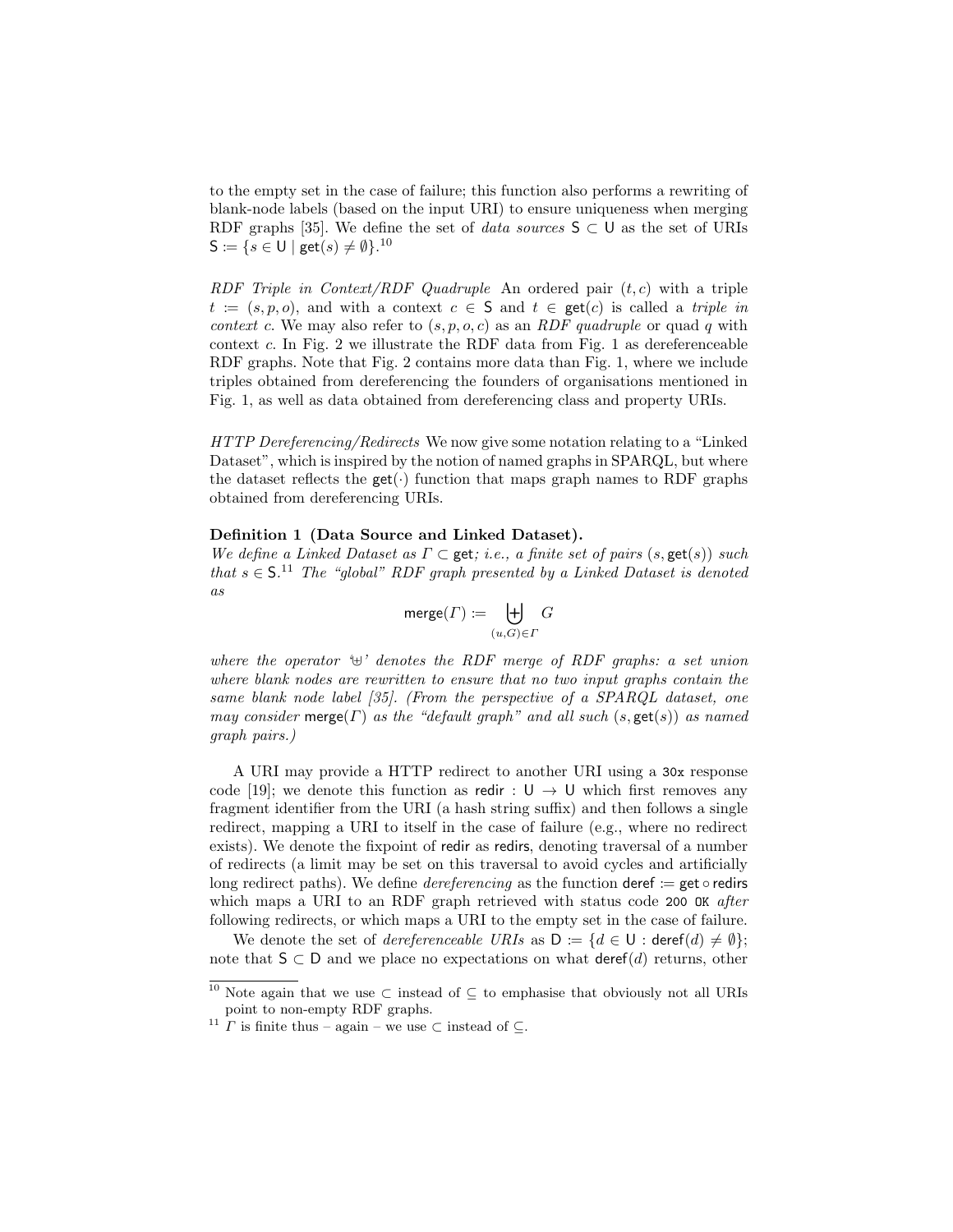to the empty set in the case of failure; this function also performs a rewriting of blank-node labels (based on the input URI) to ensure uniqueness when merging RDF graphs [35]. We define the set of *data sources* $\mathsf{S} \subset \mathsf{U}$ as the set of URIs $\mathsf{S} := \{s \in \mathsf{U} \mid \mathsf{get}(s) \neq \emptyset\}$.[10]

*RDF Triple in Context/RDF Quadruple* An ordered pair $(t, c)$ with a triple $t := (s, p, o)$, and with a context $c \in \mathsf{S}$ and $t \in \mathsf{get}(c)$ is called a *triple in context* $c$. We may also refer to $(s, p, o, c)$ as an *RDF quadruple* or quad $q$ with context $c$. In Fig. 2 we illustrate the RDF data from Fig. 1 as dereferenceable RDF graphs. Note that Fig. 2 contains more data than Fig. 1, where we include triples obtained from dereferencing the founders of organisations mentioned in Fig. 1, as well as data obtained from dereferencing class and property URIs.

*HTTP Dereferencing/Redirects* We now give some notation relating to a "Linked Dataset", which is inspired by the notion of named graphs in SPARQL, but where the dataset reflects the $\mathsf{get}(\cdot)$ function that maps graph names to RDF graphs obtained from dereferencing URIs.

**Definition 1 (Data Source and Linked Dataset).**
*We define a Linked Dataset as $\Gamma \subset \mathsf{get}$; i.e., a finite set of pairs $(s, \mathsf{get}(s))$ such that $s \in \mathsf{S}$.[11] The "global" RDF graph presented by a Linked Dataset is denoted as*

$$\mathsf{merge}(\Gamma) := \biguplus_{(u,G)\in\Gamma} G$$

*where the operator '$\uplus$' denotes the RDF merge of RDF graphs: a set union where blank nodes are rewritten to ensure that no two input graphs contain the same blank node label [35]. (From the perspective of a SPARQL dataset, one may consider $\mathsf{merge}(\Gamma)$ as the "default graph" and all such $(s, \mathsf{get}(s))$ as named graph pairs.)*

A URI may provide a HTTP redirect to another URI using a `30x` response code [19]; we denote this function as $\mathsf{redir} : \mathsf{U} \to \mathsf{U}$ which first removes any fragment identifier from the URI (a hash string suffix) and then follows a single redirect, mapping a URI to itself in the case of failure (e.g., where no redirect exists). We denote the fixpoint of $\mathsf{redir}$ as $\mathsf{redirs}$, denoting traversal of a number of redirects (a limit may be set on this traversal to avoid cycles and artificially long redirect paths). We define *dereferencing* as the function $\mathsf{deref} := \mathsf{get} \circ \mathsf{redirs}$ which maps a URI to an RDF graph retrieved with status code `200 OK` *after* following redirects, or which maps a URI to the empty set in the case of failure.

We denote the set of *dereferenceable URIs* as $\mathsf{D} := \{d \in \mathsf{U} : \mathsf{deref}(d) \neq \emptyset\}$; note that $\mathsf{S} \subset \mathsf{D}$ and we place no expectations on what $\mathsf{deref}(d)$ returns, other

[10] Note again that we use $\subset$ instead of $\subseteq$ to emphasise that obviously not all URIs point to non-empty RDF graphs.

[11] $\Gamma$ is finite thus – again – we use $\subset$ instead of $\subseteq$.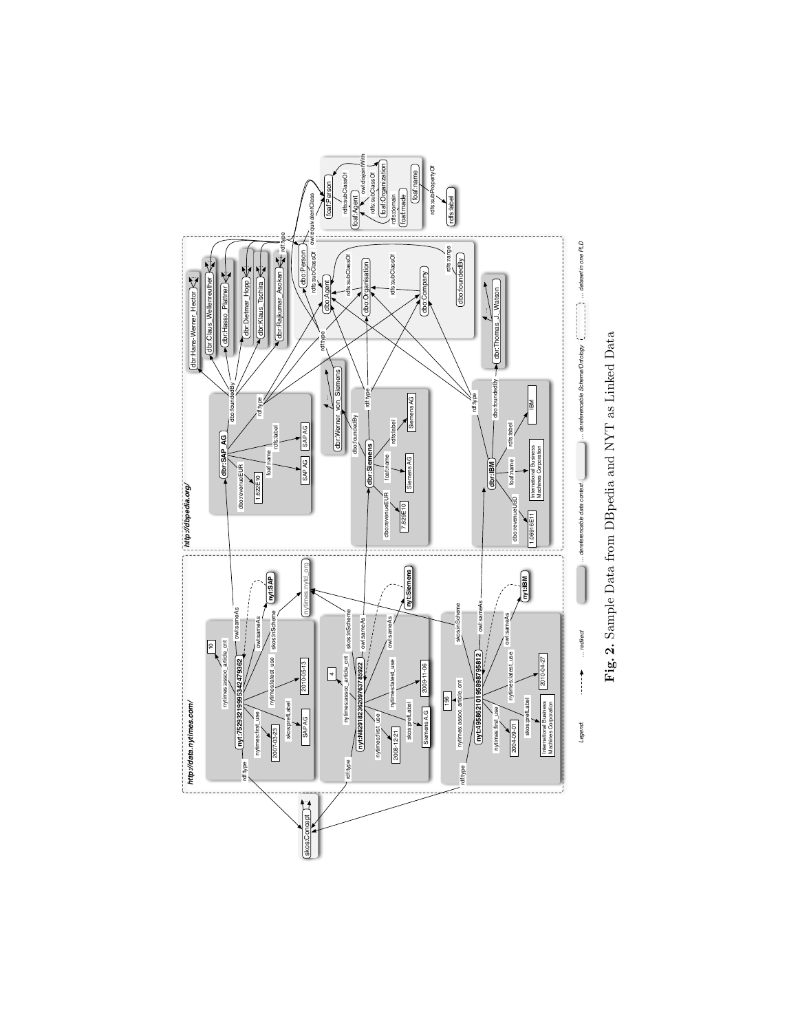**Fig. 2.** Sample Data from DBpedia and NYT as Linked Data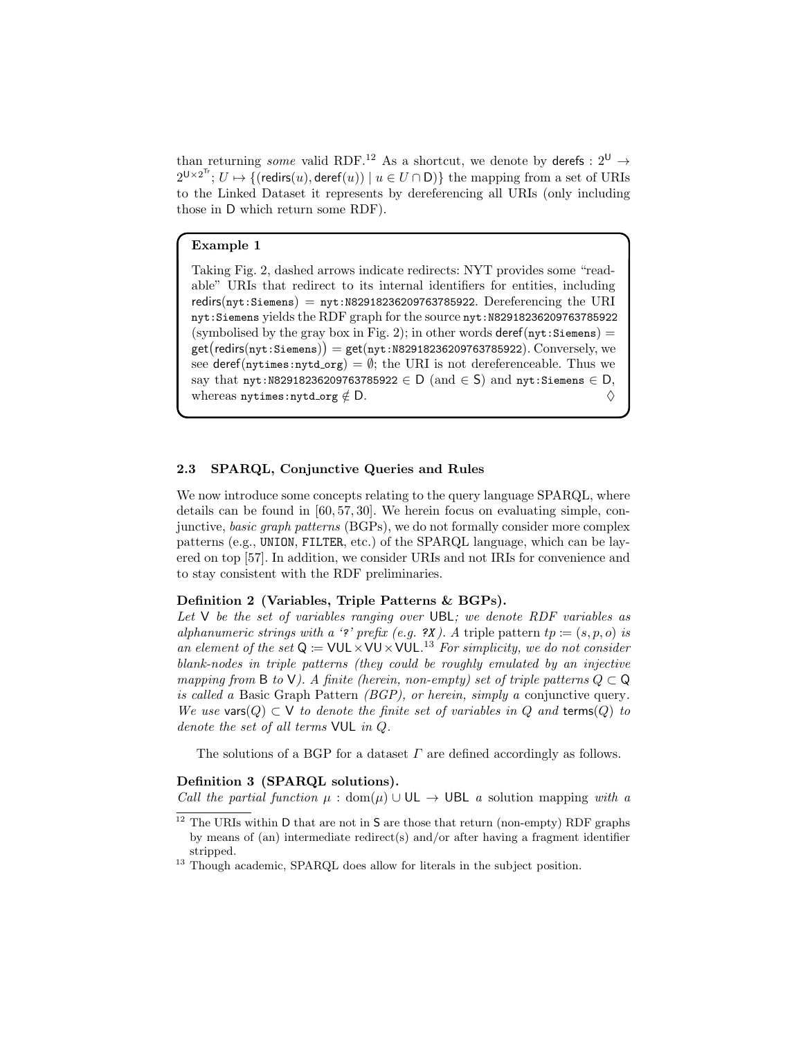than returning *some* valid RDF.[12] As a shortcut, we denote by $\mathsf{derefs} : 2^{\mathsf{U}} \to 2^{\mathsf{U} \times 2^{\mathsf{Tr}}}; U \mapsto \{(\mathsf{redirs}(u), \mathsf{deref}(u)) \mid u \in U \cap \mathsf{D})\}$ the mapping from a set of URIs to the Linked Dataset it represents by dereferencing all URIs (only including those in D which return some RDF).

> **Example 1**
>
> Taking Fig. 2, dashed arrows indicate redirects: NYT provides some "readable" URIs that redirect to its internal identifiers for entities, including $\mathsf{redirs}(\texttt{nyt:Siemens}) = \texttt{nyt:N82918236209763785922}$. Dereferencing the URI `nyt:Siemens` yields the RDF graph for the source `nyt:N82918236209763785922` (symbolised by the gray box in Fig. 2); in other words $\mathsf{deref}(\texttt{nyt:Siemens}) = \mathsf{get}(\mathsf{redirs}(\texttt{nyt:Siemens})) = \mathsf{get}(\texttt{nyt:N82918236209763785922})$. Conversely, we see $\mathsf{deref}(\texttt{nytimes:nytd\_org}) = \emptyset$; the URI is not dereferenceable. Thus we say that $\texttt{nyt:N82918236209763785922} \in \mathsf{D}$ (and $\in \mathsf{S}$) and $\texttt{nyt:Siemens} \in \mathsf{D}$, whereas $\texttt{nytimes:nytd\_org} \notin \mathsf{D}$. ◊

### 2.3 SPARQL, Conjunctive Queries and Rules

We now introduce some concepts relating to the query language SPARQL, where details can be found in [60, 57, 30]. We herein focus on evaluating simple, conjunctive, *basic graph patterns* (BGPs), we do not formally consider more complex patterns (e.g., `UNION`, `FILTER`, etc.) of the SPARQL language, which can be layered on top [57]. In addition, we consider URIs and not IRIs for convenience and to stay consistent with the RDF preliminaries.

**Definition 2 (Variables, Triple Patterns & BGPs).**
*Let* $\mathsf{V}$ *be the set of variables ranging over* $\mathsf{UBL}$*; we denote RDF variables as alphanumeric strings with a '?' prefix (e.g.* `?X`*). A* triple pattern $tp := (s, p, o)$ *is an element of the set* $\mathsf{Q} := \mathsf{VUL} \times \mathsf{VU} \times \mathsf{VUL}$.[13] *For simplicity, we do not consider blank-nodes in triple patterns (they could be roughly emulated by an injective mapping from* $\mathsf{B}$ *to* $\mathsf{V}$*). A finite (herein, non-empty) set of triple patterns* $Q \subset \mathsf{Q}$ *is called a* Basic Graph Pattern *(BGP), or herein, simply a* conjunctive query*. We use* $\mathsf{vars}(Q) \subset \mathsf{V}$ *to denote the finite set of variables in* $Q$ *and* $\mathsf{terms}(Q)$ *to denote the set of all terms* $\mathsf{VUL}$ *in* $Q$.

The solutions of a BGP for a dataset $\Gamma$ are defined accordingly as follows.

**Definition 3 (SPARQL solutions).**
*Call the partial function* $\mu : \mathrm{dom}(\mu) \cup \mathsf{UL} \to \mathsf{UBL}$ *a* solution mapping *with a*

[12] The URIs within D that are not in S are those that return (non-empty) RDF graphs by means of (an) intermediate redirect(s) and/or after having a fragment identifier stripped.

[13] Though academic, SPARQL does allow for literals in the subject position.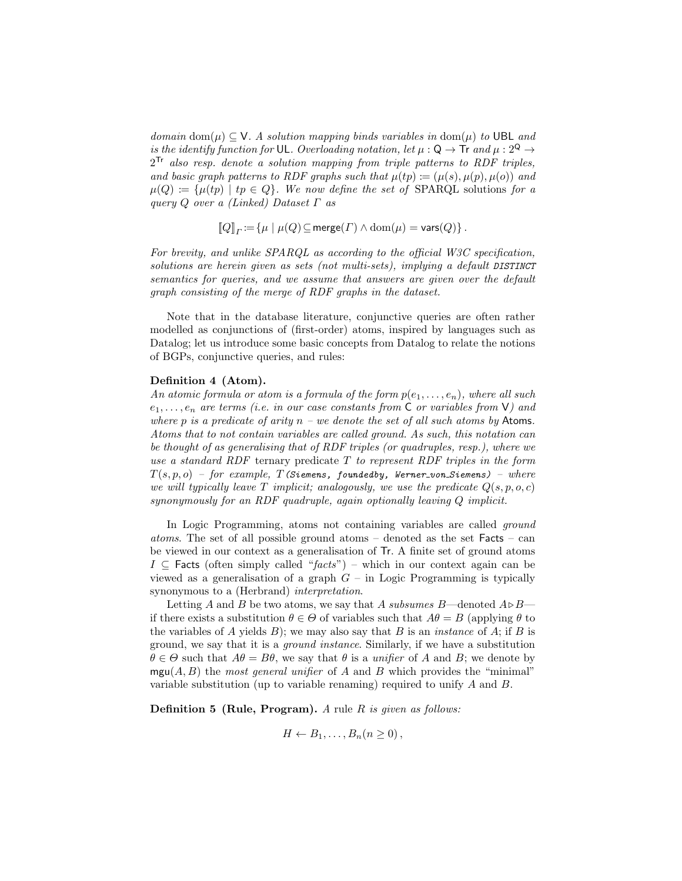*domain* $\mathrm{dom}(\mu) \subseteq \mathsf{V}$. *A solution mapping binds variables in* $\mathrm{dom}(\mu)$ *to* $\mathsf{UBL}$ *and is the identify function for* $\mathsf{UL}$. *Overloading notation, let* $\mu : \mathsf{Q} \to \mathsf{Tr}$ *and* $\mu : 2^{\mathsf{Q}} \to 2^{\mathsf{Tr}}$ *also resp. denote a solution mapping from triple patterns to RDF triples, and basic graph patterns to RDF graphs such that* $\mu(tp) := (\mu(s), \mu(p), \mu(o))$ *and* $\mu(Q) := \{\mu(tp) \mid tp \in Q\}$. *We now define the set of* SPARQL solutions *for a query* $Q$ *over a (Linked) Dataset* $\Gamma$ *as*

$$[\![Q]\!]_{\Gamma} := \{\mu \mid \mu(Q) \subseteq \mathsf{merge}(\Gamma) \wedge \mathrm{dom}(\mu) = \mathsf{vars}(Q)\}\,.$$

*For brevity, and unlike SPARQL as according to the official W3C specification, solutions are herein given as sets (not multi-sets), implying a default* `DISTINCT` *semantics for queries, and we assume that answers are given over the default graph consisting of the merge of RDF graphs in the dataset.*

Note that in the database literature, conjunctive queries are often rather modelled as conjunctions of (first-order) atoms, inspired by languages such as Datalog; let us introduce some basic concepts from Datalog to relate the notions of BGPs, conjunctive queries, and rules:

**Definition 4 (Atom).**
*An atomic formula or atom is a formula of the form* $p(e_1, \ldots, e_n)$, *where all such* $e_1, \ldots, e_n$ *are terms (i.e. in our case constants from* $\mathsf{C}$ *or variables from* $\mathsf{V}$*) and where* $p$ *is a predicate of arity* $n$ *– we denote the set of all such atoms by* $\mathsf{Atoms}$. *Atoms that to not contain variables are called ground. As such, this notation can be thought of as generalising that of RDF triples (or quadruples, resp.), where we use a standard RDF* ternary predicate $T$ *to represent RDF triples in the form* $T(s, p, o)$ *– for example,* $T$`(Siemens, foundedby, Werner_von_Siemens)` *– where we will typically leave* $T$ *implicit; analogously, we use the predicate* $Q(s, p, o, c)$ *synonymously for an RDF quadruple, again optionally leaving* $Q$ *implicit.*

In Logic Programming, atoms not containing variables are called *ground atoms*. The set of all possible ground atoms – denoted as the set $\mathsf{Facts}$ – can be viewed in our context as a generalisation of $\mathsf{Tr}$. A finite set of ground atoms $I \subseteq \mathsf{Facts}$ (often simply called "*facts*") – which in our context again can be viewed as a generalisation of a graph $G$ – in Logic Programming is typically synonymous to a (Herbrand) *interpretation*.

Letting $A$ and $B$ be two atoms, we say that $A$ *subsumes* $B$—denoted $A \triangleright B$—if there exists a substitution $\theta \in \Theta$ of variables such that $A\theta = B$ (applying $\theta$ to the variables of $A$ yields $B$); we may also say that $B$ is an *instance* of $A$; if $B$ is ground, we say that it is a *ground instance*. Similarly, if we have a substitution $\theta \in \Theta$ such that $A\theta = B\theta$, we say that $\theta$ is a *unifier* of $A$ and $B$; we denote by $\mathsf{mgu}(A, B)$ the *most general unifier* of $A$ and $B$ which provides the "minimal" variable substitution (up to variable renaming) required to unify $A$ and $B$.

**Definition 5 (Rule, Program).** *A* rule $R$ *is given as follows:*

$$H \leftarrow B_1, \ldots, B_n (n \geq 0)\,,$$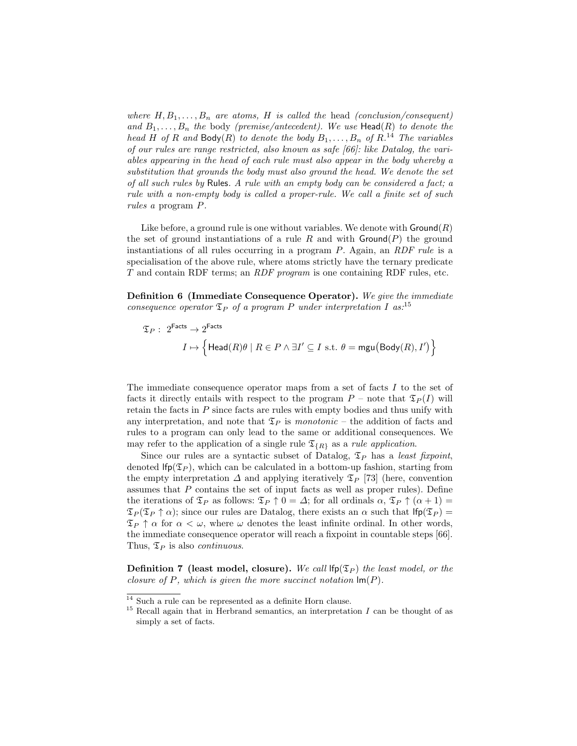*where $H, B_1, \ldots, B_n$ are atoms, $H$ is called the* head *(conclusion/consequent) and $B_1, \ldots, B_n$ the* body *(premise/antecedent). We use $\mathsf{Head}(R)$ to denote the head $H$ of $R$ and $\mathsf{Body}(R)$ to denote the body $B_1, \ldots, B_n$ of $R$.*[14] *The variables of our rules are range restricted, also known as safe [66]: like Datalog, the variables appearing in the head of each rule must also appear in the body whereby a substitution that grounds the body must also ground the head. We denote the set of all such rules by* $\mathsf{Rules}$. *A rule with an empty body can be considered a fact; a rule with a non-empty body is called a proper-rule. We call a finite set of such rules a* program $P$.

Like before, a ground rule is one without variables. We denote with $\mathsf{Ground}(R)$ the set of ground instantiations of a rule $R$ and with $\mathsf{Ground}(P)$ the ground instantiations of all rules occurring in a program $P$. Again, an *RDF rule* is a specialisation of the above rule, where atoms strictly have the ternary predicate $T$ and contain RDF terms; an *RDF program* is one containing RDF rules, etc.

**Definition 6 (Immediate Consequence Operator).** *We give the immediate consequence operator $\mathfrak{T}_P$ of a program $P$ under interpretation $I$ as:*[15]

$$\mathfrak{T}_P : \; 2^{\mathsf{Facts}} \to 2^{\mathsf{Facts}}$$

$$I \mapsto \Big\{ \mathsf{Head}(R)\theta \mid R \in P \wedge \exists I' \subseteq I \text{ s.t. } \theta = \mathsf{mgu}\big(\mathsf{Body}(R), I'\big) \Big\}$$

The immediate consequence operator maps from a set of facts $I$ to the set of facts it directly entails with respect to the program $P$ – note that $\mathfrak{T}_P(I)$ will retain the facts in $P$ since facts are rules with empty bodies and thus unify with any interpretation, and note that $\mathfrak{T}_P$ is *monotonic* – the addition of facts and rules to a program can only lead to the same or additional consequences. We may refer to the application of a single rule $\mathfrak{T}_{\{R\}}$ as a *rule application*.

Since our rules are a syntactic subset of Datalog, $\mathfrak{T}_P$ has a *least fixpoint*, denoted $\mathsf{lfp}(\mathfrak{T}_P)$, which can be calculated in a bottom-up fashion, starting from the empty interpretation $\Delta$ and applying iteratively $\mathfrak{T}_P$ [73] (here, convention assumes that $P$ contains the set of input facts as well as proper rules). Define the iterations of $\mathfrak{T}_P$ as follows: $\mathfrak{T}_P \uparrow 0 = \Delta$; for all ordinals $\alpha$, $\mathfrak{T}_P \uparrow (\alpha + 1) = \mathfrak{T}_P(\mathfrak{T}_P \uparrow \alpha)$; since our rules are Datalog, there exists an $\alpha$ such that $\mathsf{lfp}(\mathfrak{T}_P) = \mathfrak{T}_P \uparrow \alpha$ for $\alpha < \omega$, where $\omega$ denotes the least infinite ordinal. In other words, the immediate consequence operator will reach a fixpoint in countable steps [66]. Thus, $\mathfrak{T}_P$ is also *continuous*.

**Definition 7 (least model, closure).** *We call $\mathsf{lfp}(\mathfrak{T}_P)$ the least model, or the closure of $P$, which is given the more succinct notation $\mathsf{lm}(P)$.*

---

[14] Such a rule can be represented as a definite Horn clause.

[15] Recall again that in Herbrand semantics, an interpretation $I$ can be thought of as simply a set of facts.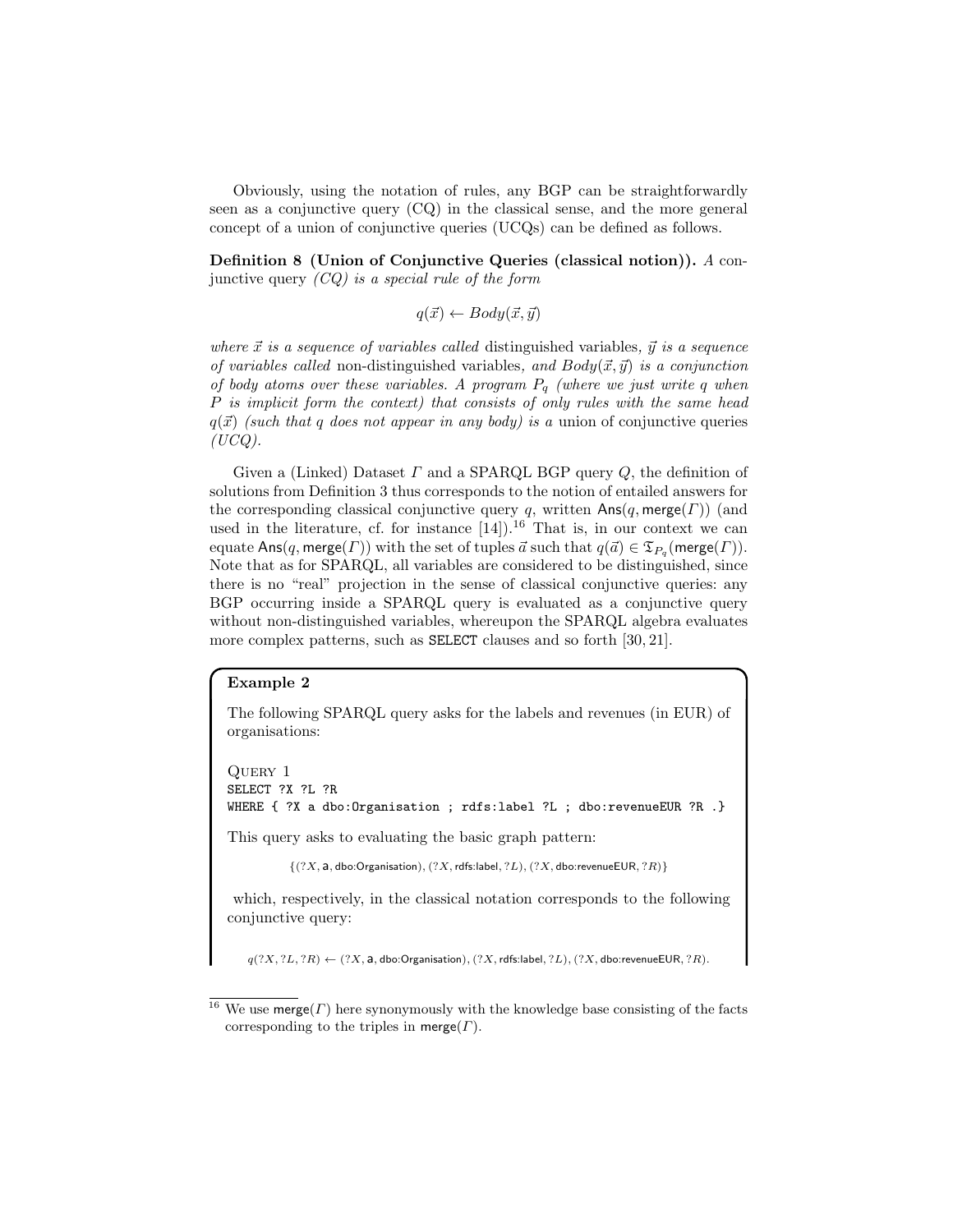Obviously, using the notation of rules, any BGP can be straightforwardly seen as a conjunctive query (CQ) in the classical sense, and the more general concept of a union of conjunctive queries (UCQs) can be defined as follows.

**Definition 8 (Union of Conjunctive Queries (classical notion)).** *A* conjunctive query *(CQ) is a special rule of the form*

$$q(\vec{x}) \leftarrow Body(\vec{x}, \vec{y})$$

*where $\vec{x}$ is a sequence of variables called* distinguished variables*, $\vec{y}$ is a sequence of variables called* non-distinguished variables*, and $Body(\vec{x}, \vec{y})$ is a conjunction of body atoms over these variables. A program $P_q$ (where we just write $q$ when $P$ is implicit form the context) that consists of only rules with the same head $q(\vec{x})$ (such that $q$ does not appear in any body) is a* union of conjunctive queries *(UCQ).*

Given a (Linked) Dataset $\Gamma$ and a SPARQL BGP query $Q$, the definition of solutions from Definition 3 thus corresponds to the notion of entailed answers for the corresponding classical conjunctive query $q$, written $\mathsf{Ans}(q, \mathsf{merge}(\Gamma))$ (and used in the literature, cf. for instance [14]).[16] That is, in our context we can equate $\mathsf{Ans}(q, \mathsf{merge}(\Gamma))$ with the set of tuples $\vec{a}$ such that $q(\vec{a}) \in \mathfrak{T}_{P_q}(\mathsf{merge}(\Gamma))$. Note that as for SPARQL, all variables are considered to be distinguished, since there is no "real" projection in the sense of classical conjunctive queries: any BGP occurring inside a SPARQL query is evaluated as a conjunctive query without non-distinguished variables, whereupon the SPARQL algebra evaluates more complex patterns, such as `SELECT` clauses and so forth [30, 21].

**Example 2**

The following SPARQL query asks for the labels and revenues (in EUR) of organisations:

Query 1

```
SELECT ?X ?L ?R
WHERE { ?X a dbo:Organisation ; rdfs:label ?L ; dbo:revenueEUR ?R .}
```

This query asks to evaluating the basic graph pattern:

$$\{(?X, \mathsf{a}, \mathsf{dbo{:}Organisation}), (?X, \mathsf{rdfs{:}label}, ?L), (?X, \mathsf{dbo{:}revenueEUR}, ?R)\}$$

which, respectively, in the classical notation corresponds to the following conjunctive query:

$$q(?X, ?L, ?R) \leftarrow (?X, \mathsf{a}, \mathsf{dbo{:}Organisation}), (?X, \mathsf{rdfs{:}label}, ?L), (?X, \mathsf{dbo{:}revenueEUR}, ?R).$$

[16] We use $\mathsf{merge}(\Gamma)$ here synonymously with the knowledge base consisting of the facts corresponding to the triples in $\mathsf{merge}(\Gamma)$.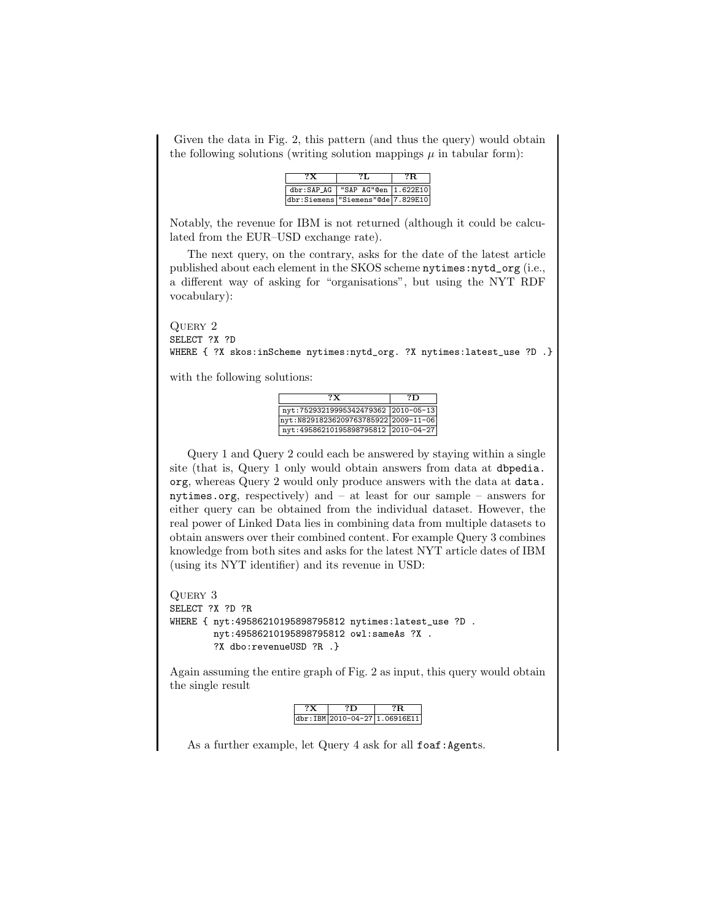Given the data in Fig. 2, this pattern (and thus the query) would obtain the following solutions (writing solution mappings $\mu$ in tabular form):

| ?X | ?L | ?R |
|---|---|---|
| dbr:SAP_AG | "SAP AG"@en | 1.622E10 |
| dbr:Siemens | "Siemens"@de | 7.829E10 |

Notably, the revenue for IBM is not returned (although it could be calculated from the EUR–USD exchange rate).

The next query, on the contrary, asks for the date of the latest article published about each element in the SKOS scheme `nytimes:nytd_org` (i.e., a different way of asking for "organisations", but using the NYT RDF vocabulary):

Query 2

```
SELECT ?X ?D
WHERE { ?X skos:inScheme nytimes:nytd_org. ?X nytimes:latest_use ?D .}
```

with the following solutions:

| ?X | ?D |
|---|---|
| nyt:75293219995342479362 | 2010-05-13 |
| nyt:N82918236209763785922 | 2009-11-06 |
| nyt:49586210195898795812 | 2010-04-27 |

Query 1 and Query 2 could each be answered by staying within a single site (that is, Query 1 only would obtain answers from data at `dbpedia.org`, whereas Query 2 would only produce answers with the data at `data.nytimes.org`, respectively) and – at least for our sample – answers for either query can be obtained from the individual dataset. However, the real power of Linked Data lies in combining data from multiple datasets to obtain answers over their combined content. For example Query 3 combines knowledge from both sites and asks for the latest NYT article dates of IBM (using its NYT identifier) and its revenue in USD:

Query 3

```
SELECT ?X ?D ?R
WHERE { nyt:49586210195898795812 nytimes:latest_use ?D .
        nyt:49586210195898795812 owl:sameAs ?X .
        ?X dbo:revenueUSD ?R .}
```

Again assuming the entire graph of Fig. 2 as input, this query would obtain the single result

| ?X | ?D | ?R |
|---|---|---|
| dbr:IBM | 2010-04-27 | 1.06916E11 |

As a further example, let Query 4 ask for all `foaf:Agent`s.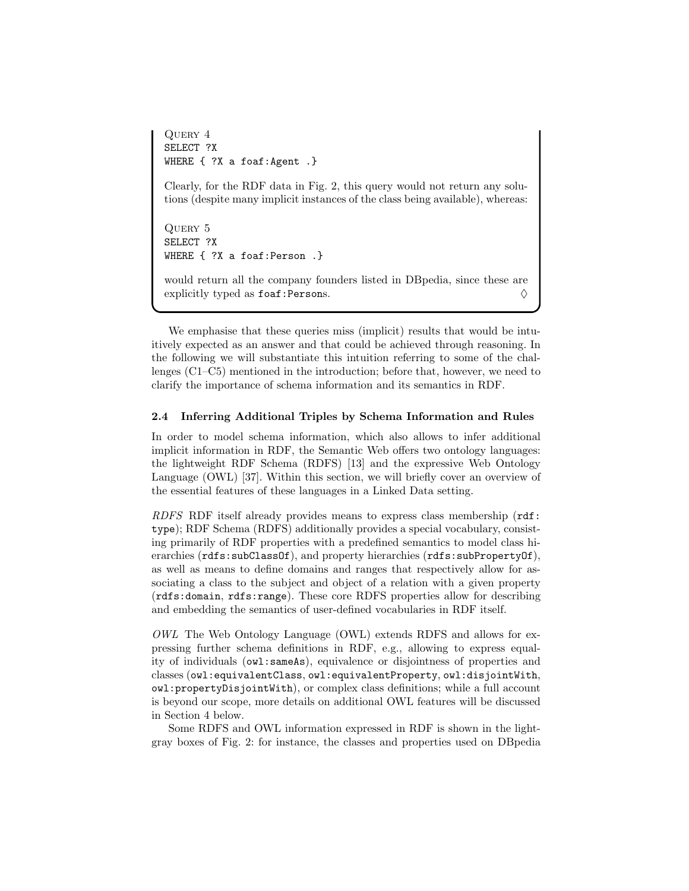Query 4

```
SELECT ?X
WHERE { ?X a foaf:Agent .}
```

Clearly, for the RDF data in Fig. 2, this query would not return any solutions (despite many implicit instances of the class being available), whereas:

Query 5

```
SELECT ?X
WHERE { ?X a foaf:Person .}
```

would return all the company founders listed in DBpedia, since these are explicitly typed as `foaf:Person`s. ♢

We emphasise that these queries miss (implicit) results that would be intuitively expected as an answer and that could be achieved through reasoning. In the following we will substantiate this intuition referring to some of the challenges (C1–C5) mentioned in the introduction; before that, however, we need to clarify the importance of schema information and its semantics in RDF.

### 2.4 Inferring Additional Triples by Schema Information and Rules

In order to model schema information, which also allows to infer additional implicit information in RDF, the Semantic Web offers two ontology languages: the lightweight RDF Schema (RDFS) [13] and the expressive Web Ontology Language (OWL) [37]. Within this section, we will briefly cover an overview of the essential features of these languages in a Linked Data setting.

*RDFS* RDF itself already provides means to express class membership (`rdf:type`); RDF Schema (RDFS) additionally provides a special vocabulary, consisting primarily of RDF properties with a predefined semantics to model class hierarchies (`rdfs:subClassOf`), and property hierarchies (`rdfs:subPropertyOf`), as well as means to define domains and ranges that respectively allow for associating a class to the subject and object of a relation with a given property (`rdfs:domain`, `rdfs:range`). These core RDFS properties allow for describing and embedding the semantics of user-defined vocabularies in RDF itself.

*OWL* The Web Ontology Language (OWL) extends RDFS and allows for expressing further schema definitions in RDF, e.g., allowing to express equality of individuals (`owl:sameAs`), equivalence or disjointness of properties and classes (`owl:equivalentClass`, `owl:equivalentProperty`, `owl:disjointWith`, `owl:propertyDisjointWith`), or complex class definitions; while a full account is beyond our scope, more details on additional OWL features will be discussed in Section 4 below.

Some RDFS and OWL information expressed in RDF is shown in the light-gray boxes of Fig. 2: for instance, the classes and properties used on DBpedia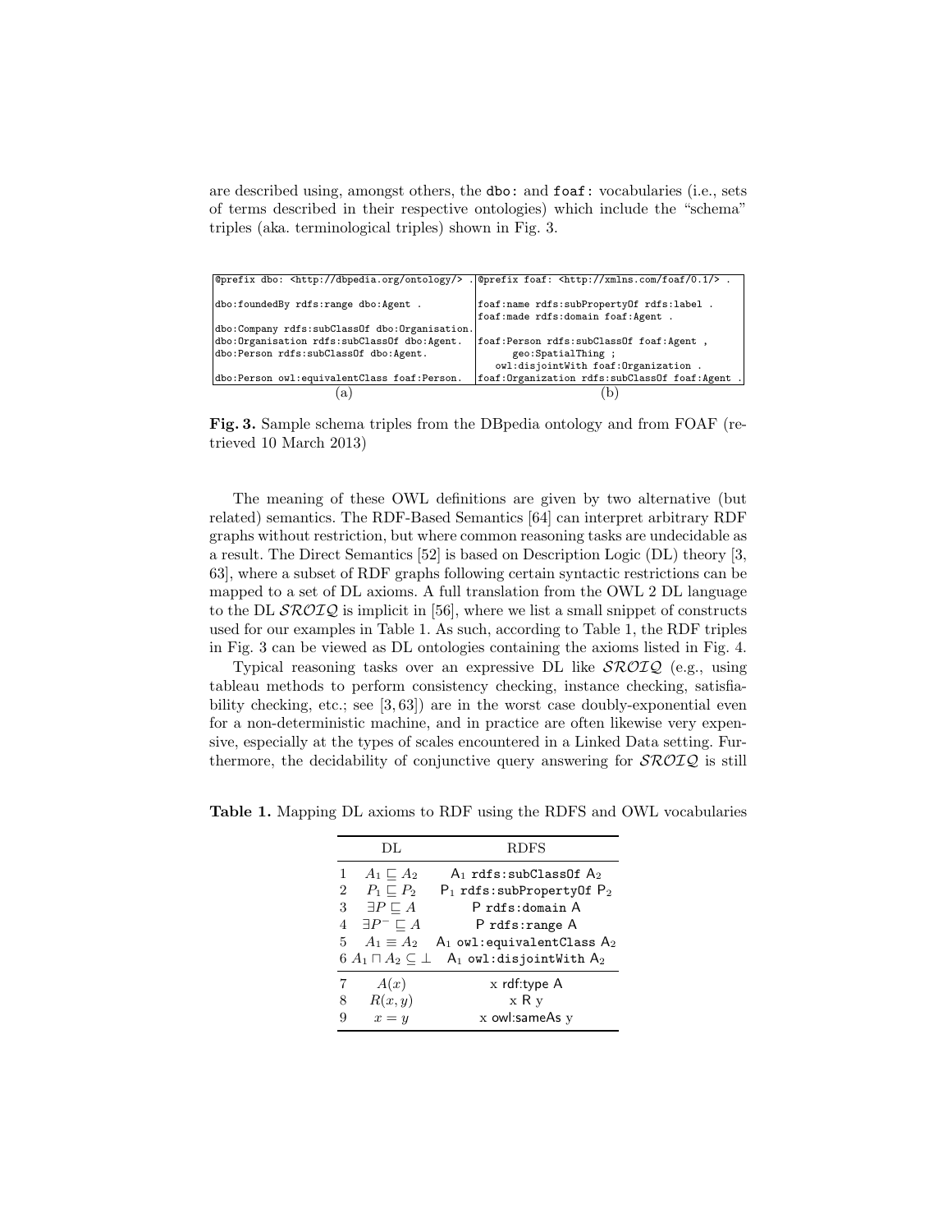are described using, amongst others, the `dbo:` and `foaf:` vocabularies (i.e., sets of terms described in their respective ontologies) which include the "schema" triples (aka. terminological triples) shown in Fig. 3.

(a)

```
@prefix dbo: <http://dbpedia.org/ontology/> .

dbo:foundedBy rdfs:range dbo:Agent .

dbo:Company rdfs:subClassOf dbo:Organisation.
dbo:Organisation rdfs:subClassOf dbo:Agent.
dbo:Person rdfs:subClassOf dbo:Agent.

dbo:Person owl:equivalentClass foaf:Person.
```

(b)

```
@prefix foaf: <http://xmlns.com/foaf/0.1/> .

foaf:name rdfs:subPropertyOf rdfs:label .
foaf:made rdfs:domain foaf:Agent .

foaf:Person rdfs:subClassOf foaf:Agent ,
      geo:SpatialThing ;
   owl:disjointWith foaf:Organization .
foaf:Organization rdfs:subClassOf foaf:Agent .
```

**Fig. 3.** Sample schema triples from the DBpedia ontology and from FOAF (retrieved 10 March 2013)

The meaning of these OWL definitions are given by two alternative (but related) semantics. The RDF-Based Semantics [64] can interpret arbitrary RDF graphs without restriction, but where common reasoning tasks are undecidable as a result. The Direct Semantics [52] is based on Description Logic (DL) theory [3, 63], where a subset of RDF graphs following certain syntactic restrictions can be mapped to a set of DL axioms. A full translation from the OWL 2 DL language to the DL $\mathcal{SROIQ}$ is implicit in [56], where we list a small snippet of constructs used for our examples in Table 1. As such, according to Table 1, the RDF triples in Fig. 3 can be viewed as DL ontologies containing the axioms listed in Fig. 4.

Typical reasoning tasks over an expressive DL like $\mathcal{SROIQ}$ (e.g., using tableau methods to perform consistency checking, instance checking, satisfiability checking, etc.; see [3, 63]) are in the worst case doubly-exponential even for a non-deterministic machine, and in practice are often likewise very expensive, especially at the types of scales encountered in a Linked Data setting. Furthermore, the decidability of conjunctive query answering for $\mathcal{SROIQ}$ is still

**Table 1.** Mapping DL axioms to RDF using the RDFS and OWL vocabularies

| | DL | RDFS |
|---|---|---|
| 1 | $A_1 \sqsubseteq A_2$ | $A_1$ `rdfs:subClassOf` $A_2$ |
| 2 | $P_1 \sqsubseteq P_2$ | $P_1$ `rdfs:subPropertyOf` $P_2$ |
| 3 | $\exists P \sqsubseteq A$ | P `rdfs:domain` A |
| 4 | $\exists P^- \sqsubseteq A$ | P `rdfs:range` A |
| 5 | $A_1 \equiv A_2$ | $A_1$ `owl:equivalentClass` $A_2$ |
| 6 | $A_1 \sqcap A_2 \subseteq \bot$ | $A_1$ `owl:disjointWith` $A_2$ |
| 7 | $A(x)$ | x rdf:type A |
| 8 | $R(x, y)$ | x R y |
| 9 | $x = y$ | x owl:sameAs y |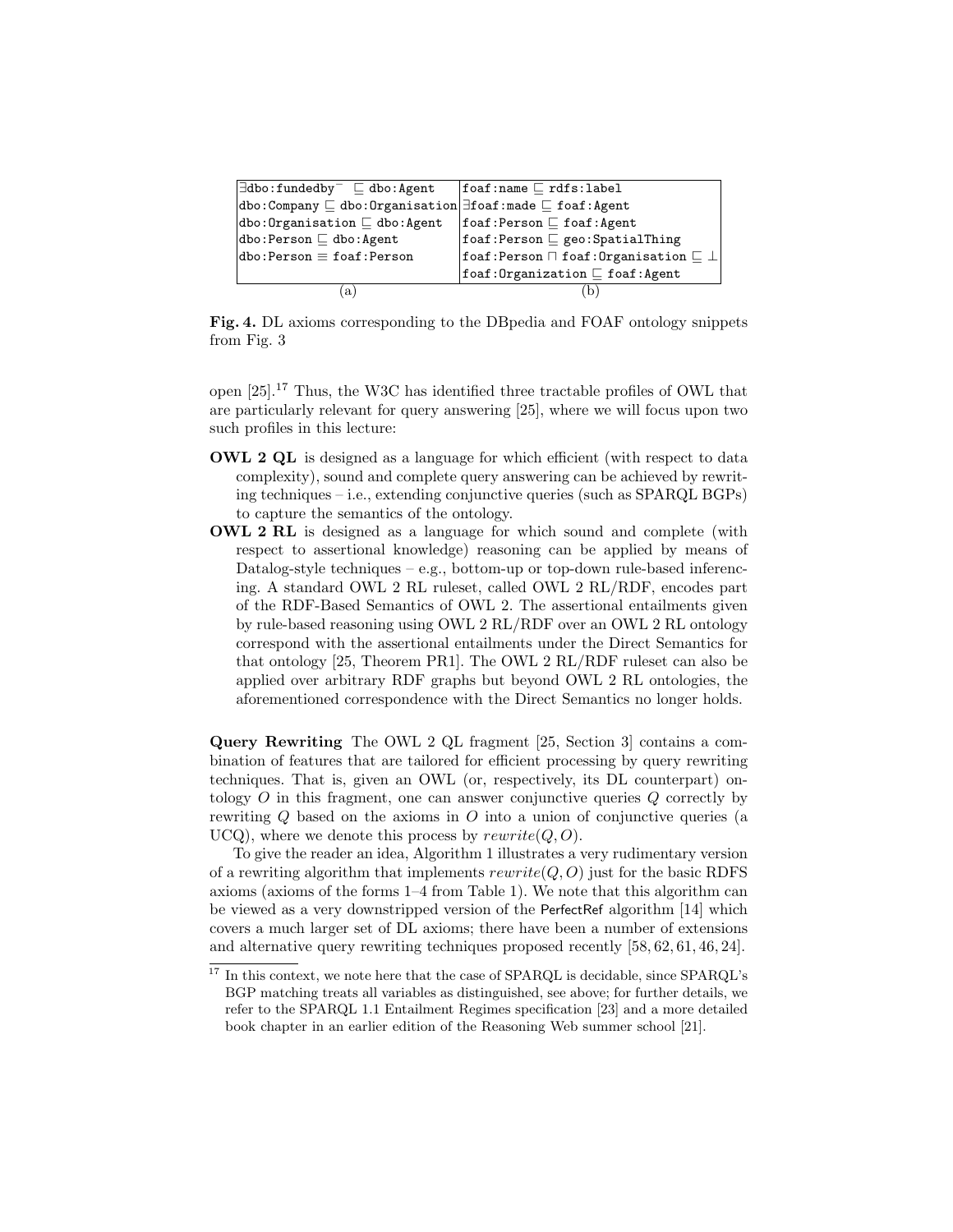| (a) | (b) |
|---|---|
| $\exists$dbo:fundedby$^-$ $\sqsubseteq$ dbo:Agent | foaf:name $\sqsubseteq$ rdfs:label |
| dbo:Company $\sqsubseteq$ dbo:Organisation | $\exists$foaf:made $\sqsubseteq$ foaf:Agent |
| dbo:Organisation $\sqsubseteq$ dbo:Agent | foaf:Person $\sqsubseteq$ foaf:Agent |
| dbo:Person $\sqsubseteq$ dbo:Agent | foaf:Person $\sqsubseteq$ geo:SpatialThing |
| dbo:Person $\equiv$ foaf:Person | foaf:Person $\sqcap$ foaf:Organisation $\sqsubseteq \bot$ |
| | foaf:Organization $\sqsubseteq$ foaf:Agent |

**Fig. 4.** DL axioms corresponding to the DBpedia and FOAF ontology snippets from Fig. 3

open [25].[17] Thus, the W3C has identified three tractable profiles of OWL that are particularly relevant for query answering [25], where we will focus upon two such profiles in this lecture:

**OWL 2 QL** is designed as a language for which efficient (with respect to data complexity), sound and complete query answering can be achieved by rewriting techniques – i.e., extending conjunctive queries (such as SPARQL BGPs) to capture the semantics of the ontology.

**OWL 2 RL** is designed as a language for which sound and complete (with respect to assertional knowledge) reasoning can be applied by means of Datalog-style techniques – e.g., bottom-up or top-down rule-based inferencing. A standard OWL 2 RL ruleset, called OWL 2 RL/RDF, encodes part of the RDF-Based Semantics of OWL 2. The assertional entailments given by rule-based reasoning using OWL 2 RL/RDF over an OWL 2 RL ontology correspond with the assertional entailments under the Direct Semantics for that ontology [25, Theorem PR1]. The OWL 2 RL/RDF ruleset can also be applied over arbitrary RDF graphs but beyond OWL 2 RL ontologies, the aforementioned correspondence with the Direct Semantics no longer holds.

**Query Rewriting** The OWL 2 QL fragment [25, Section 3] contains a combination of features that are tailored for efficient processing by query rewriting techniques. That is, given an OWL (or, respectively, its DL counterpart) ontology $O$ in this fragment, one can answer conjunctive queries $Q$ correctly by rewriting $Q$ based on the axioms in $O$ into a union of conjunctive queries (a UCQ), where we denote this process by $rewrite(Q, O)$.

To give the reader an idea, Algorithm 1 illustrates a very rudimentary version of a rewriting algorithm that implements $rewrite(Q, O)$ just for the basic RDFS axioms (axioms of the forms 1–4 from Table 1). We note that this algorithm can be viewed as a very downstripped version of the PerfectRef algorithm [14] which covers a much larger set of DL axioms; there have been a number of extensions and alternative query rewriting techniques proposed recently [58, 62, 61, 46, 24].

[17] In this context, we note here that the case of SPARQL is decidable, since SPARQL's BGP matching treats all variables as distinguished, see above; for further details, we refer to the SPARQL 1.1 Entailment Regimes specification [23] and a more detailed book chapter in an earlier edition of the Reasoning Web summer school [21].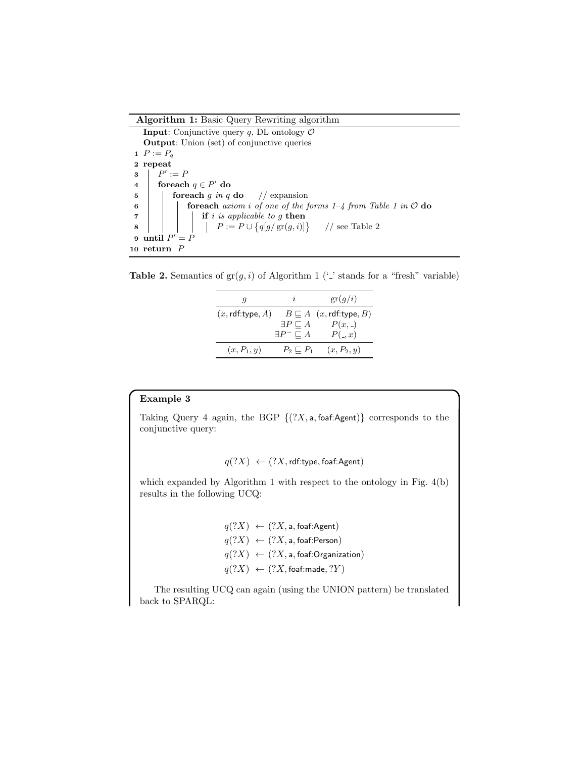**Algorithm 1:** Basic Query Rewriting algorithm

```
   Input: Conjunctive query q, DL ontology O
   Output: Union (set) of conjunctive queries
 1 P := P_q
 2 repeat
 3 |   P' := P
 4 |   foreach q ∈ P' do
 5 |   |   foreach g in q do      // expansion
 6 |   |   |   foreach axiom i of one of the forms 1–4 from Table 1 in O do
 7 |   |   |   |   if i is applicable to g then
 8 |   |   |   |   |   P := P ∪ {q[g/ gr(g, i)]}      // see Table 2
 9 until P' = P
10 return P
```

**Table 2.** Semantics of $\text{gr}(g, i)$ of Algorithm 1 ('_' stands for a "fresh" variable)

| $g$ | $i$ | $\text{gr}(g/i)$ |
|---|---|---|
| $(x, \text{rdf:type}, A)$ | $B \sqsubseteq A$ | $(x, \text{rdf:type}, B)$ |
| | $\exists P \sqsubseteq A$ | $P(x, \_)$ |
| | $\exists P^{-} \sqsubseteq A$ | $P(\_, x)$ |
| $(x, P_1, y)$ | $P_2 \sqsubseteq P_1$ | $(x, P_2, y)$ |

**Example 3**

Taking Query 4 again, the BGP $\{(?X, \text{a}, \text{foaf:Agent})\}$ corresponds to the conjunctive query:

$$q(?X) \leftarrow (?X, \text{rdf:type}, \text{foaf:Agent})$$

which expanded by Algorithm 1 with respect to the ontology in Fig. 4(b) results in the following UCQ:

$$\begin{aligned}
q(?X) &\leftarrow (?X, \text{a}, \text{foaf:Agent}) \\
q(?X) &\leftarrow (?X, \text{a}, \text{foaf:Person}) \\
q(?X) &\leftarrow (?X, \text{a}, \text{foaf:Organization}) \\
q(?X) &\leftarrow (?X, \text{foaf:made}, ?Y)
\end{aligned}$$

The resulting UCQ can again (using the UNION pattern) be translated back to SPARQL: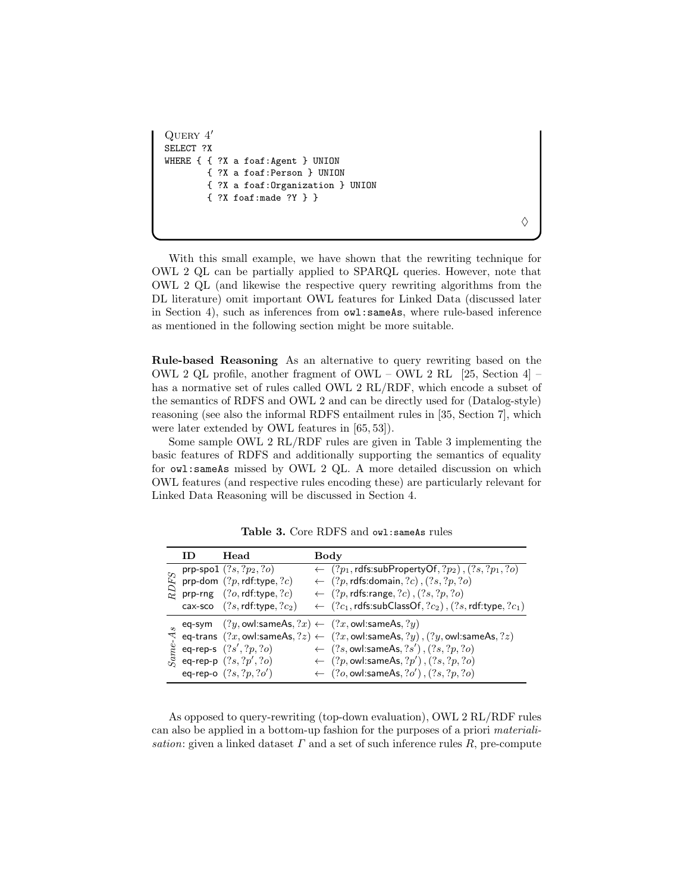Query 4′

```
SELECT ?X
WHERE { { ?X a foaf:Agent } UNION
        { ?X a foaf:Person } UNION
        { ?X a foaf:Organization } UNION
        { ?X foaf:made ?Y } }
```

◇

With this small example, we have shown that the rewriting technique for OWL 2 QL can be partially applied to SPARQL queries. However, note that OWL 2 QL (and likewise the respective query rewriting algorithms from the DL literature) omit important OWL features for Linked Data (discussed later in Section 4), such as inferences from `owl:sameAs`, where rule-based inference as mentioned in the following section might be more suitable.

**Rule-based Reasoning** As an alternative to query rewriting based on the OWL 2 QL profile, another fragment of OWL – OWL 2 RL [25, Section 4] – has a normative set of rules called OWL 2 RL/RDF, which encode a subset of the semantics of RDFS and OWL 2 and can be directly used for (Datalog-style) reasoning (see also the informal RDFS entailment rules in [35, Section 7], which were later extended by OWL features in [65, 53]).

Some sample OWL 2 RL/RDF rules are given in Table 3 implementing the basic features of RDFS and additionally supporting the semantics of equality for `owl:sameAs` missed by OWL 2 QL. A more detailed discussion on which OWL features (and respective rules encoding these) are particularly relevant for Linked Data Reasoning will be discussed in Section 4.

**Table 3.** Core RDFS and `owl:sameAs` rules

| | ID | Head | | Body |
|---|---|---|---|---|
| *RDFS* | prp-spo1 | $(?s, ?p_2, ?o)$ | $\leftarrow$ | $(?p_1, \text{rdfs:subPropertyOf}, ?p_2), (?s, ?p_1, ?o)$ |
| | prp-dom | $(?p, \text{rdf:type}, ?c)$ | $\leftarrow$ | $(?p, \text{rdfs:domain}, ?c), (?s, ?p, ?o)$ |
| | prp-rng | $(?o, \text{rdf:type}, ?c)$ | $\leftarrow$ | $(?p, \text{rdfs:range}, ?c), (?s, ?p, ?o)$ |
| | cax-sco | $(?s, \text{rdf:type}, ?c_2)$ | $\leftarrow$ | $(?c_1, \text{rdfs:subClassOf}, ?c_2), (?s, \text{rdf:type}, ?c_1)$ |
| *Same-As* | eq-sym | $(?y, \text{owl:sameAs}, ?x)$ | $\leftarrow$ | $(?x, \text{owl:sameAs}, ?y)$ |
| | eq-trans | $(?x, \text{owl:sameAs}, ?z)$ | $\leftarrow$ | $(?x, \text{owl:sameAs}, ?y), (?y, \text{owl:sameAs}, ?z)$ |
| | eq-rep-s | $(?s', ?p, ?o)$ | $\leftarrow$ | $(?s, \text{owl:sameAs}, ?s'), (?s, ?p, ?o)$ |
| | eq-rep-p | $(?s, ?p', ?o)$ | $\leftarrow$ | $(?p, \text{owl:sameAs}, ?p'), (?s, ?p, ?o)$ |
| | eq-rep-o | $(?s, ?p, ?o')$ | $\leftarrow$ | $(?o, \text{owl:sameAs}, ?o'), (?s, ?p, ?o)$ |

As opposed to query-rewriting (top-down evaluation), OWL 2 RL/RDF rules can also be applied in a bottom-up fashion for the purposes of a priori *materialisation*: given a linked dataset $\Gamma$ and a set of such inference rules $R$, pre-compute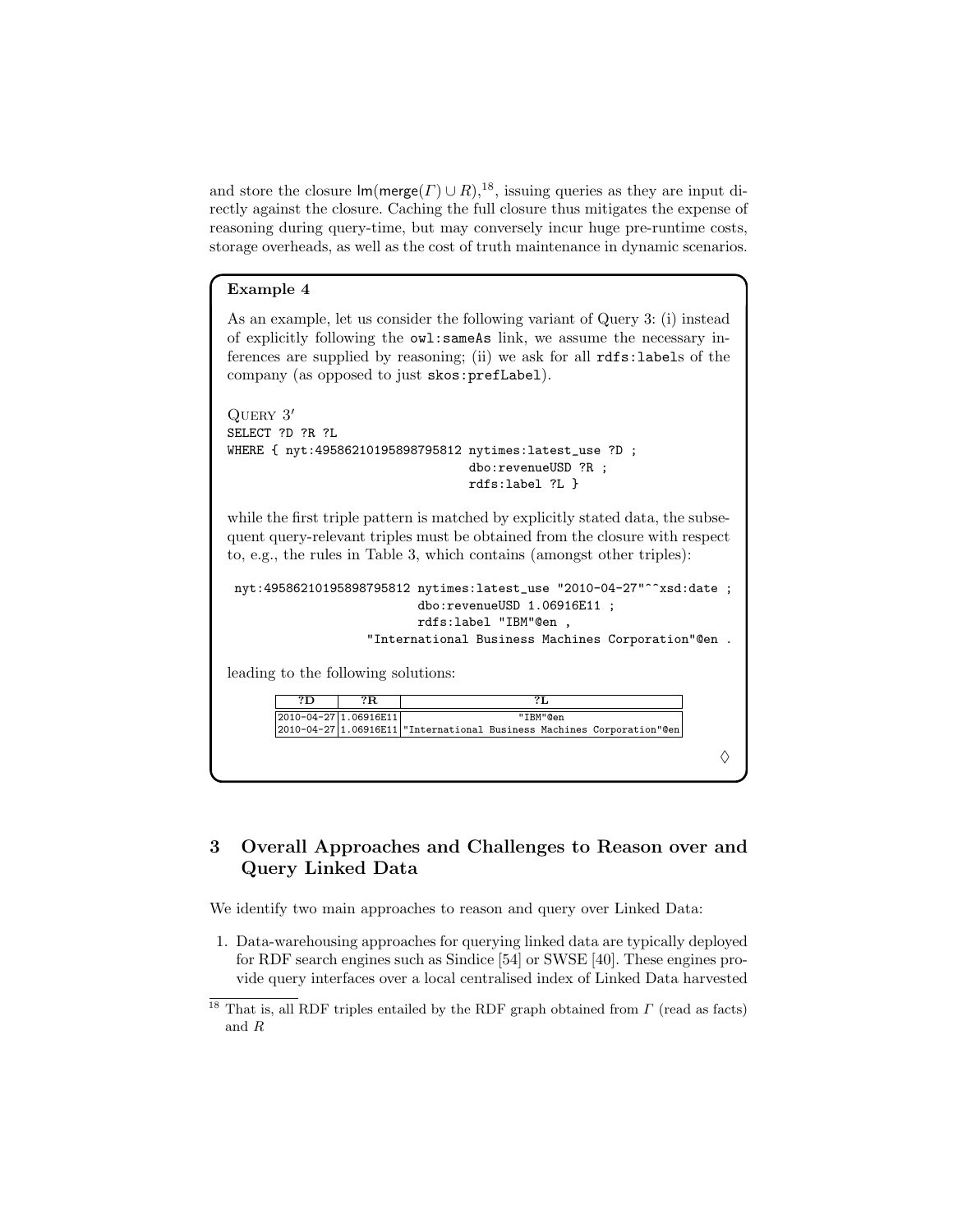and store the closure $\mathsf{lm}(\mathsf{merge}(\Gamma) \cup R)$,[18], issuing queries as they are input directly against the closure. Caching the full closure thus mitigates the expense of reasoning during query-time, but may conversely incur huge pre-runtime costs, storage overheads, as well as the cost of truth maintenance in dynamic scenarios.

**Example 4**

As an example, let us consider the following variant of Query 3: (i) instead of explicitly following the `owl:sameAs` link, we assume the necessary inferences are supplied by reasoning; (ii) we ask for all `rdfs:label`s of the company (as opposed to just `skos:prefLabel`).

QUERY 3′

```
SELECT ?D ?R ?L
WHERE { nyt:4958621019589879581​2 nytimes:latest_use ?D ;
                                  dbo:revenueUSD ?R ;
                                  rdfs:label ?L }
```

while the first triple pattern is matched by explicitly stated data, the subsequent query-relevant triples must be obtained from the closure with respect to, e.g., the rules in Table 3, which contains (amongst other triples):

```
nyt:49586210195898795812 nytimes:latest_use "2010-04-27"^^xsd:date ;
                         dbo:revenueUSD 1.06916E11 ;
                         rdfs:label "IBM"@en ,
                "International Business Machines Corporation"@en .
```

leading to the following solutions:

| ?D | ?R | ?L |
|---|---|---|
| 2010-04-27 | 1.06916E11 | "IBM"@en |
| 2010-04-27 | 1.06916E11 | "International Business Machines Corporation"@en |

◊

## 3 Overall Approaches and Challenges to Reason over and Query Linked Data

We identify two main approaches to reason and query over Linked Data:

1. Data-warehousing approaches for querying linked data are typically deployed for RDF search engines such as Sindice [54] or SWSE [40]. These engines provide query interfaces over a local centralised index of Linked Data harvested

[18] That is, all RDF triples entailed by the RDF graph obtained from $\Gamma$ (read as facts) and $R$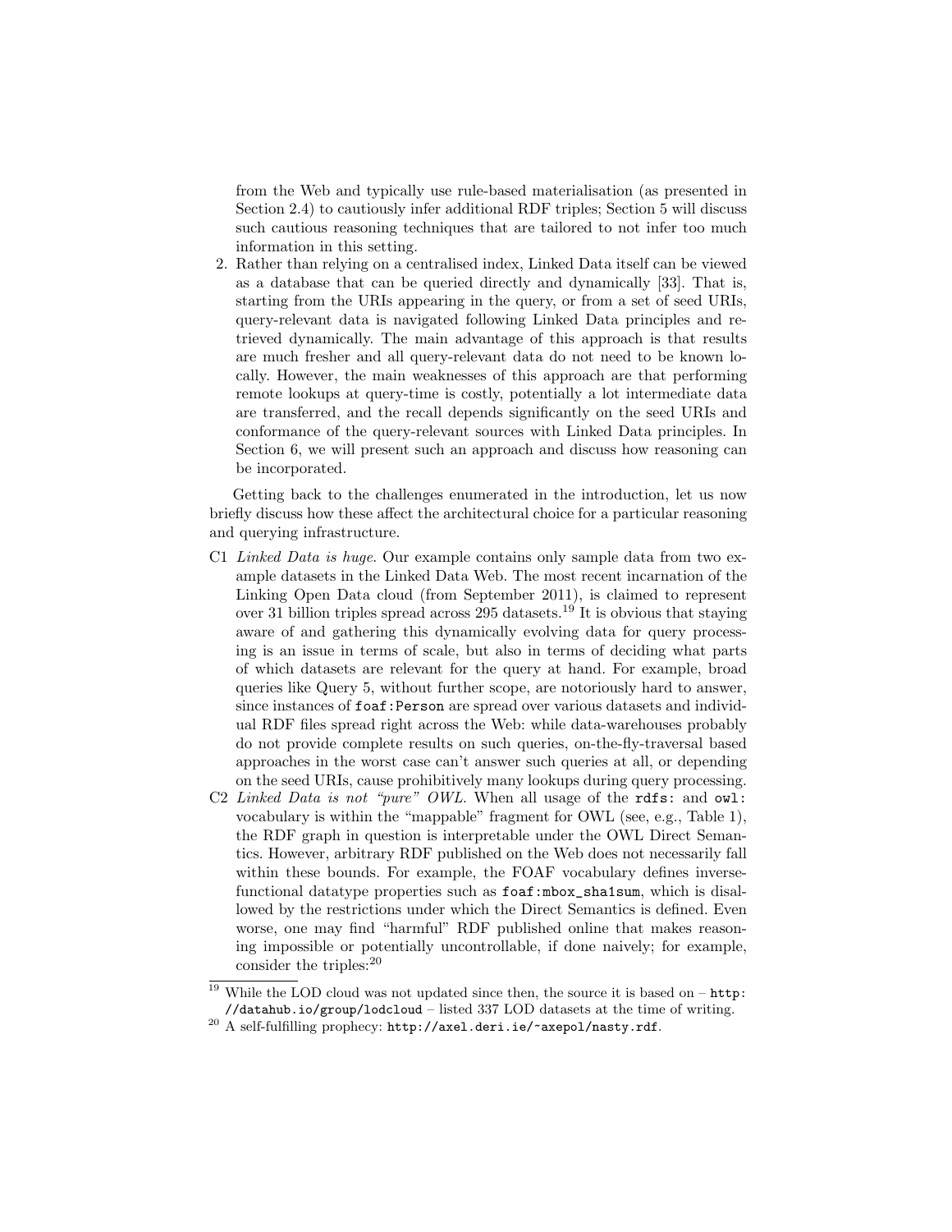from the Web and typically use rule-based materialisation (as presented in Section 2.4) to cautiously infer additional RDF triples; Section 5 will discuss such cautious reasoning techniques that are tailored to not infer too much information in this setting.

2. Rather than relying on a centralised index, Linked Data itself can be viewed as a database that can be queried directly and dynamically [33]. That is, starting from the URIs appearing in the query, or from a set of seed URIs, query-relevant data is navigated following Linked Data principles and retrieved dynamically. The main advantage of this approach is that results are much fresher and all query-relevant data do not need to be known locally. However, the main weaknesses of this approach are that performing remote lookups at query-time is costly, potentially a lot intermediate data are transferred, and the recall depends significantly on the seed URIs and conformance of the query-relevant sources with Linked Data principles. In Section 6, we will present such an approach and discuss how reasoning can be incorporated.

Getting back to the challenges enumerated in the introduction, let us now briefly discuss how these affect the architectural choice for a particular reasoning and querying infrastructure.

C1 *Linked Data is huge.* Our example contains only sample data from two example datasets in the Linked Data Web. The most recent incarnation of the Linking Open Data cloud (from September 2011), is claimed to represent over 31 billion triples spread across 295 datasets.[19] It is obvious that staying aware of and gathering this dynamically evolving data for query processing is an issue in terms of scale, but also in terms of deciding what parts of which datasets are relevant for the query at hand. For example, broad queries like Query 5, without further scope, are notoriously hard to answer, since instances of `foaf:Person` are spread over various datasets and individual RDF files spread right across the Web: while data-warehouses probably do not provide complete results on such queries, on-the-fly-traversal based approaches in the worst case can't answer such queries at all, or depending on the seed URIs, cause prohibitively many lookups during query processing.

C2 *Linked Data is not "pure" OWL.* When all usage of the `rdfs:` and `owl:` vocabulary is within the "mappable" fragment for OWL (see, e.g., Table 1), the RDF graph in question is interpretable under the OWL Direct Semantics. However, arbitrary RDF published on the Web does not necessarily fall within these bounds. For example, the FOAF vocabulary defines inverse-functional datatype properties such as `foaf:mbox_sha1sum`, which is disallowed by the restrictions under which the Direct Semantics is defined. Even worse, one may find "harmful" RDF published online that makes reasoning impossible or potentially uncontrollable, if done naively; for example, consider the triples:[20]

[19] While the LOD cloud was not updated since then, the source it is based on – `http://datahub.io/group/lodcloud` – listed 337 LOD datasets at the time of writing.

[20] A self-fulfilling prophecy: `http://axel.deri.ie/~axepol/nasty.rdf`.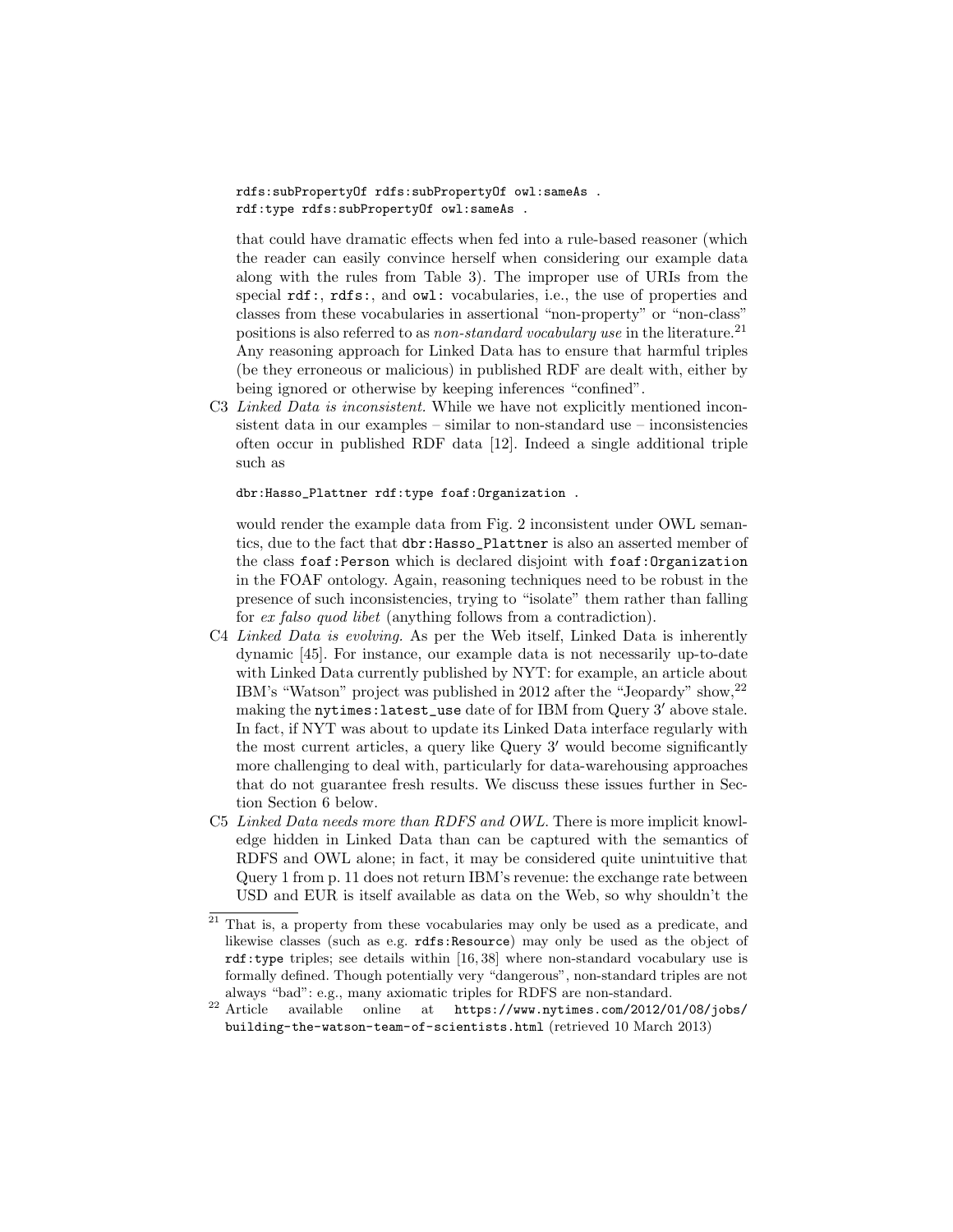```
rdfs:subPropertyOf rdfs:subPropertyOf owl:sameAs .
rdf:type rdfs:subPropertyOf owl:sameAs .
```

that could have dramatic effects when fed into a rule-based reasoner (which the reader can easily convince herself when considering our example data along with the rules from Table 3). The improper use of URIs from the special `rdf:`, `rdfs:`, and `owl:` vocabularies, i.e., the use of properties and classes from these vocabularies in assertional "non-property" or "non-class" positions is also referred to as *non-standard vocabulary use* in the literature.[21] Any reasoning approach for Linked Data has to ensure that harmful triples (be they erroneous or malicious) in published RDF are dealt with, either by being ignored or otherwise by keeping inferences "confined".

C3 *Linked Data is inconsistent.* While we have not explicitly mentioned inconsistent data in our examples – similar to non-standard use – inconsistencies often occur in published RDF data [12]. Indeed a single additional triple such as

```
dbr:Hasso_Plattner rdf:type foaf:Organization .
```

would render the example data from Fig. 2 inconsistent under OWL semantics, due to the fact that `dbr:Hasso_Plattner` is also an asserted member of the class `foaf:Person` which is declared disjoint with `foaf:Organization` in the FOAF ontology. Again, reasoning techniques need to be robust in the presence of such inconsistencies, trying to "isolate" them rather than falling for *ex falso quod libet* (anything follows from a contradiction).

C4 *Linked Data is evolving.* As per the Web itself, Linked Data is inherently dynamic [45]. For instance, our example data is not necessarily up-to-date with Linked Data currently published by NYT: for example, an article about IBM's "Watson" project was published in 2012 after the "Jeopardy" show,[22] making the `nytimes:latest_use` date of for IBM from Query 3′ above stale. In fact, if NYT was about to update its Linked Data interface regularly with the most current articles, a query like Query 3′ would become significantly more challenging to deal with, particularly for data-warehousing approaches that do not guarantee fresh results. We discuss these issues further in Section Section 6 below.

C5 *Linked Data needs more than RDFS and OWL.* There is more implicit knowledge hidden in Linked Data than can be captured with the semantics of RDFS and OWL alone; in fact, it may be considered quite unintuitive that Query 1 from p. 11 does not return IBM's revenue: the exchange rate between USD and EUR is itself available as data on the Web, so why shouldn't the

---

[21] That is, a property from these vocabularies may only be used as a predicate, and likewise classes (such as e.g. `rdfs:Resource`) may only be used as the object of `rdf:type` triples; see details within [16, 38] where non-standard vocabulary use is formally defined. Though potentially very "dangerous", non-standard triples are not always "bad": e.g., many axiomatic triples for RDFS are non-standard.

[22] Article available online at `https://www.nytimes.com/2012/01/08/jobs/building-the-watson-team-of-scientists.html` (retrieved 10 March 2013)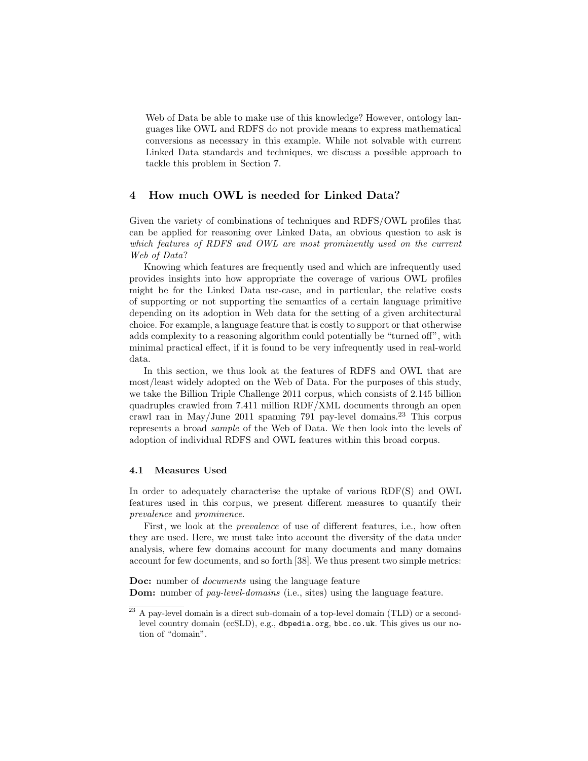Web of Data be able to make use of this knowledge? However, ontology languages like OWL and RDFS do not provide means to express mathematical conversions as necessary in this example. While not solvable with current Linked Data standards and techniques, we discuss a possible approach to tackle this problem in Section 7.

## 4 How much OWL is needed for Linked Data?

Given the variety of combinations of techniques and RDFS/OWL profiles that can be applied for reasoning over Linked Data, an obvious question to ask is *which features of RDFS and OWL are most prominently used on the current Web of Data*?

Knowing which features are frequently used and which are infrequently used provides insights into how appropriate the coverage of various OWL profiles might be for the Linked Data use-case, and in particular, the relative costs of supporting or not supporting the semantics of a certain language primitive depending on its adoption in Web data for the setting of a given architectural choice. For example, a language feature that is costly to support or that otherwise adds complexity to a reasoning algorithm could potentially be "turned off", with minimal practical effect, if it is found to be very infrequently used in real-world data.

In this section, we thus look at the features of RDFS and OWL that are most/least widely adopted on the Web of Data. For the purposes of this study, we take the Billion Triple Challenge 2011 corpus, which consists of 2.145 billion quadruples crawled from 7.411 million RDF/XML documents through an open crawl ran in May/June 2011 spanning 791 pay-level domains.[23] This corpus represents a broad *sample* of the Web of Data. We then look into the levels of adoption of individual RDFS and OWL features within this broad corpus.

### 4.1 Measures Used

In order to adequately characterise the uptake of various RDF(S) and OWL features used in this corpus, we present different measures to quantify their *prevalence* and *prominence*.

First, we look at the *prevalence* of use of different features, i.e., how often they are used. Here, we must take into account the diversity of the data under analysis, where few domains account for many documents and many domains account for few documents, and so forth [38]. We thus present two simple metrics:

**Doc:** number of *documents* using the language feature
**Dom:** number of *pay-level-domains* (i.e., sites) using the language feature.

[23] A pay-level domain is a direct sub-domain of a top-level domain (TLD) or a second-level country domain (ccSLD), e.g., `dbpedia.org`, `bbc.co.uk`. This gives us our notion of "domain".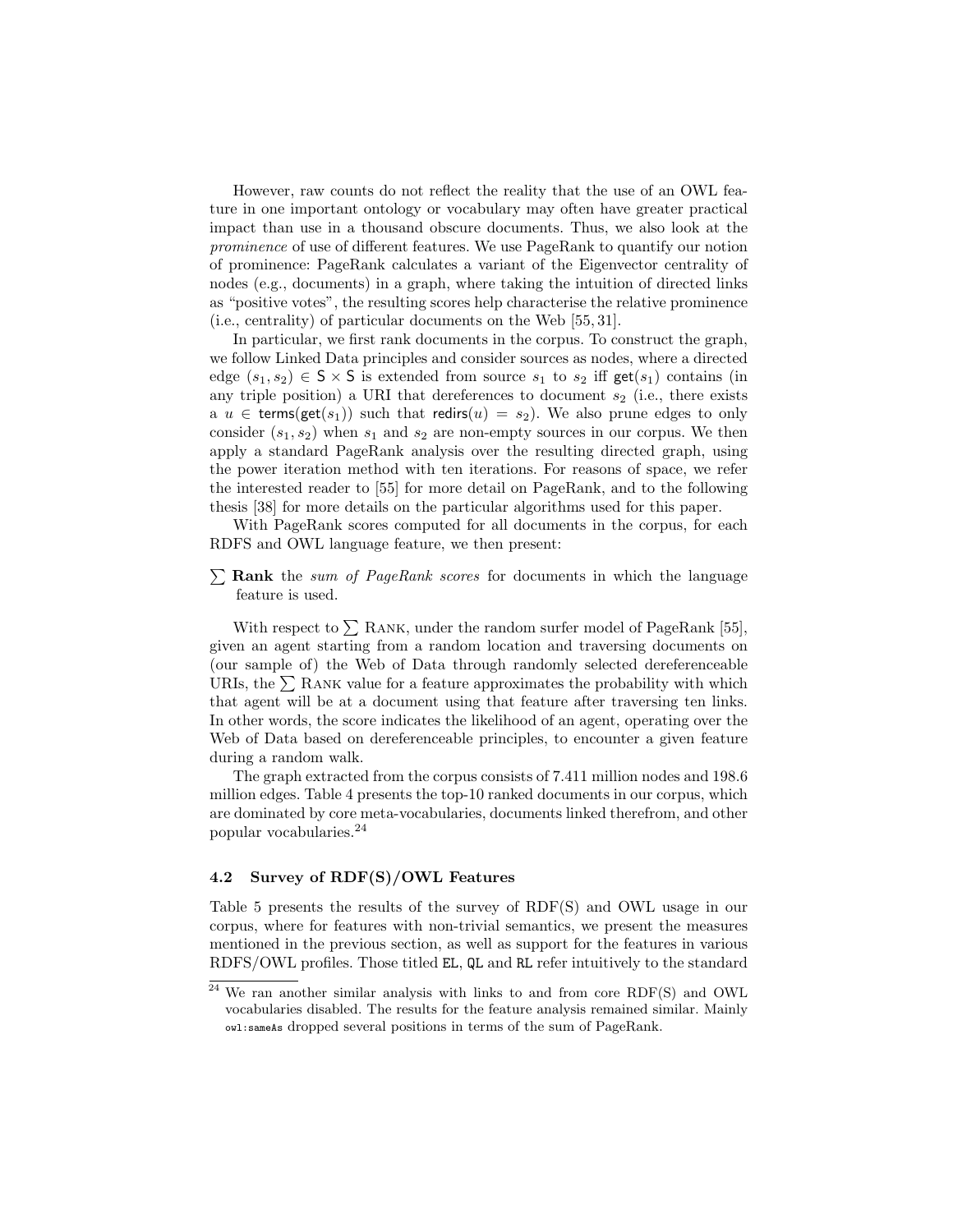However, raw counts do not reflect the reality that the use of an OWL feature in one important ontology or vocabulary may often have greater practical impact than use in a thousand obscure documents. Thus, we also look at the *prominence* of use of different features. We use PageRank to quantify our notion of prominence: PageRank calculates a variant of the Eigenvector centrality of nodes (e.g., documents) in a graph, where taking the intuition of directed links as "positive votes", the resulting scores help characterise the relative prominence (i.e., centrality) of particular documents on the Web [55, 31].

In particular, we first rank documents in the corpus. To construct the graph, we follow Linked Data principles and consider sources as nodes, where a directed edge $(s_1, s_2) \in \mathsf{S} \times \mathsf{S}$ is extended from source $s_1$ to $s_2$ iff $\mathsf{get}(s_1)$ contains (in any triple position) a URI that dereferences to document $s_2$ (i.e., there exists a $u \in \mathsf{terms}(\mathsf{get}(s_1))$ such that $\mathsf{redirs}(u) = s_2$). We also prune edges to only consider $(s_1, s_2)$ when $s_1$ and $s_2$ are non-empty sources in our corpus. We then apply a standard PageRank analysis over the resulting directed graph, using the power iteration method with ten iterations. For reasons of space, we refer the interested reader to [55] for more detail on PageRank, and to the following thesis [38] for more details on the particular algorithms used for this paper.

With PageRank scores computed for all documents in the corpus, for each RDFS and OWL language feature, we then present:

$\sum$ **Rank** the *sum of PageRank scores* for documents in which the language feature is used.

With respect to $\sum$ Rank, under the random surfer model of PageRank [55], given an agent starting from a random location and traversing documents on (our sample of) the Web of Data through randomly selected dereferenceable URIs, the $\sum$ Rank value for a feature approximates the probability with which that agent will be at a document using that feature after traversing ten links. In other words, the score indicates the likelihood of an agent, operating over the Web of Data based on dereferenceable principles, to encounter a given feature during a random walk.

The graph extracted from the corpus consists of 7.411 million nodes and 198.6 million edges. Table 4 presents the top-10 ranked documents in our corpus, which are dominated by core meta-vocabularies, documents linked therefrom, and other popular vocabularies.[24]

### 4.2 Survey of RDF(S)/OWL Features

Table 5 presents the results of the survey of RDF(S) and OWL usage in our corpus, where for features with non-trivial semantics, we present the measures mentioned in the previous section, as well as support for the features in various RDFS/OWL profiles. Those titled EL, QL and RL refer intuitively to the standard

[24] We ran another similar analysis with links to and from core RDF(S) and OWL vocabularies disabled. The results for the feature analysis remained similar. Mainly owl:sameAs dropped several positions in terms of the sum of PageRank.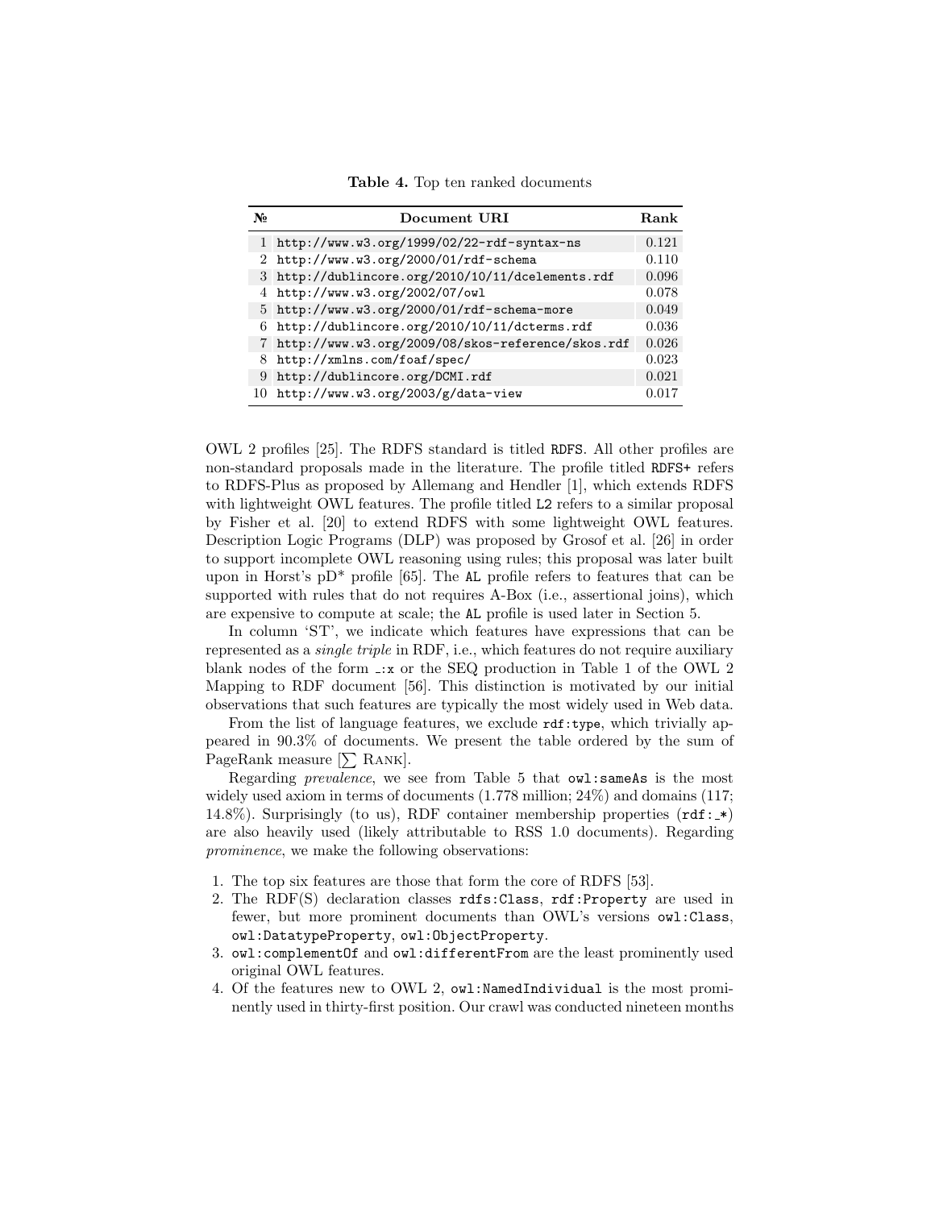**Table 4.** Top ten ranked documents

| № | Document URI | Rank |
|---|---|---|
| 1 | http://www.w3.org/1999/02/22-rdf-syntax-ns | 0.121 |
| 2 | http://www.w3.org/2000/01/rdf-schema | 0.110 |
| 3 | http://dublincore.org/2010/10/11/dcelements.rdf | 0.096 |
| 4 | http://www.w3.org/2002/07/owl | 0.078 |
| 5 | http://www.w3.org/2000/01/rdf-schema-more | 0.049 |
| 6 | http://dublincore.org/2010/10/11/dcterms.rdf | 0.036 |
| 7 | http://www.w3.org/2009/08/skos-reference/skos.rdf | 0.026 |
| 8 | http://xmlns.com/foaf/spec/ | 0.023 |
| 9 | http://dublincore.org/DCMI.rdf | 0.021 |
| 10 | http://www.w3.org/2003/g/data-view | 0.017 |

OWL 2 profiles [25]. The RDFS standard is titled `RDFS`. All other profiles are non-standard proposals made in the literature. The profile titled `RDFS+` refers to RDFS-Plus as proposed by Allemang and Hendler [1], which extends RDFS with lightweight OWL features. The profile titled `L2` refers to a similar proposal by Fisher et al. [20] to extend RDFS with some lightweight OWL features. Description Logic Programs (DLP) was proposed by Grosof et al. [26] in order to support incomplete OWL reasoning using rules; this proposal was later built upon in Horst's pD* profile [65]. The `AL` profile refers to features that can be supported with rules that do not requires A-Box (i.e., assertional joins), which are expensive to compute at scale; the `AL` profile is used later in Section 5.

In column 'ST', we indicate which features have expressions that can be represented as a *single triple* in RDF, i.e., which features do not require auxiliary blank nodes of the form `_:x` or the SEQ production in Table 1 of the OWL 2 Mapping to RDF document [56]. This distinction is motivated by our initial observations that such features are typically the most widely used in Web data.

From the list of language features, we exclude `rdf:type`, which trivially appeared in 90.3% of documents. We present the table ordered by the sum of PageRank measure [$\sum$ RANK].

Regarding *prevalence*, we see from Table 5 that `owl:sameAs` is the most widely used axiom in terms of documents (1.778 million; 24%) and domains (117; 14.8%). Surprisingly (to us), RDF container membership properties (`rdf:_*`) are also heavily used (likely attributable to RSS 1.0 documents). Regarding *prominence*, we make the following observations:

1. The top six features are those that form the core of RDFS [53].
2. The RDF(S) declaration classes `rdfs:Class`, `rdf:Property` are used in fewer, but more prominent documents than OWL's versions `owl:Class`, `owl:DatatypeProperty`, `owl:ObjectProperty`.
3. `owl:complementOf` and `owl:differentFrom` are the least prominently used original OWL features.
4. Of the features new to OWL 2, `owl:NamedIndividual` is the most prominently used in thirty-first position. Our crawl was conducted nineteen months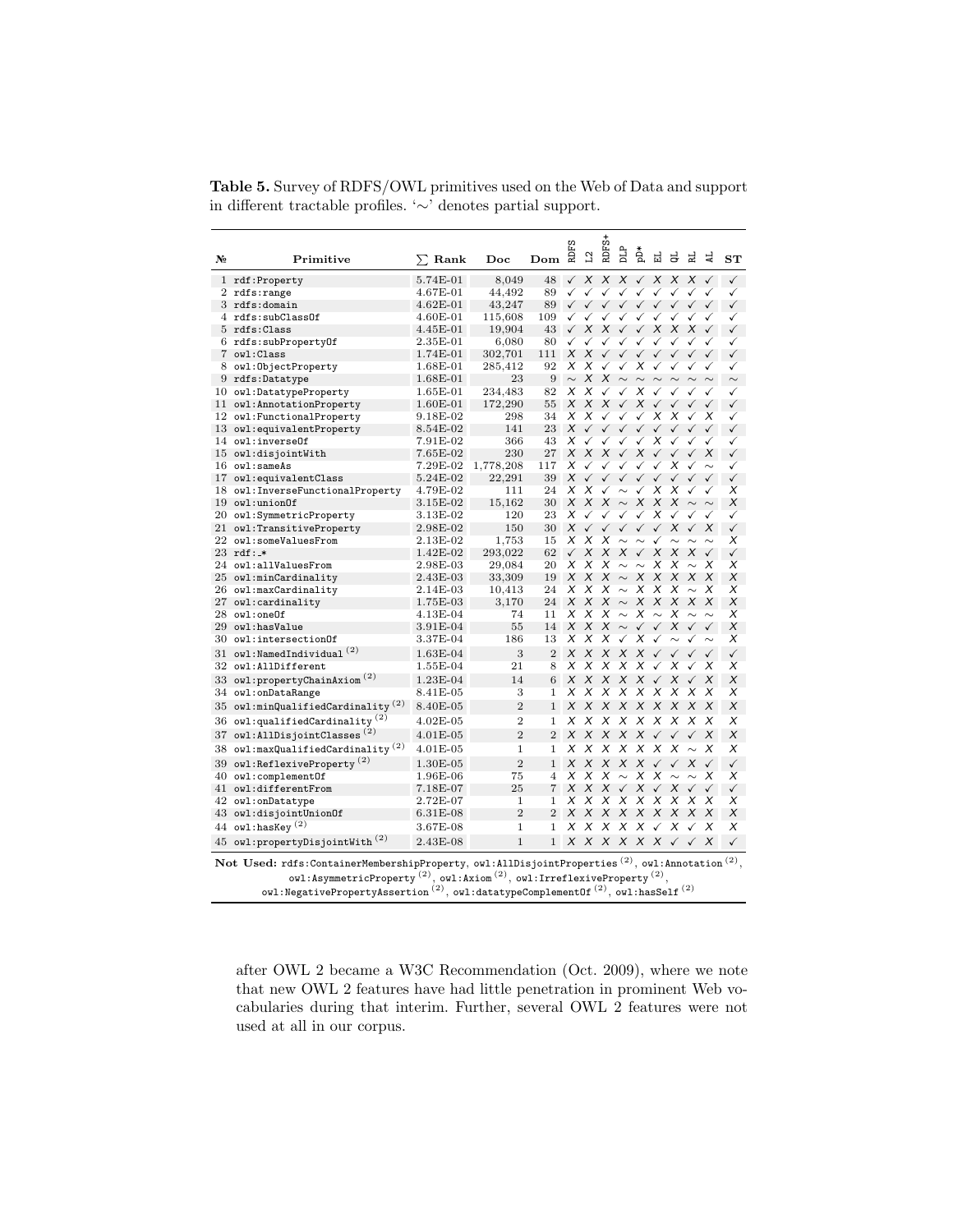**Table 5.** Survey of RDFS/OWL primitives used on the Web of Data and support in different tractable profiles. '∼' denotes partial support.

| № | Primitive | ∑ Rank | Doc | Dom | RDFS | L2 | RDFS+ | DLP | pD* | EL | QL | RL | AL | ST |
|---|---|---|---|---|---|---|---|---|---|---|---|---|---|---|
| 1 | rdf:Property | 5.74E-01 | 8,049 | 48 | ✓ | X | X | X | ✓ | X | X | X | ✓ | ✓ |
| 2 | rdfs:range | 4.67E-01 | 44,492 | 89 | ✓ | ✓ | ✓ | ✓ | ✓ | ✓ | ✓ | ✓ | ✓ | ✓ |
| 3 | rdfs:domain | 4.62E-01 | 43,247 | 89 | ✓ | ✓ | ✓ | ✓ | ✓ | ✓ | ✓ | ✓ | ✓ | ✓ |
| 4 | rdfs:subClassOf | 4.60E-01 | 115,608 | 109 | ✓ | ✓ | ✓ | ✓ | ✓ | ✓ | ✓ | ✓ | ✓ | ✓ |
| 5 | rdfs:Class | 4.45E-01 | 19,904 | 43 | ✓ | X | X | ✓ | ✓ | X | X | X | ✓ | ✓ |
| 6 | rdfs:subPropertyOf | 2.35E-01 | 6,080 | 80 | ✓ | ✓ | ✓ | ✓ | ✓ | ✓ | ✓ | ✓ | ✓ | ✓ |
| 7 | owl:Class | 1.74E-01 | 302,701 | 111 | X | X | ✓ | ✓ | ✓ | ✓ | ✓ | ✓ | ✓ | ✓ |
| 8 | owl:ObjectProperty | 1.68E-01 | 285,412 | 92 | X | X | ✓ | ✓ | X | ✓ | ✓ | ✓ | ✓ | ✓ |
| 9 | rdfs:Datatype | 1.68E-01 | 23 | 9 | ∼ | X | X | ∼ | ∼ | ∼ | ∼ | ∼ | ∼ | ∼ |
| 10 | owl:DatatypeProperty | 1.65E-01 | 234,483 | 82 | X | X | ✓ | ✓ | X | ✓ | ✓ | ✓ | ✓ | ✓ |
| 11 | owl:AnnotationProperty | 1.60E-01 | 172,290 | 55 | X | X | X | ✓ | X | ✓ | ✓ | ✓ | ✓ | ✓ |
| 12 | owl:FunctionalProperty | 9.18E-02 | 298 | 34 | X | X | ✓ | ✓ | ✓ | X | X | ✓ | X | ✓ |
| 13 | owl:equivalentProperty | 8.54E-02 | 141 | 23 | X | ✓ | ✓ | ✓ | ✓ | ✓ | ✓ | ✓ | ✓ | ✓ |
| 14 | owl:inverseOf | 7.91E-02 | 366 | 43 | X | ✓ | ✓ | ✓ | ✓ | X | ✓ | ✓ | ✓ | ✓ |
| 15 | owl:disjointWith | 7.65E-02 | 230 | 27 | X | X | X | ✓ | X | ✓ | ✓ | ✓ | X | ✓ |
| 16 | owl:sameAs | 7.29E-02 | 1,778,208 | 117 | X | ✓ | ✓ | ✓ | ✓ | ✓ | X | ✓ | ∼ | ✓ |
| 17 | owl:equivalentClass | 5.24E-02 | 22,291 | 39 | X | ✓ | ✓ | ✓ | ✓ | ✓ | ✓ | ✓ | ✓ | ✓ |
| 18 | owl:InverseFunctionalProperty | 4.79E-02 | 111 | 24 | X | X | ✓ | ∼ | ✓ | X | X | ✓ | ✓ | X |
| 19 | owl:unionOf | 3.15E-02 | 15,162 | 30 | X | X | X | ∼ | X | X | X | ∼ | ∼ | X |
| 20 | owl:SymmetricProperty | 3.13E-02 | 120 | 23 | X | ✓ | ✓ | ✓ | ✓ | X | ✓ | ✓ | ✓ | ✓ |
| 21 | owl:TransitiveProperty | 2.98E-02 | 150 | 30 | X | ✓ | ✓ | ✓ | ✓ | ✓ | X | ✓ | X | ✓ |
| 22 | owl:someValuesFrom | 2.13E-02 | 1,753 | 15 | X | X | X | ∼ | ∼ | ✓ | ∼ | ∼ | ∼ | X |
| 23 | rdf:_* | 1.42E-02 | 293,022 | 62 | ✓ | X | X | X | ✓ | X | X | X | ✓ | ✓ |
| 24 | owl:allValuesFrom | 2.98E-03 | 29,084 | 20 | X | X | X | ∼ | ∼ | X | X | ∼ | X | X |
| 25 | owl:minCardinality | 2.43E-03 | 33,309 | 19 | X | X | X | ∼ | X | X | X | X | X | X |
| 26 | owl:maxCardinality | 2.14E-03 | 10,413 | 24 | X | X | X | ∼ | X | X | X | ∼ | X | X |
| 27 | owl:cardinality | 1.75E-03 | 3,170 | 24 | X | X | X | ∼ | X | X | X | X | X | X |
| 28 | owl:oneOf | 4.13E-04 | 74 | 11 | X | X | X | ∼ | X | ∼ | X | ∼ | ∼ | X |
| 29 | owl:hasValue | 3.91E-04 | 55 | 14 | X | X | X | ∼ | ✓ | ✓ | X | ✓ | ✓ | X |
| 30 | owl:intersectionOf | 3.37E-04 | 186 | 13 | X | X | X | ✓ | X | ✓ | ∼ | ✓ | ∼ | X |
| 31 | owl:NamedIndividual [(2)] | 1.63E-04 | 3 | 2 | X | X | X | X | X | ✓ | ✓ | ✓ | ✓ | ✓ |
| 32 | owl:AllDifferent | 1.55E-04 | 21 | 8 | X | X | X | X | X | ✓ | X | ✓ | X | X |
| 33 | owl:propertyChainAxiom [(2)] | 1.23E-04 | 14 | 6 | X | X | X | X | X | ✓ | X | ✓ | X | X |
| 34 | owl:onDataRange | 8.41E-05 | 3 | 1 | X | X | X | X | X | X | X | X | X | X |
| 35 | owl:minQualifiedCardinality [(2)] | 8.40E-05 | 2 | 1 | X | X | X | X | X | X | X | X | X | X |
| 36 | owl:qualifiedCardinality [(2)] | 4.02E-05 | 2 | 1 | X | X | X | X | X | X | X | X | X | X |
| 37 | owl:AllDisjointClasses [(2)] | 4.01E-05 | 2 | 2 | X | X | X | X | X | ✓ | ✓ | ✓ | X | X |
| 38 | owl:maxQualifiedCardinality [(2)] | 4.01E-05 | 1 | 1 | X | X | X | X | X | X | X | ∼ | X | X |
| 39 | owl:ReflexiveProperty [(2)] | 1.30E-05 | 2 | 1 | X | X | X | X | X | ✓ | ✓ | X | ✓ | ✓ |
| 40 | owl:complementOf | 1.96E-06 | 75 | 4 | X | X | X | ∼ | X | X | ∼ | ∼ | X | X |
| 41 | owl:differentFrom | 7.18E-07 | 25 | 7 | X | X | X | ✓ | X | ✓ | X | ✓ | ✓ | ✓ |
| 42 | owl:onDatatype | 2.72E-07 | 1 | 1 | X | X | X | X | X | X | X | X | X | X |
| 43 | owl:disjointUnionOf | 6.31E-08 | 2 | 2 | X | X | X | X | X | X | X | X | X | X |
| 44 | owl:hasKey [(2)] | 3.67E-08 | 1 | 1 | X | X | X | X | X | ✓ | X | ✓ | X | X |
| 45 | owl:propertyDisjointWith [(2)] | 2.43E-08 | 1 | 1 | X | X | X | X | X | X | ✓ | ✓ | X | ✓ |

**Not Used:** rdfs:ContainerMembershipProperty, owl:AllDisjointProperties [(2)], owl:Annotation [(2)], owl:AsymmetricProperty [(2)], owl:Axiom [(2)], owl:IrreflexiveProperty [(2)], owl:NegativePropertyAssertion [(2)], owl:datatypeComplementOf [(2)], owl:hasSelf [(2)]

after OWL 2 became a W3C Recommendation (Oct. 2009), where we note that new OWL 2 features have had little penetration in prominent Web vocabularies during that interim. Further, several OWL 2 features were not used at all in our corpus.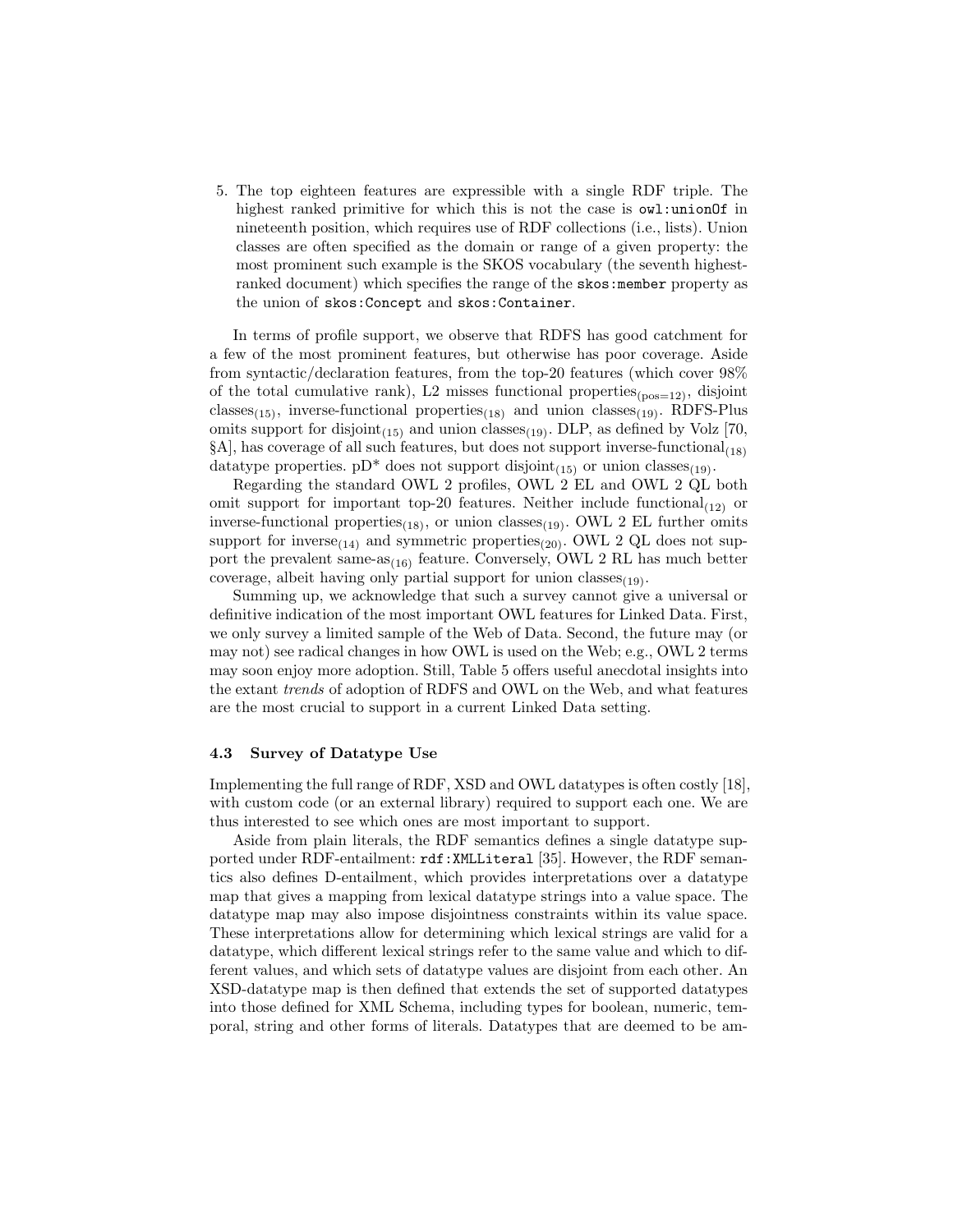5. The top eighteen features are expressible with a single RDF triple. The highest ranked primitive for which this is not the case is `owl:unionOf` in nineteenth position, which requires use of RDF collections (i.e., lists). Union classes are often specified as the domain or range of a given property: the most prominent such example is the SKOS vocabulary (the seventh highest-ranked document) which specifies the range of the `skos:member` property as the union of `skos:Concept` and `skos:Container`.

In terms of profile support, we observe that RDFS has good catchment for a few of the most prominent features, but otherwise has poor coverage. Aside from syntactic/declaration features, from the top-20 features (which cover 98% of the total cumulative rank), L2 misses functional properties$_{(\text{pos}=12)}$, disjoint classes$_{(15)}$, inverse-functional properties$_{(18)}$ and union classes$_{(19)}$. RDFS-Plus omits support for disjoint$_{(15)}$ and union classes$_{(19)}$. DLP, as defined by Volz [70, §A], has coverage of all such features, but does not support inverse-functional$_{(18)}$ datatype properties. pD* does not support disjoint$_{(15)}$ or union classes$_{(19)}$.

Regarding the standard OWL 2 profiles, OWL 2 EL and OWL 2 QL both omit support for important top-20 features. Neither include functional$_{(12)}$ or inverse-functional properties$_{(18)}$, or union classes$_{(19)}$. OWL 2 EL further omits support for inverse$_{(14)}$ and symmetric properties$_{(20)}$. OWL 2 QL does not support the prevalent same-as$_{(16)}$ feature. Conversely, OWL 2 RL has much better coverage, albeit having only partial support for union classes$_{(19)}$.

Summing up, we acknowledge that such a survey cannot give a universal or definitive indication of the most important OWL features for Linked Data. First, we only survey a limited sample of the Web of Data. Second, the future may (or may not) see radical changes in how OWL is used on the Web; e.g., OWL 2 terms may soon enjoy more adoption. Still, Table 5 offers useful anecdotal insights into the extant *trends* of adoption of RDFS and OWL on the Web, and what features are the most crucial to support in a current Linked Data setting.

### 4.3 Survey of Datatype Use

Implementing the full range of RDF, XSD and OWL datatypes is often costly [18], with custom code (or an external library) required to support each one. We are thus interested to see which ones are most important to support.

Aside from plain literals, the RDF semantics defines a single datatype supported under RDF-entailment: `rdf:XMLLiteral` [35]. However, the RDF semantics also defines D-entailment, which provides interpretations over a datatype map that gives a mapping from lexical datatype strings into a value space. The datatype map may also impose disjointness constraints within its value space. These interpretations allow for determining which lexical strings are valid for a datatype, which different lexical strings refer to the same value and which to different values, and which sets of datatype values are disjoint from each other. An XSD-datatype map is then defined that extends the set of supported datatypes into those defined for XML Schema, including types for boolean, numeric, temporal, string and other forms of literals. Datatypes that are deemed to be am-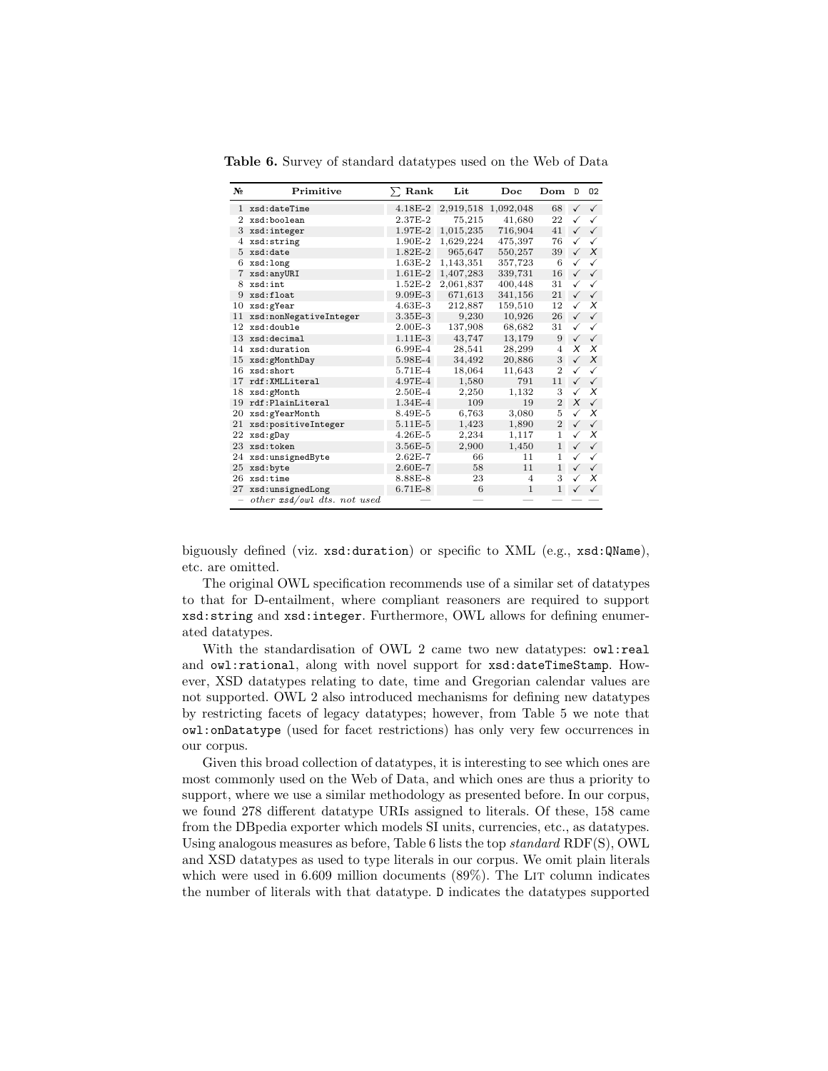**Table 6.** Survey of standard datatypes used on the Web of Data

| № | Primitive | ∑ Rank | Lit | Doc | Dom | D | O2 |
|---|---|---|---|---|---|---|---|
| 1 | xsd:dateTime | 4.18E-2 | 2,919,518 | 1,092,048 | 68 | ✓ | ✓ |
| 2 | xsd:boolean | 2.37E-2 | 75,215 | 41,680 | 22 | ✓ | ✓ |
| 3 | xsd:integer | 1.97E-2 | 1,015,235 | 716,904 | 41 | ✓ | ✓ |
| 4 | xsd:string | 1.90E-2 | 1,629,224 | 475,397 | 76 | ✓ | ✓ |
| 5 | xsd:date | 1.82E-2 | 965,647 | 550,257 | 39 | ✓ | X |
| 6 | xsd:long | 1.63E-2 | 1,143,351 | 357,723 | 6 | ✓ | ✓ |
| 7 | xsd:anyURI | 1.61E-2 | 1,407,283 | 339,731 | 16 | ✓ | ✓ |
| 8 | xsd:int | 1.52E-2 | 2,061,837 | 400,448 | 31 | ✓ | ✓ |
| 9 | xsd:float | 9.09E-3 | 671,613 | 341,156 | 21 | ✓ | ✓ |
| 10 | xsd:gYear | 4.63E-3 | 212,887 | 159,510 | 12 | ✓ | X |
| 11 | xsd:nonNegativeInteger | 3.35E-3 | 9,230 | 10,926 | 26 | ✓ | ✓ |
| 12 | xsd:double | 2.00E-3 | 137,908 | 68,682 | 31 | ✓ | ✓ |
| 13 | xsd:decimal | 1.11E-3 | 43,747 | 13,179 | 9 | ✓ | ✓ |
| 14 | xsd:duration | 6.99E-4 | 28,541 | 28,299 | 4 | X | X |
| 15 | xsd:gMonthDay | 5.98E-4 | 34,492 | 20,886 | 3 | ✓ | X |
| 16 | xsd:short | 5.71E-4 | 18,064 | 11,643 | 2 | ✓ | ✓ |
| 17 | rdf:XMLLiteral | 4.97E-4 | 1,580 | 791 | 11 | ✓ | ✓ |
| 18 | xsd:gMonth | 2.50E-4 | 2,250 | 1,132 | 3 | ✓ | X |
| 19 | rdf:PlainLiteral | 1.34E-4 | 109 | 19 | 2 | X | ✓ |
| 20 | xsd:gYearMonth | 8.49E-5 | 6,763 | 3,080 | 5 | ✓ | X |
| 21 | xsd:positiveInteger | 5.11E-5 | 1,423 | 1,890 | 2 | ✓ | ✓ |
| 22 | xsd:gDay | 4.26E-5 | 2,234 | 1,117 | 1 | ✓ | X |
| 23 | xsd:token | 3.56E-5 | 2,900 | 1,450 | 1 | ✓ | ✓ |
| 24 | xsd:unsignedByte | 2.62E-7 | 66 | 11 | 1 | ✓ | ✓ |
| 25 | xsd:byte | 2.60E-7 | 58 | 11 | 1 | ✓ | ✓ |
| 26 | xsd:time | 8.88E-8 | 23 | 4 | 3 | ✓ | X |
| 27 | xsd:unsignedLong | 6.71E-8 | 6 | 1 | 1 | ✓ | ✓ |
| – | *other xsd/owl dts. not used* | — | — | — | — | — | — |

biguously defined (viz. `xsd:duration`) or specific to XML (e.g., `xsd:QName`), etc. are omitted.

The original OWL specification recommends use of a similar set of datatypes to that for D-entailment, where compliant reasoners are required to support `xsd:string` and `xsd:integer`. Furthermore, OWL allows for defining enumerated datatypes.

With the standardisation of OWL 2 came two new datatypes: `owl:real` and `owl:rational`, along with novel support for `xsd:dateTimeStamp`. However, XSD datatypes relating to date, time and Gregorian calendar values are not supported. OWL 2 also introduced mechanisms for defining new datatypes by restricting facets of legacy datatypes; however, from Table 5 we note that `owl:onDatatype` (used for facet restrictions) has only very few occurrences in our corpus.

Given this broad collection of datatypes, it is interesting to see which ones are most commonly used on the Web of Data, and which ones are thus a priority to support, where we use a similar methodology as presented before. In our corpus, we found 278 different datatype URIs assigned to literals. Of these, 158 came from the DBpedia exporter which models SI units, currencies, etc., as datatypes. Using analogous measures as before, Table 6 lists the top *standard* RDF(S), OWL and XSD datatypes as used to type literals in our corpus. We omit plain literals which were used in 6.609 million documents (89%). The Lit column indicates the number of literals with that datatype. D indicates the datatypes supported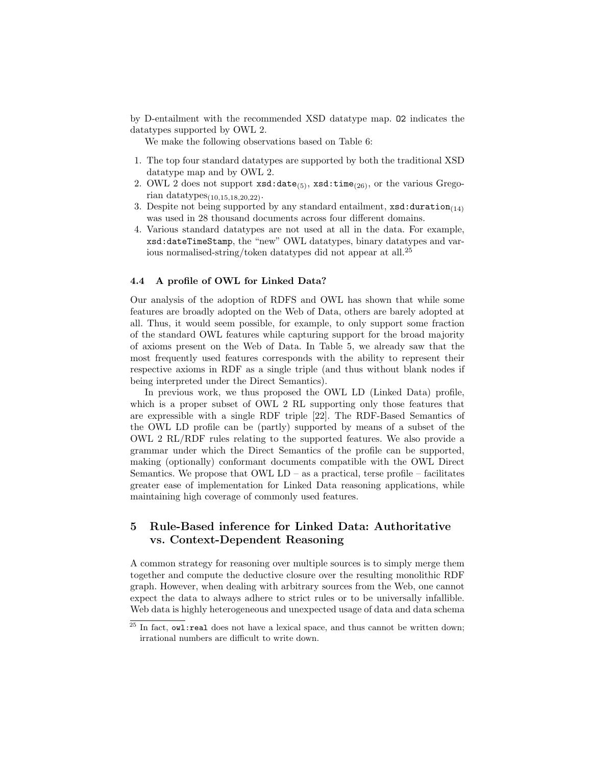by D-entailment with the recommended XSD datatype map. O2 indicates the datatypes supported by OWL 2.

We make the following observations based on Table 6:

1. The top four standard datatypes are supported by both the traditional XSD datatype map and by OWL 2.
2. OWL 2 does not support xsd:date$_{(5)}$, xsd:time$_{(26)}$, or the various Gregorian datatypes$_{(10,15,18,20,22)}$.
3. Despite not being supported by any standard entailment, xsd:duration$_{(14)}$ was used in 28 thousand documents across four different domains.
4. Various standard datatypes are not used at all in the data. For example, xsd:dateTimeStamp, the "new" OWL datatypes, binary datatypes and various normalised-string/token datatypes did not appear at all.[25]

### 4.4 A profile of OWL for Linked Data?

Our analysis of the adoption of RDFS and OWL has shown that while some features are broadly adopted on the Web of Data, others are barely adopted at all. Thus, it would seem possible, for example, to only support some fraction of the standard OWL features while capturing support for the broad majority of axioms present on the Web of Data. In Table 5, we already saw that the most frequently used features corresponds with the ability to represent their respective axioms in RDF as a single triple (and thus without blank nodes if being interpreted under the Direct Semantics).

In previous work, we thus proposed the OWL LD (Linked Data) profile, which is a proper subset of OWL 2 RL supporting only those features that are expressible with a single RDF triple [22]. The RDF-Based Semantics of the OWL LD profile can be (partly) supported by means of a subset of the OWL 2 RL/RDF rules relating to the supported features. We also provide a grammar under which the Direct Semantics of the profile can be supported, making (optionally) conformant documents compatible with the OWL Direct Semantics. We propose that OWL LD – as a practical, terse profile – facilitates greater ease of implementation for Linked Data reasoning applications, while maintaining high coverage of commonly used features.

## 5 Rule-Based inference for Linked Data: Authoritative vs. Context-Dependent Reasoning

A common strategy for reasoning over multiple sources is to simply merge them together and compute the deductive closure over the resulting monolithic RDF graph. However, when dealing with arbitrary sources from the Web, one cannot expect the data to always adhere to strict rules or to be universally infallible. Web data is highly heterogeneous and unexpected usage of data and data schema

[25] In fact, owl:real does not have a lexical space, and thus cannot be written down; irrational numbers are difficult to write down.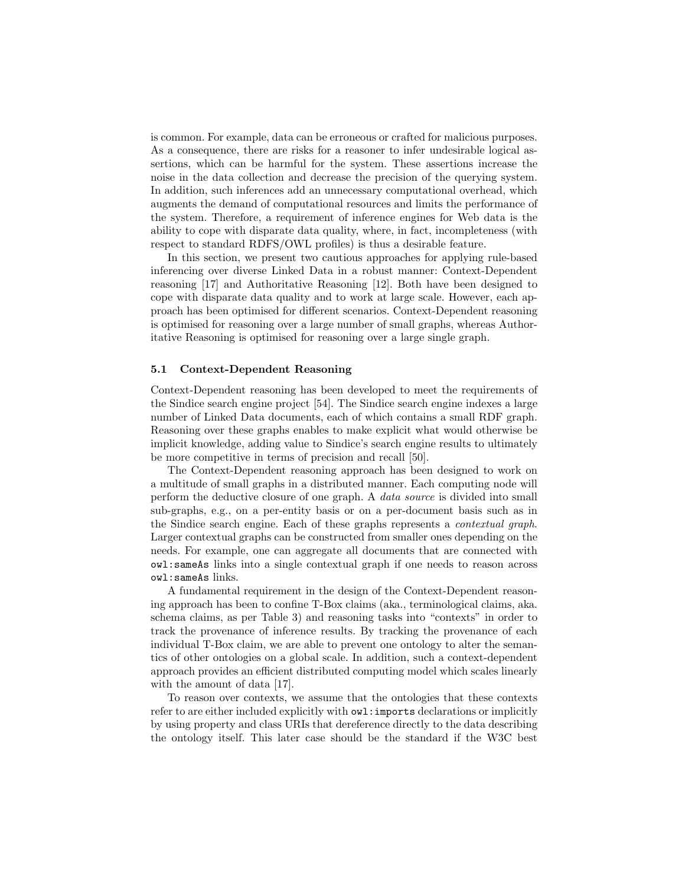is common. For example, data can be erroneous or crafted for malicious purposes. As a consequence, there are risks for a reasoner to infer undesirable logical assertions, which can be harmful for the system. These assertions increase the noise in the data collection and decrease the precision of the querying system. In addition, such inferences add an unnecessary computational overhead, which augments the demand of computational resources and limits the performance of the system. Therefore, a requirement of inference engines for Web data is the ability to cope with disparate data quality, where, in fact, incompleteness (with respect to standard RDFS/OWL profiles) is thus a desirable feature.

In this section, we present two cautious approaches for applying rule-based inferencing over diverse Linked Data in a robust manner: Context-Dependent reasoning [17] and Authoritative Reasoning [12]. Both have been designed to cope with disparate data quality and to work at large scale. However, each approach has been optimised for different scenarios. Context-Dependent reasoning is optimised for reasoning over a large number of small graphs, whereas Authoritative Reasoning is optimised for reasoning over a large single graph.

### 5.1 Context-Dependent Reasoning

Context-Dependent reasoning has been developed to meet the requirements of the Sindice search engine project [54]. The Sindice search engine indexes a large number of Linked Data documents, each of which contains a small RDF graph. Reasoning over these graphs enables to make explicit what would otherwise be implicit knowledge, adding value to Sindice's search engine results to ultimately be more competitive in terms of precision and recall [50].

The Context-Dependent reasoning approach has been designed to work on a multitude of small graphs in a distributed manner. Each computing node will perform the deductive closure of one graph. A *data source* is divided into small sub-graphs, e.g., on a per-entity basis or on a per-document basis such as in the Sindice search engine. Each of these graphs represents a *contextual graph*. Larger contextual graphs can be constructed from smaller ones depending on the needs. For example, one can aggregate all documents that are connected with `owl:sameAs` links into a single contextual graph if one needs to reason across `owl:sameAs` links.

A fundamental requirement in the design of the Context-Dependent reasoning approach has been to confine T-Box claims (aka., terminological claims, aka. schema claims, as per Table 3) and reasoning tasks into "contexts" in order to track the provenance of inference results. By tracking the provenance of each individual T-Box claim, we are able to prevent one ontology to alter the semantics of other ontologies on a global scale. In addition, such a context-dependent approach provides an efficient distributed computing model which scales linearly with the amount of data [17].

To reason over contexts, we assume that the ontologies that these contexts refer to are either included explicitly with `owl:imports` declarations or implicitly by using property and class URIs that dereference directly to the data describing the ontology itself. This later case should be the standard if the W3C best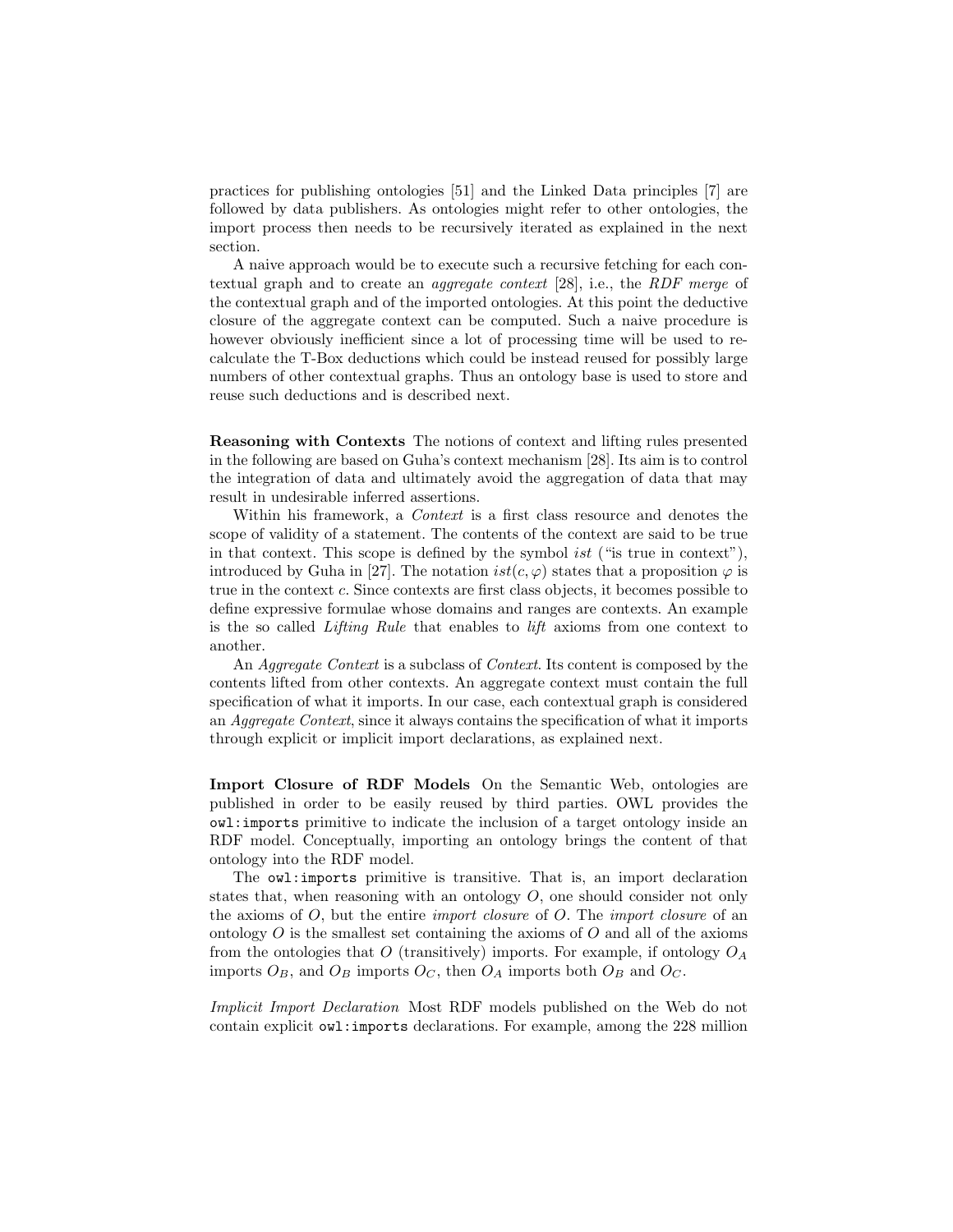practices for publishing ontologies [51] and the Linked Data principles [7] are followed by data publishers. As ontologies might refer to other ontologies, the import process then needs to be recursively iterated as explained in the next section.

A naive approach would be to execute such a recursive fetching for each contextual graph and to create an *aggregate context* [28], i.e., the *RDF merge* of the contextual graph and of the imported ontologies. At this point the deductive closure of the aggregate context can be computed. Such a naive procedure is however obviously inefficient since a lot of processing time will be used to recalculate the T-Box deductions which could be instead reused for possibly large numbers of other contextual graphs. Thus an ontology base is used to store and reuse such deductions and is described next.

**Reasoning with Contexts** The notions of context and lifting rules presented in the following are based on Guha's context mechanism [28]. Its aim is to control the integration of data and ultimately avoid the aggregation of data that may result in undesirable inferred assertions.

Within his framework, a *Context* is a first class resource and denotes the scope of validity of a statement. The contents of the context are said to be true in that context. This scope is defined by the symbol *ist* ("is true in context"), introduced by Guha in [27]. The notation $ist(c, \varphi)$ states that a proposition $\varphi$ is true in the context $c$. Since contexts are first class objects, it becomes possible to define expressive formulae whose domains and ranges are contexts. An example is the so called *Lifting Rule* that enables to *lift* axioms from one context to another.

An *Aggregate Context* is a subclass of *Context*. Its content is composed by the contents lifted from other contexts. An aggregate context must contain the full specification of what it imports. In our case, each contextual graph is considered an *Aggregate Context*, since it always contains the specification of what it imports through explicit or implicit import declarations, as explained next.

**Import Closure of RDF Models** On the Semantic Web, ontologies are published in order to be easily reused by third parties. OWL provides the `owl:imports` primitive to indicate the inclusion of a target ontology inside an RDF model. Conceptually, importing an ontology brings the content of that ontology into the RDF model.

The `owl:imports` primitive is transitive. That is, an import declaration states that, when reasoning with an ontology $O$, one should consider not only the axioms of $O$, but the entire *import closure* of $O$. The *import closure* of an ontology $O$ is the smallest set containing the axioms of $O$ and all of the axioms from the ontologies that $O$ (transitively) imports. For example, if ontology $O_A$ imports $O_B$, and $O_B$ imports $O_C$, then $O_A$ imports both $O_B$ and $O_C$.

*Implicit Import Declaration* Most RDF models published on the Web do not contain explicit `owl:imports` declarations. For example, among the 228 million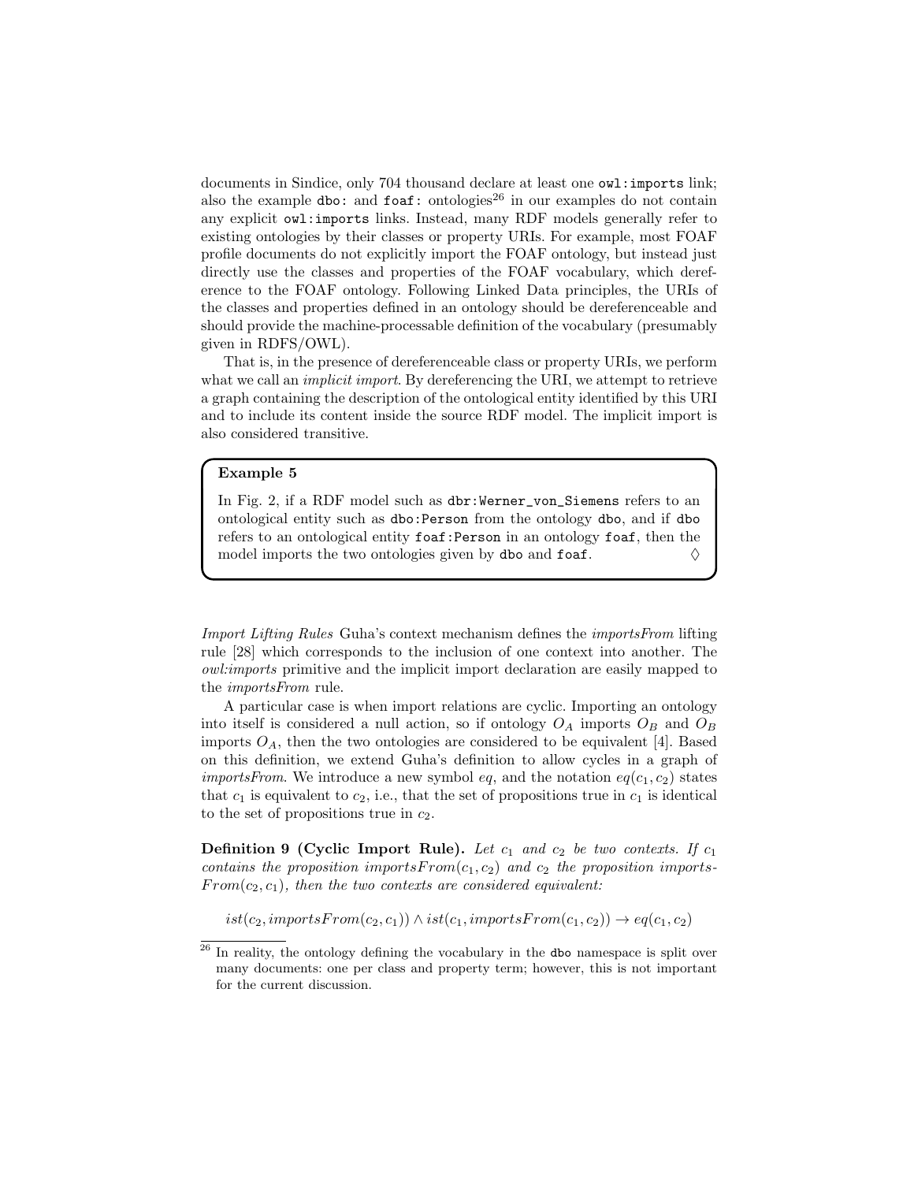documents in Sindice, only 704 thousand declare at least one `owl:imports` link; also the example `dbo:` and `foaf:` ontologies[26] in our examples do not contain any explicit `owl:imports` links. Instead, many RDF models generally refer to existing ontologies by their classes or property URIs. For example, most FOAF profile documents do not explicitly import the FOAF ontology, but instead just directly use the classes and properties of the FOAF vocabulary, which dereference to the FOAF ontology. Following Linked Data principles, the URIs of the classes and properties defined in an ontology should be dereferenceable and should provide the machine-processable definition of the vocabulary (presumably given in RDFS/OWL).

That is, in the presence of dereferenceable class or property URIs, we perform what we call an *implicit import*. By dereferencing the URI, we attempt to retrieve a graph containing the description of the ontological entity identified by this URI and to include its content inside the source RDF model. The implicit import is also considered transitive.

> **Example 5**
>
> In Fig. 2, if a RDF model such as `dbr:Werner_von_Siemens` refers to an ontological entity such as `dbo:Person` from the ontology `dbo`, and if `dbo` refers to an ontological entity `foaf:Person` in an ontology `foaf`, then the model imports the two ontologies given by `dbo` and `foaf`. ◊

*Import Lifting Rules* Guha's context mechanism defines the *importsFrom* lifting rule [28] which corresponds to the inclusion of one context into another. The *owl:imports* primitive and the implicit import declaration are easily mapped to the *importsFrom* rule.

A particular case is when import relations are cyclic. Importing an ontology into itself is considered a null action, so if ontology $O_A$ imports $O_B$ and $O_B$ imports $O_A$, then the two ontologies are considered to be equivalent [4]. Based on this definition, we extend Guha's definition to allow cycles in a graph of *importsFrom*. We introduce a new symbol *eq*, and the notation $eq(c_1, c_2)$ states that $c_1$ is equivalent to $c_2$, i.e., that the set of propositions true in $c_1$ is identical to the set of propositions true in $c_2$.

**Definition 9 (Cyclic Import Rule).** *Let $c_1$ and $c_2$ be two contexts. If $c_1$ contains the proposition $importsFrom(c_1, c_2)$ and $c_2$ the proposition $importsFrom(c_2, c_1)$, then the two contexts are considered equivalent:*

$$ist(c_2, importsFrom(c_2, c_1)) \wedge ist(c_1, importsFrom(c_1, c_2)) \rightarrow eq(c_1, c_2)$$

[26] In reality, the ontology defining the vocabulary in the `dbo` namespace is split over many documents: one per class and property term; however, this is not important for the current discussion.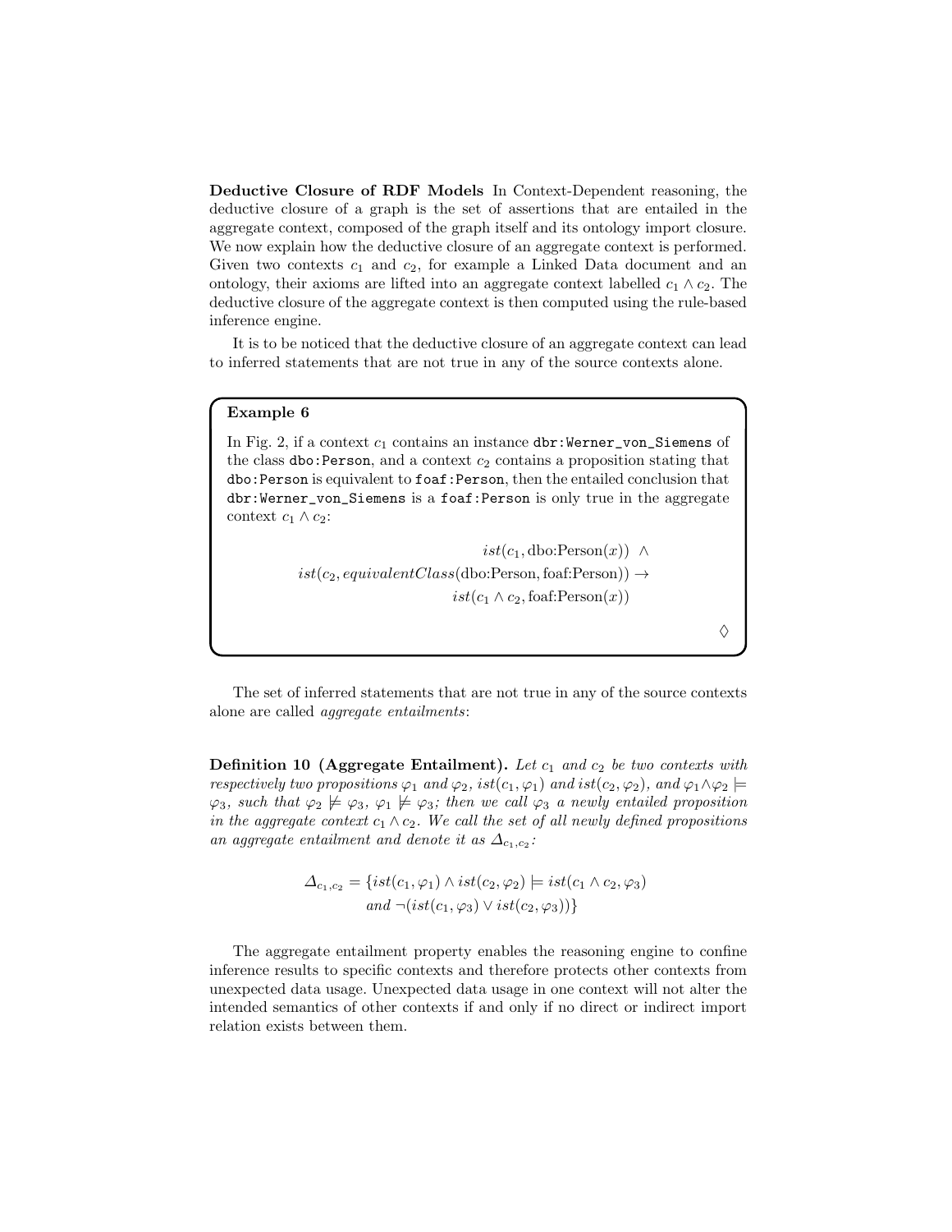**Deductive Closure of RDF Models** In Context-Dependent reasoning, the deductive closure of a graph is the set of assertions that are entailed in the aggregate context, composed of the graph itself and its ontology import closure. We now explain how the deductive closure of an aggregate context is performed. Given two contexts $c_1$ and $c_2$, for example a Linked Data document and an ontology, their axioms are lifted into an aggregate context labelled $c_1 \wedge c_2$. The deductive closure of the aggregate context is then computed using the rule-based inference engine.

It is to be noticed that the deductive closure of an aggregate context can lead to inferred statements that are not true in any of the source contexts alone.

**Example 6**

In Fig. 2, if a context $c_1$ contains an instance `dbr:Werner_von_Siemens` of the class `dbo:Person`, and a context $c_2$ contains a proposition stating that `dbo:Person` is equivalent to `foaf:Person`, then the entailed conclusion that `dbr:Werner_von_Siemens` is a `foaf:Person` is only true in the aggregate context $c_1 \wedge c_2$:

$$
\begin{aligned}
&ist(c_1, \text{dbo:Person}(x)) \;\wedge \\
ist(c_2, &\, equivalentClass(\text{dbo:Person}, \text{foaf:Person})) \rightarrow \\
&ist(c_1 \wedge c_2, \text{foaf:Person}(x))
\end{aligned}
$$

◊

The set of inferred statements that are not true in any of the source contexts alone are called *aggregate entailments*:

**Definition 10 (Aggregate Entailment).** *Let $c_1$ and $c_2$ be two contexts with respectively two propositions $\varphi_1$ and $\varphi_2$, $ist(c_1, \varphi_1)$ and $ist(c_2, \varphi_2)$, and $\varphi_1 \wedge \varphi_2 \models \varphi_3$, such that $\varphi_2 \not\models \varphi_3$, $\varphi_1 \not\models \varphi_3$; then we call $\varphi_3$ a newly entailed proposition in the aggregate context $c_1 \wedge c_2$. We call the set of all newly defined propositions an aggregate entailment and denote it as $\Delta_{c_1,c_2}$:*

$$
\begin{aligned}
\Delta_{c_1,c_2} = \{&ist(c_1, \varphi_1) \wedge ist(c_2, \varphi_2) \models ist(c_1 \wedge c_2, \varphi_3) \\
&\textit{and } \neg(ist(c_1, \varphi_3) \vee ist(c_2, \varphi_3))\}
\end{aligned}
$$

The aggregate entailment property enables the reasoning engine to confine inference results to specific contexts and therefore protects other contexts from unexpected data usage. Unexpected data usage in one context will not alter the intended semantics of other contexts if and only if no direct or indirect import relation exists between them.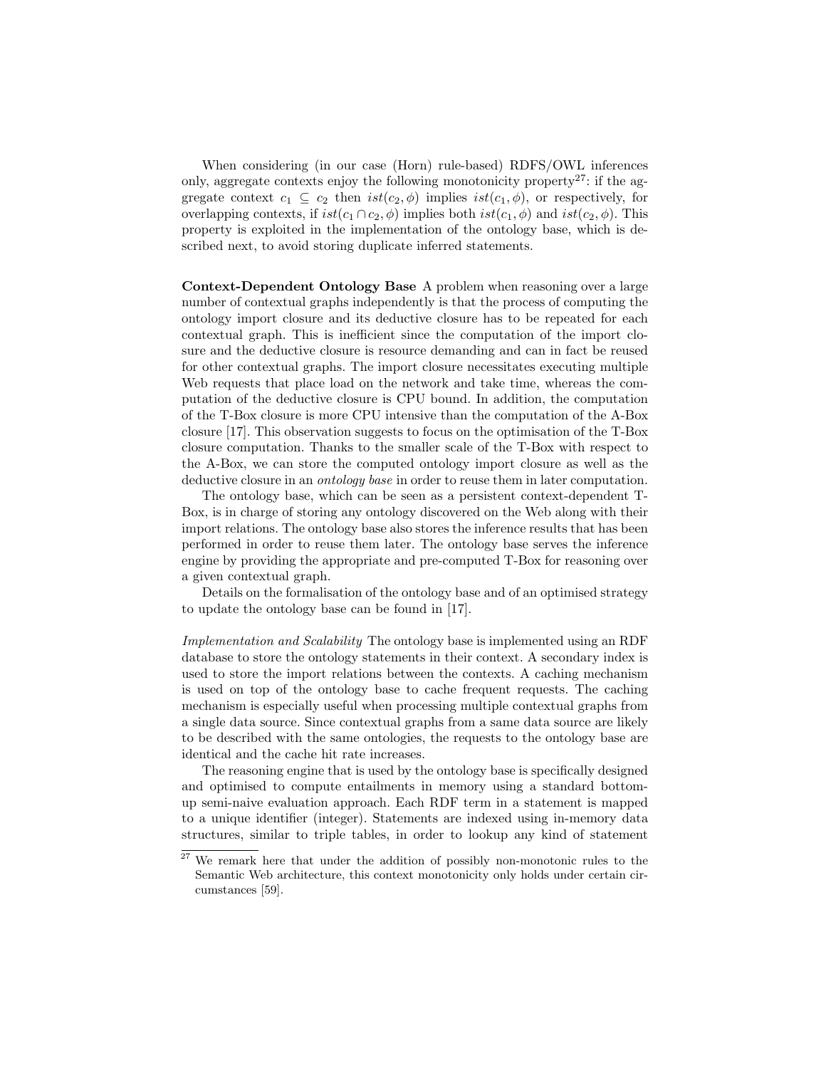When considering (in our case (Horn) rule-based) RDFS/OWL inferences only, aggregate contexts enjoy the following monotonicity property[27]: if the aggregate context $c_1 \subseteq c_2$ then $ist(c_2, \phi)$ implies $ist(c_1, \phi)$, or respectively, for overlapping contexts, if $ist(c_1 \cap c_2, \phi)$ implies both $ist(c_1, \phi)$ and $ist(c_2, \phi)$. This property is exploited in the implementation of the ontology base, which is described next, to avoid storing duplicate inferred statements.

**Context-Dependent Ontology Base** A problem when reasoning over a large number of contextual graphs independently is that the process of computing the ontology import closure and its deductive closure has to be repeated for each contextual graph. This is inefficient since the computation of the import closure and the deductive closure is resource demanding and can in fact be reused for other contextual graphs. The import closure necessitates executing multiple Web requests that place load on the network and take time, whereas the computation of the deductive closure is CPU bound. In addition, the computation of the T-Box closure is more CPU intensive than the computation of the A-Box closure [17]. This observation suggests to focus on the optimisation of the T-Box closure computation. Thanks to the smaller scale of the T-Box with respect to the A-Box, we can store the computed ontology import closure as well as the deductive closure in an *ontology base* in order to reuse them in later computation.

The ontology base, which can be seen as a persistent context-dependent T-Box, is in charge of storing any ontology discovered on the Web along with their import relations. The ontology base also stores the inference results that has been performed in order to reuse them later. The ontology base serves the inference engine by providing the appropriate and pre-computed T-Box for reasoning over a given contextual graph.

Details on the formalisation of the ontology base and of an optimised strategy to update the ontology base can be found in [17].

*Implementation and Scalability* The ontology base is implemented using an RDF database to store the ontology statements in their context. A secondary index is used to store the import relations between the contexts. A caching mechanism is used on top of the ontology base to cache frequent requests. The caching mechanism is especially useful when processing multiple contextual graphs from a single data source. Since contextual graphs from a same data source are likely to be described with the same ontologies, the requests to the ontology base are identical and the cache hit rate increases.

The reasoning engine that is used by the ontology base is specifically designed and optimised to compute entailments in memory using a standard bottom-up semi-naive evaluation approach. Each RDF term in a statement is mapped to a unique identifier (integer). Statements are indexed using in-memory data structures, similar to triple tables, in order to lookup any kind of statement

[27] We remark here that under the addition of possibly non-monotonic rules to the Semantic Web architecture, this context monotonicity only holds under certain circumstances [59].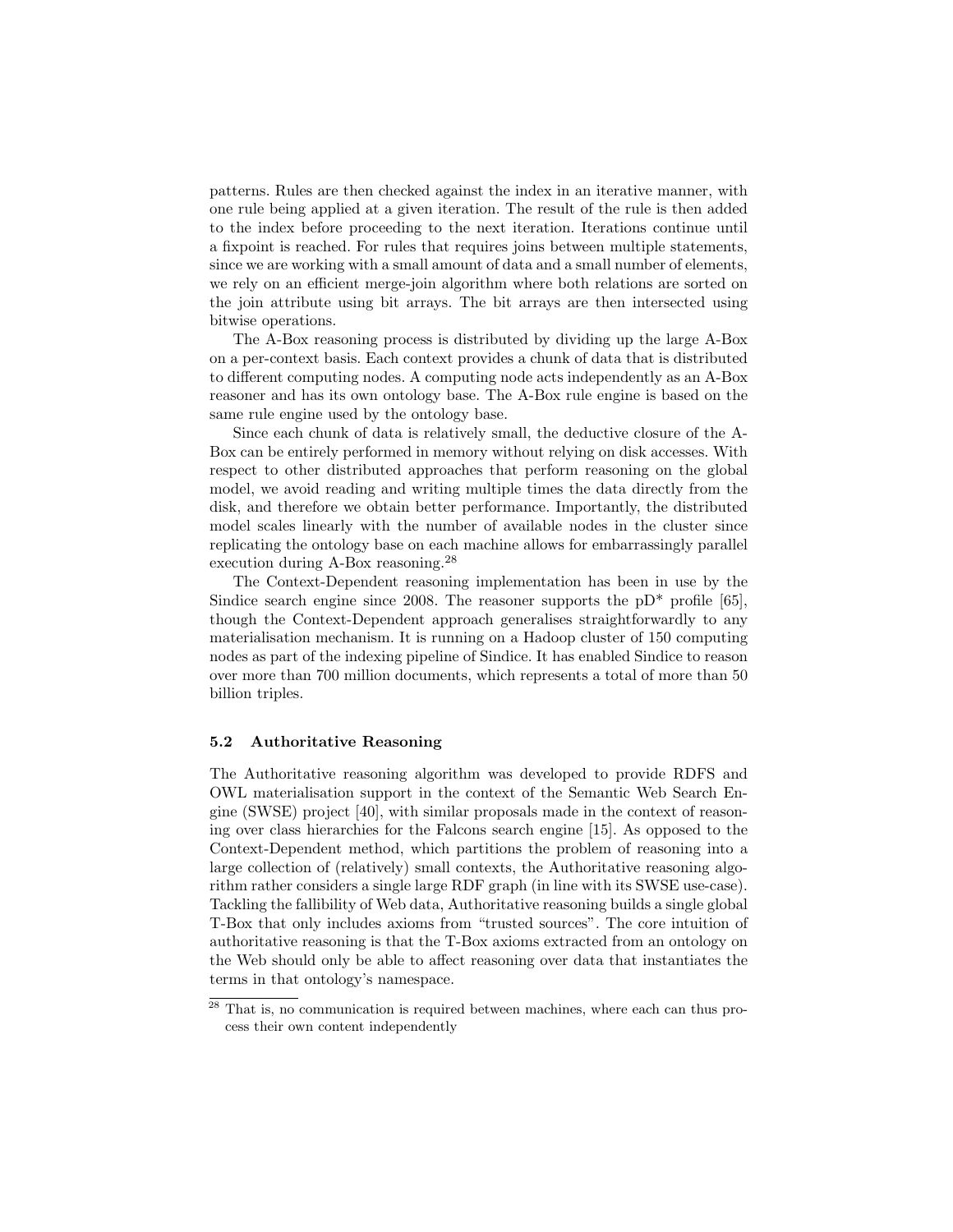patterns. Rules are then checked against the index in an iterative manner, with one rule being applied at a given iteration. The result of the rule is then added to the index before proceeding to the next iteration. Iterations continue until a fixpoint is reached. For rules that requires joins between multiple statements, since we are working with a small amount of data and a small number of elements, we rely on an efficient merge-join algorithm where both relations are sorted on the join attribute using bit arrays. The bit arrays are then intersected using bitwise operations.

The A-Box reasoning process is distributed by dividing up the large A-Box on a per-context basis. Each context provides a chunk of data that is distributed to different computing nodes. A computing node acts independently as an A-Box reasoner and has its own ontology base. The A-Box rule engine is based on the same rule engine used by the ontology base.

Since each chunk of data is relatively small, the deductive closure of the A-Box can be entirely performed in memory without relying on disk accesses. With respect to other distributed approaches that perform reasoning on the global model, we avoid reading and writing multiple times the data directly from the disk, and therefore we obtain better performance. Importantly, the distributed model scales linearly with the number of available nodes in the cluster since replicating the ontology base on each machine allows for embarrassingly parallel execution during A-Box reasoning.[28]

The Context-Dependent reasoning implementation has been in use by the Sindice search engine since 2008. The reasoner supports the pD* profile [65], though the Context-Dependent approach generalises straightforwardly to any materialisation mechanism. It is running on a Hadoop cluster of 150 computing nodes as part of the indexing pipeline of Sindice. It has enabled Sindice to reason over more than 700 million documents, which represents a total of more than 50 billion triples.

### 5.2 Authoritative Reasoning

The Authoritative reasoning algorithm was developed to provide RDFS and OWL materialisation support in the context of the Semantic Web Search Engine (SWSE) project [40], with similar proposals made in the context of reasoning over class hierarchies for the Falcons search engine [15]. As opposed to the Context-Dependent method, which partitions the problem of reasoning into a large collection of (relatively) small contexts, the Authoritative reasoning algorithm rather considers a single large RDF graph (in line with its SWSE use-case). Tackling the fallibility of Web data, Authoritative reasoning builds a single global T-Box that only includes axioms from "trusted sources". The core intuition of authoritative reasoning is that the T-Box axioms extracted from an ontology on the Web should only be able to affect reasoning over data that instantiates the terms in that ontology's namespace.

---

[28] That is, no communication is required between machines, where each can thus process their own content independently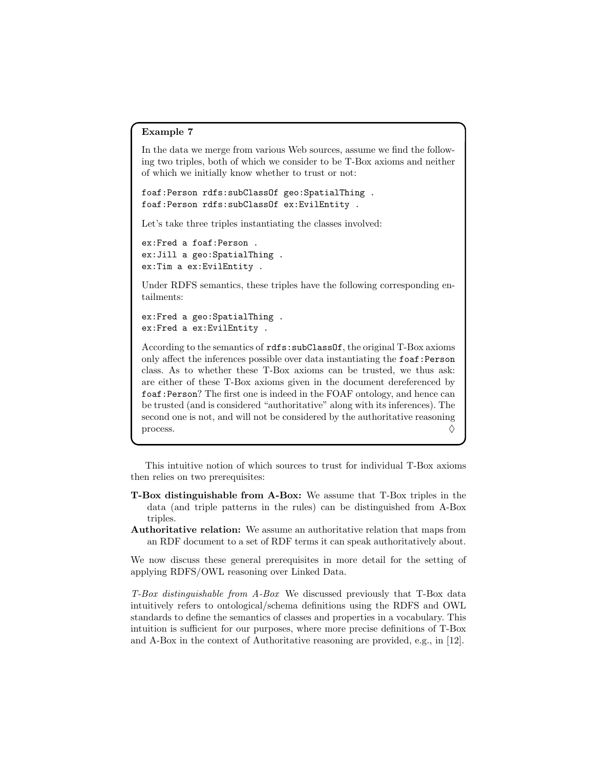**Example 7**

In the data we merge from various Web sources, assume we find the following two triples, both of which we consider to be T-Box axioms and neither of which we initially know whether to trust or not:

```
foaf:Person rdfs:subClassOf geo:SpatialThing .
foaf:Person rdfs:subClassOf ex:EvilEntity .
```

Let's take three triples instantiating the classes involved:

```
ex:Fred a foaf:Person .
ex:Jill a geo:SpatialThing .
ex:Tim a ex:EvilEntity .
```

Under RDFS semantics, these triples have the following corresponding entailments:

```
ex:Fred a geo:SpatialThing .
ex:Fred a ex:EvilEntity .
```

According to the semantics of `rdfs:subClassOf`, the original T-Box axioms only affect the inferences possible over data instantiating the `foaf:Person` class. As to whether these T-Box axioms can be trusted, we thus ask: are either of these T-Box axioms given in the document dereferenced by `foaf:Person`? The first one is indeed in the FOAF ontology, and hence can be trusted (and is considered "authoritative" along with its inferences). The second one is not, and will not be considered by the authoritative reasoning process. ◊

This intuitive notion of which sources to trust for individual T-Box axioms then relies on two prerequisites:

**T-Box distinguishable from A-Box:** We assume that T-Box triples in the data (and triple patterns in the rules) can be distinguished from A-Box triples.

**Authoritative relation:** We assume an authoritative relation that maps from an RDF document to a set of RDF terms it can speak authoritatively about.

We now discuss these general prerequisites in more detail for the setting of applying RDFS/OWL reasoning over Linked Data.

*T-Box distinguishable from A-Box* We discussed previously that T-Box data intuitively refers to ontological/schema definitions using the RDFS and OWL standards to define the semantics of classes and properties in a vocabulary. This intuition is sufficient for our purposes, where more precise definitions of T-Box and A-Box in the context of Authoritative reasoning are provided, e.g., in [12].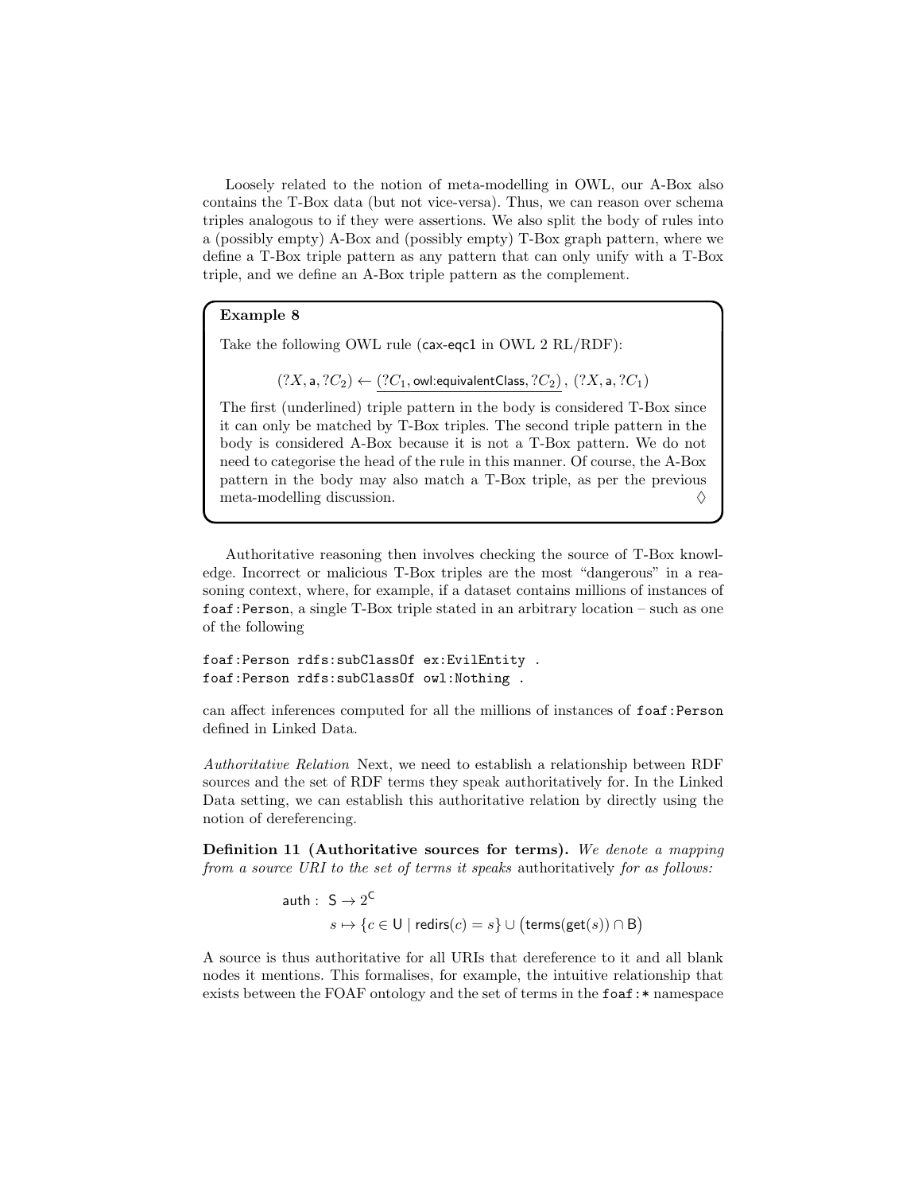Loosely related to the notion of meta-modelling in OWL, our A-Box also contains the T-Box data (but not vice-versa). Thus, we can reason over schema triples analogous to if they were assertions. We also split the body of rules into a (possibly empty) A-Box and (possibly empty) T-Box graph pattern, where we define a T-Box triple pattern as any pattern that can only unify with a T-Box triple, and we define an A-Box triple pattern as the complement.

> **Example 8**
>
> Take the following OWL rule (cax-eqc1 in OWL 2 RL/RDF):
>
> $$(?X, \mathsf{a}, ?C_2) \leftarrow \underline{(?C_1, \mathsf{owl{:}equivalentClass}, ?C_2)}\,,\ (?X, \mathsf{a}, ?C_1)$$
>
> The first (underlined) triple pattern in the body is considered T-Box since it can only be matched by T-Box triples. The second triple pattern in the body is considered A-Box because it is not a T-Box pattern. We do not need to categorise the head of the rule in this manner. Of course, the A-Box pattern in the body may also match a T-Box triple, as per the previous meta-modelling discussion. ◊

Authoritative reasoning then involves checking the source of T-Box knowledge. Incorrect or malicious T-Box triples are the most "dangerous" in a reasoning context, where, for example, if a dataset contains millions of instances of `foaf:Person`, a single T-Box triple stated in an arbitrary location – such as one of the following

```
foaf:Person rdfs:subClassOf ex:EvilEntity .
foaf:Person rdfs:subClassOf owl:Nothing .
```

can affect inferences computed for all the millions of instances of `foaf:Person` defined in Linked Data.

*Authoritative Relation* Next, we need to establish a relationship between RDF sources and the set of RDF terms they speak authoritatively for. In the Linked Data setting, we can establish this authoritative relation by directly using the notion of dereferencing.

**Definition 11 (Authoritative sources for terms).** *We denote a mapping from a source URI to the set of terms it speaks* authoritatively *for as follows:*

$$\begin{aligned} \mathsf{auth} :\ & \mathsf{S} \to 2^{\mathsf{C}} \\ & s \mapsto \{c \in \mathsf{U} \mid \mathsf{redirs}(c) = s\} \cup \big(\mathsf{terms}(\mathsf{get}(s)) \cap \mathsf{B}\big) \end{aligned}$$

A source is thus authoritative for all URIs that dereference to it and all blank nodes it mentions. This formalises, for example, the intuitive relationship that exists between the FOAF ontology and the set of terms in the `foaf:*` namespace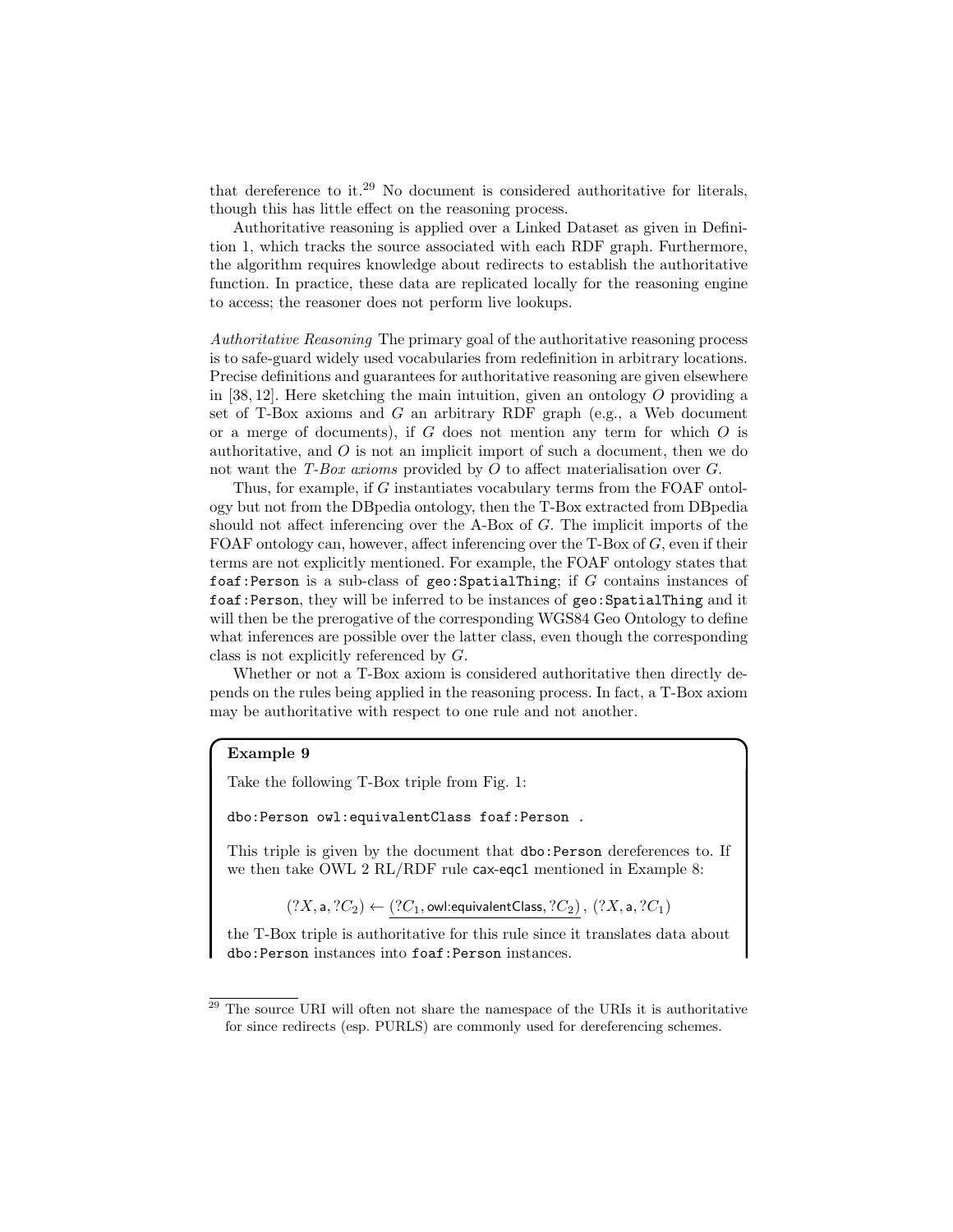that dereference to it.[29] No document is considered authoritative for literals, though this has little effect on the reasoning process.

Authoritative reasoning is applied over a Linked Dataset as given in Definition 1, which tracks the source associated with each RDF graph. Furthermore, the algorithm requires knowledge about redirects to establish the authoritative function. In practice, these data are replicated locally for the reasoning engine to access; the reasoner does not perform live lookups.

*Authoritative Reasoning* The primary goal of the authoritative reasoning process is to safe-guard widely used vocabularies from redefinition in arbitrary locations. Precise definitions and guarantees for authoritative reasoning are given elsewhere in [38, 12]. Here sketching the main intuition, given an ontology $O$ providing a set of T-Box axioms and $G$ an arbitrary RDF graph (e.g., a Web document or a merge of documents), if $G$ does not mention any term for which $O$ is authoritative, and $O$ is not an implicit import of such a document, then we do not want the *T-Box axioms* provided by $O$ to affect materialisation over $G$.

Thus, for example, if $G$ instantiates vocabulary terms from the FOAF ontology but not from the DBpedia ontology, then the T-Box extracted from DBpedia should not affect inferencing over the A-Box of $G$. The implicit imports of the FOAF ontology can, however, affect inferencing over the T-Box of $G$, even if their terms are not explicitly mentioned. For example, the FOAF ontology states that `foaf:Person` is a sub-class of `geo:SpatialThing`; if $G$ contains instances of `foaf:Person`, they will be inferred to be instances of `geo:SpatialThing` and it will then be the prerogative of the corresponding WGS84 Geo Ontology to define what inferences are possible over the latter class, even though the corresponding class is not explicitly referenced by $G$.

Whether or not a T-Box axiom is considered authoritative then directly depends on the rules being applied in the reasoning process. In fact, a T-Box axiom may be authoritative with respect to one rule and not another.

**Example 9**

Take the following T-Box triple from Fig. 1:

```
dbo:Person owl:equivalentClass foaf:Person .
```

This triple is given by the document that `dbo:Person` dereferences to. If we then take OWL 2 RL/RDF rule cax-eqc1 mentioned in Example 8:

$$(?X, \mathsf{a}, ?C_2) \leftarrow \underline{(?C_1, \mathsf{owl{:}equivalentClass}, ?C_2)}\,,\ (?X, \mathsf{a}, ?C_1)$$

the T-Box triple is authoritative for this rule since it translates data about `dbo:Person` instances into `foaf:Person` instances.

[29] The source URI will often not share the namespace of the URIs it is authoritative for since redirects (esp. PURLS) are commonly used for dereferencing schemes.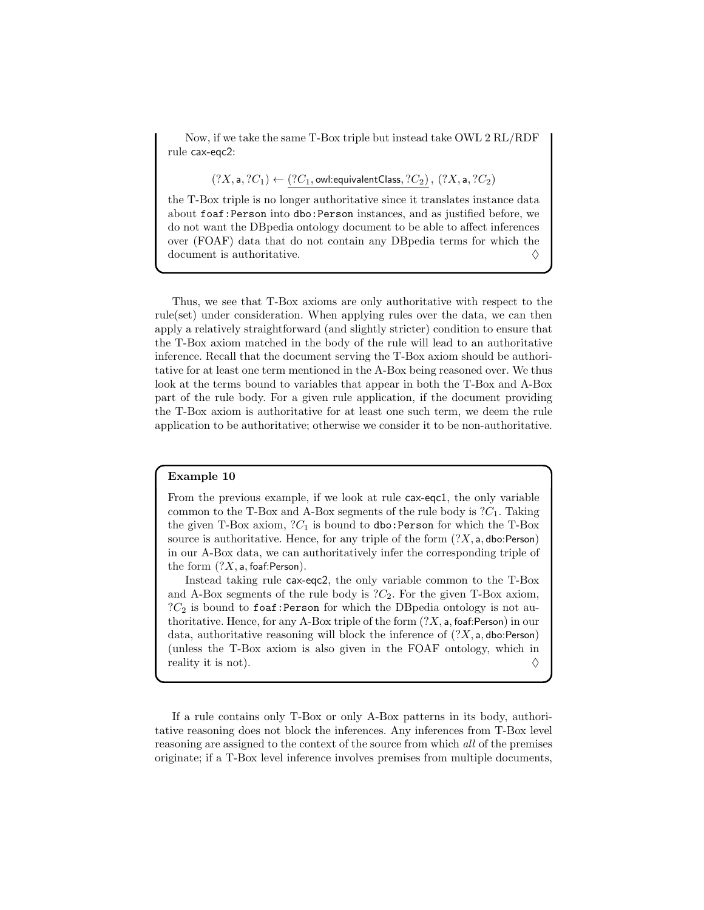Now, if we take the same T-Box triple but instead take OWL 2 RL/RDF rule cax-eqc2:

$$(?X, \mathsf{a}, ?C_1) \leftarrow \underline{(?C_1, \mathsf{owl{:}equivalentClass}, ?C_2)}\,,\ (?X, \mathsf{a}, ?C_2)$$

the T-Box triple is no longer authoritative since it translates instance data about `foaf:Person` into `dbo:Person` instances, and as justified before, we do not want the DBpedia ontology document to be able to affect inferences over (FOAF) data that do not contain any DBpedia terms for which the document is authoritative. ♢

Thus, we see that T-Box axioms are only authoritative with respect to the rule(set) under consideration. When applying rules over the data, we can then apply a relatively straightforward (and slightly stricter) condition to ensure that the T-Box axiom matched in the body of the rule will lead to an authoritative inference. Recall that the document serving the T-Box axiom should be authoritative for at least one term mentioned in the A-Box being reasoned over. We thus look at the terms bound to variables that appear in both the T-Box and A-Box part of the rule body. For a given rule application, if the document providing the T-Box axiom is authoritative for at least one such term, we deem the rule application to be authoritative; otherwise we consider it to be non-authoritative.

**Example 10**

From the previous example, if we look at rule cax-eqc1, the only variable common to the T-Box and A-Box segments of the rule body is $?C_1$. Taking the given T-Box axiom, $?C_1$ is bound to `dbo:Person` for which the T-Box source is authoritative. Hence, for any triple of the form $(?X, \mathsf{a}, \mathsf{dbo{:}Person})$ in our A-Box data, we can authoritatively infer the corresponding triple of the form $(?X, \mathsf{a}, \mathsf{foaf{:}Person})$.

Instead taking rule cax-eqc2, the only variable common to the T-Box and A-Box segments of the rule body is $?C_2$. For the given T-Box axiom, $?C_2$ is bound to `foaf:Person` for which the DBpedia ontology is not authoritative. Hence, for any A-Box triple of the form $(?X, \mathsf{a}, \mathsf{foaf{:}Person})$ in our data, authoritative reasoning will block the inference of $(?X, \mathsf{a}, \mathsf{dbo{:}Person})$ (unless the T-Box axiom is also given in the FOAF ontology, which in reality it is not). ♢

If a rule contains only T-Box or only A-Box patterns in its body, authoritative reasoning does not block the inferences. Any inferences from T-Box level reasoning are assigned to the context of the source from which *all* of the premises originate; if a T-Box level inference involves premises from multiple documents,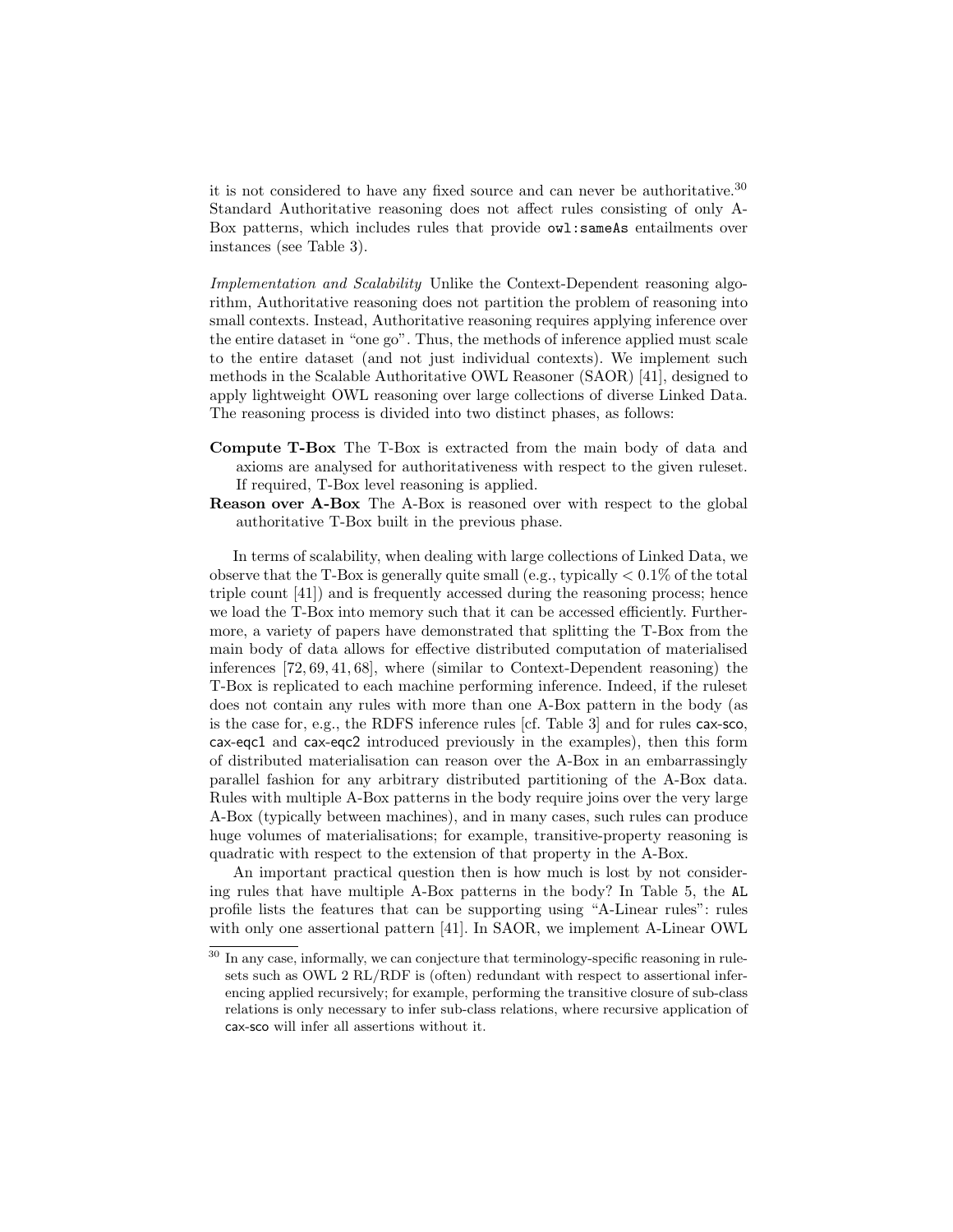it is not considered to have any fixed source and can never be authoritative.[30] Standard Authoritative reasoning does not affect rules consisting of only A-Box patterns, which includes rules that provide `owl:sameAs` entailments over instances (see Table 3).

*Implementation and Scalability* Unlike the Context-Dependent reasoning algorithm, Authoritative reasoning does not partition the problem of reasoning into small contexts. Instead, Authoritative reasoning requires applying inference over the entire dataset in "one go". Thus, the methods of inference applied must scale to the entire dataset (and not just individual contexts). We implement such methods in the Scalable Authoritative OWL Reasoner (SAOR) [41], designed to apply lightweight OWL reasoning over large collections of diverse Linked Data. The reasoning process is divided into two distinct phases, as follows:

- **Compute T-Box** The T-Box is extracted from the main body of data and axioms are analysed for authoritativeness with respect to the given ruleset. If required, T-Box level reasoning is applied.
- **Reason over A-Box** The A-Box is reasoned over with respect to the global authoritative T-Box built in the previous phase.

In terms of scalability, when dealing with large collections of Linked Data, we observe that the T-Box is generally quite small (e.g., typically $< 0.1\%$ of the total triple count [41]) and is frequently accessed during the reasoning process; hence we load the T-Box into memory such that it can be accessed efficiently. Furthermore, a variety of papers have demonstrated that splitting the T-Box from the main body of data allows for effective distributed computation of materialised inferences [72, 69, 41, 68], where (similar to Context-Dependent reasoning) the T-Box is replicated to each machine performing inference. Indeed, if the ruleset does not contain any rules with more than one A-Box pattern in the body (as is the case for, e.g., the RDFS inference rules [cf. Table 3] and for rules cax-sco, cax-eqc1 and cax-eqc2 introduced previously in the examples), then this form of distributed materialisation can reason over the A-Box in an embarrassingly parallel fashion for any arbitrary distributed partitioning of the A-Box data. Rules with multiple A-Box patterns in the body require joins over the very large A-Box (typically between machines), and in many cases, such rules can produce huge volumes of materialisations; for example, transitive-property reasoning is quadratic with respect to the extension of that property in the A-Box.

An important practical question then is how much is lost by not considering rules that have multiple A-Box patterns in the body? In Table 5, the AL profile lists the features that can be supporting using "A-Linear rules": rules with only one assertional pattern [41]. In SAOR, we implement A-Linear OWL

[30] In any case, informally, we can conjecture that terminology-specific reasoning in rulesets such as OWL 2 RL/RDF is (often) redundant with respect to assertional inferencing applied recursively; for example, performing the transitive closure of sub-class relations is only necessary to infer sub-class relations, where recursive application of cax-sco will infer all assertions without it.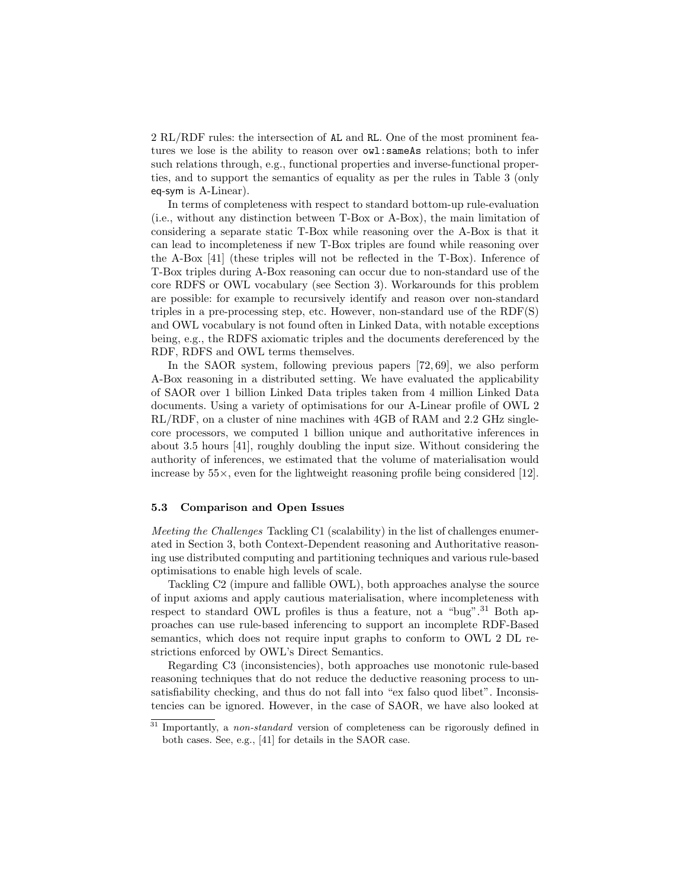2 RL/RDF rules: the intersection of AL and RL. One of the most prominent features we lose is the ability to reason over `owl:sameAs` relations; both to infer such relations through, e.g., functional properties and inverse-functional properties, and to support the semantics of equality as per the rules in Table 3 (only eq-sym is A-Linear).

In terms of completeness with respect to standard bottom-up rule-evaluation (i.e., without any distinction between T-Box or A-Box), the main limitation of considering a separate static T-Box while reasoning over the A-Box is that it can lead to incompleteness if new T-Box triples are found while reasoning over the A-Box [41] (these triples will not be reflected in the T-Box). Inference of T-Box triples during A-Box reasoning can occur due to non-standard use of the core RDFS or OWL vocabulary (see Section 3). Workarounds for this problem are possible: for example to recursively identify and reason over non-standard triples in a pre-processing step, etc. However, non-standard use of the RDF(S) and OWL vocabulary is not found often in Linked Data, with notable exceptions being, e.g., the RDFS axiomatic triples and the documents dereferenced by the RDF, RDFS and OWL terms themselves.

In the SAOR system, following previous papers [72, 69], we also perform A-Box reasoning in a distributed setting. We have evaluated the applicability of SAOR over 1 billion Linked Data triples taken from 4 million Linked Data documents. Using a variety of optimisations for our A-Linear profile of OWL 2 RL/RDF, on a cluster of nine machines with 4GB of RAM and 2.2 GHz single-core processors, we computed 1 billion unique and authoritative inferences in about 3.5 hours [41], roughly doubling the input size. Without considering the authority of inferences, we estimated that the volume of materialisation would increase by 55×, even for the lightweight reasoning profile being considered [12].

### 5.3 Comparison and Open Issues

*Meeting the Challenges* Tackling C1 (scalability) in the list of challenges enumerated in Section 3, both Context-Dependent reasoning and Authoritative reasoning use distributed computing and partitioning techniques and various rule-based optimisations to enable high levels of scale.

Tackling C2 (impure and fallible OWL), both approaches analyse the source of input axioms and apply cautious materialisation, where incompleteness with respect to standard OWL profiles is thus a feature, not a "bug".[31] Both approaches can use rule-based inferencing to support an incomplete RDF-Based semantics, which does not require input graphs to conform to OWL 2 DL restrictions enforced by OWL's Direct Semantics.

Regarding C3 (inconsistencies), both approaches use monotonic rule-based reasoning techniques that do not reduce the deductive reasoning process to unsatisfiability checking, and thus do not fall into "ex falso quod libet". Inconsistencies can be ignored. However, in the case of SAOR, we have also looked at

[31] Importantly, a *non-standard* version of completeness can be rigorously defined in both cases. See, e.g., [41] for details in the SAOR case.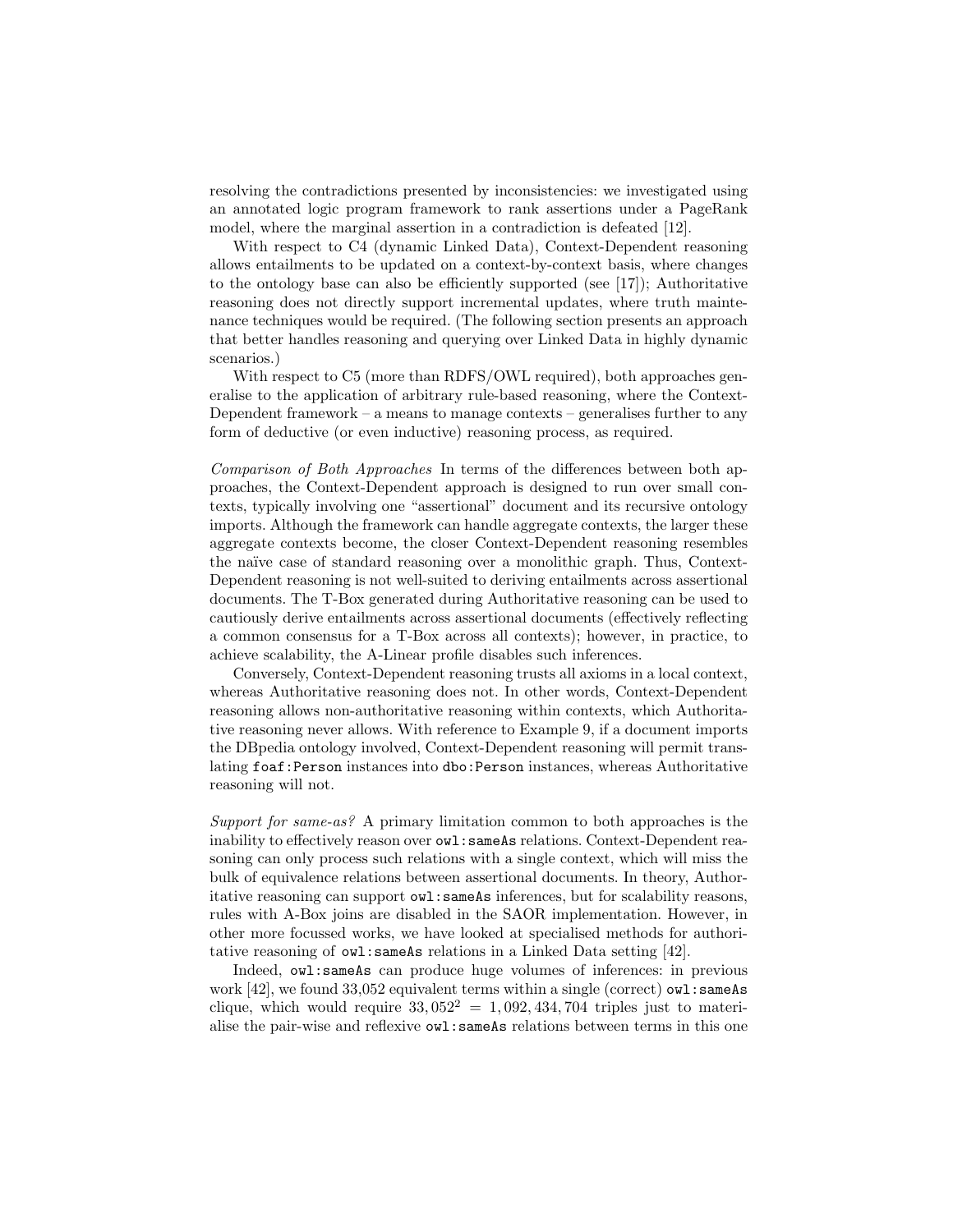resolving the contradictions presented by inconsistencies: we investigated using an annotated logic program framework to rank assertions under a PageRank model, where the marginal assertion in a contradiction is defeated [12].

With respect to C4 (dynamic Linked Data), Context-Dependent reasoning allows entailments to be updated on a context-by-context basis, where changes to the ontology base can also be efficiently supported (see [17]); Authoritative reasoning does not directly support incremental updates, where truth maintenance techniques would be required. (The following section presents an approach that better handles reasoning and querying over Linked Data in highly dynamic scenarios.)

With respect to C5 (more than RDFS/OWL required), both approaches generalise to the application of arbitrary rule-based reasoning, where the Context-Dependent framework – a means to manage contexts – generalises further to any form of deductive (or even inductive) reasoning process, as required.

*Comparison of Both Approaches* In terms of the differences between both approaches, the Context-Dependent approach is designed to run over small contexts, typically involving one "assertional" document and its recursive ontology imports. Although the framework can handle aggregate contexts, the larger these aggregate contexts become, the closer Context-Dependent reasoning resembles the naïve case of standard reasoning over a monolithic graph. Thus, Context-Dependent reasoning is not well-suited to deriving entailments across assertional documents. The T-Box generated during Authoritative reasoning can be used to cautiously derive entailments across assertional documents (effectively reflecting a common consensus for a T-Box across all contexts); however, in practice, to achieve scalability, the A-Linear profile disables such inferences.

Conversely, Context-Dependent reasoning trusts all axioms in a local context, whereas Authoritative reasoning does not. In other words, Context-Dependent reasoning allows non-authoritative reasoning within contexts, which Authoritative reasoning never allows. With reference to Example 9, if a document imports the DBpedia ontology involved, Context-Dependent reasoning will permit translating `foaf:Person` instances into `dbo:Person` instances, whereas Authoritative reasoning will not.

*Support for same-as?* A primary limitation common to both approaches is the inability to effectively reason over `owl:sameAs` relations. Context-Dependent reasoning can only process such relations with a single context, which will miss the bulk of equivalence relations between assertional documents. In theory, Authoritative reasoning can support `owl:sameAs` inferences, but for scalability reasons, rules with A-Box joins are disabled in the SAOR implementation. However, in other more focussed works, we have looked at specialised methods for authoritative reasoning of `owl:sameAs` relations in a Linked Data setting [42].

Indeed, `owl:sameAs` can produce huge volumes of inferences: in previous work [42], we found 33,052 equivalent terms within a single (correct) `owl:sameAs` clique, which would require $33,052^2 = 1,092,434,704$ triples just to materialise the pair-wise and reflexive `owl:sameAs` relations between terms in this one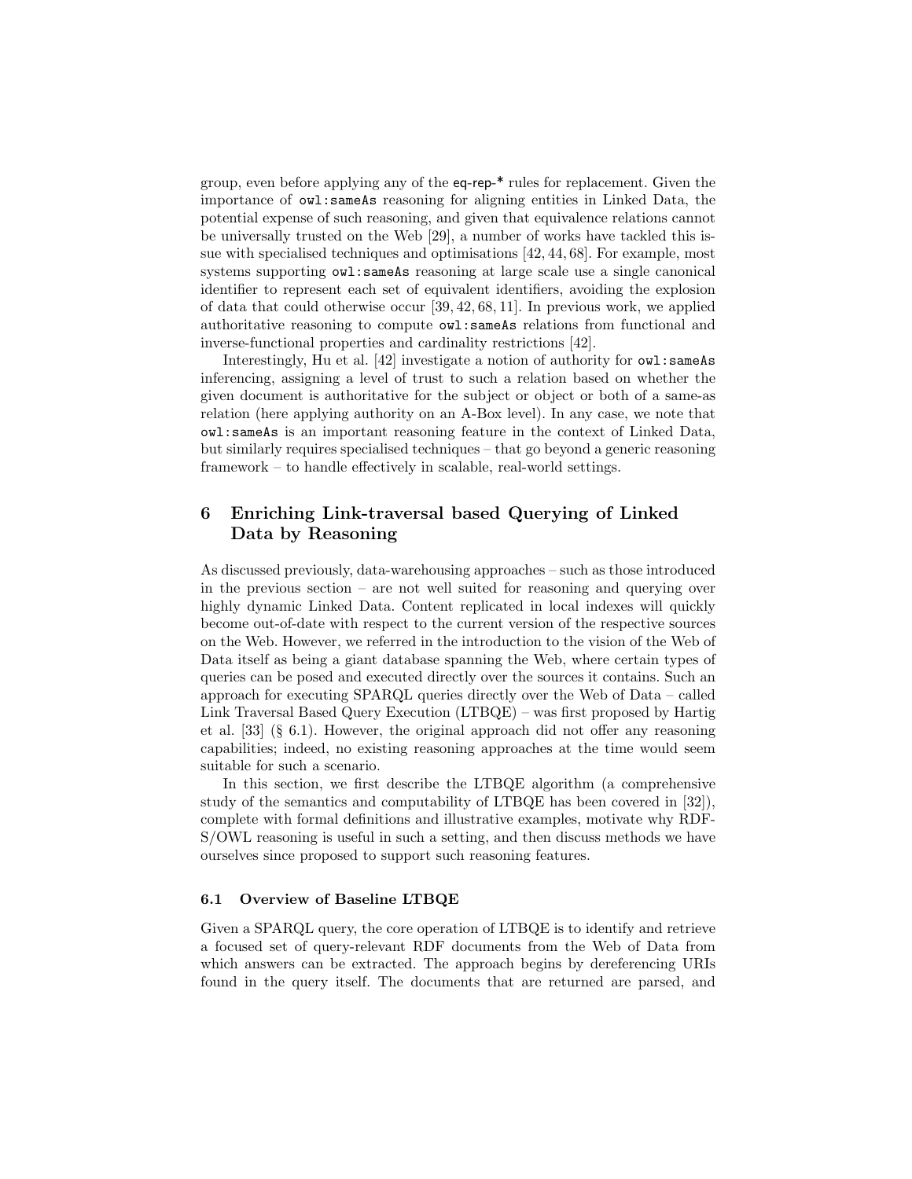group, even before applying any of the eq-rep-* rules for replacement. Given the importance of owl:sameAs reasoning for aligning entities in Linked Data, the potential expense of such reasoning, and given that equivalence relations cannot be universally trusted on the Web [29], a number of works have tackled this issue with specialised techniques and optimisations [42, 44, 68]. For example, most systems supporting owl:sameAs reasoning at large scale use a single canonical identifier to represent each set of equivalent identifiers, avoiding the explosion of data that could otherwise occur [39, 42, 68, 11]. In previous work, we applied authoritative reasoning to compute owl:sameAs relations from functional and inverse-functional properties and cardinality restrictions [42].

Interestingly, Hu et al. [42] investigate a notion of authority for owl:sameAs inferencing, assigning a level of trust to such a relation based on whether the given document is authoritative for the subject or object or both of a same-as relation (here applying authority on an A-Box level). In any case, we note that owl:sameAs is an important reasoning feature in the context of Linked Data, but similarly requires specialised techniques – that go beyond a generic reasoning framework – to handle effectively in scalable, real-world settings.

# 6 Enriching Link-traversal based Querying of Linked Data by Reasoning

As discussed previously, data-warehousing approaches – such as those introduced in the previous section – are not well suited for reasoning and querying over highly dynamic Linked Data. Content replicated in local indexes will quickly become out-of-date with respect to the current version of the respective sources on the Web. However, we referred in the introduction to the vision of the Web of Data itself as being a giant database spanning the Web, where certain types of queries can be posed and executed directly over the sources it contains. Such an approach for executing SPARQL queries directly over the Web of Data – called Link Traversal Based Query Execution (LTBQE) – was first proposed by Hartig et al. [33] (§ 6.1). However, the original approach did not offer any reasoning capabilities; indeed, no existing reasoning approaches at the time would seem suitable for such a scenario.

In this section, we first describe the LTBQE algorithm (a comprehensive study of the semantics and computability of LTBQE has been covered in [32]), complete with formal definitions and illustrative examples, motivate why RDFS/OWL reasoning is useful in such a setting, and then discuss methods we have ourselves since proposed to support such reasoning features.

## 6.1 Overview of Baseline LTBQE

Given a SPARQL query, the core operation of LTBQE is to identify and retrieve a focused set of query-relevant RDF documents from the Web of Data from which answers can be extracted. The approach begins by dereferencing URIs found in the query itself. The documents that are returned are parsed, and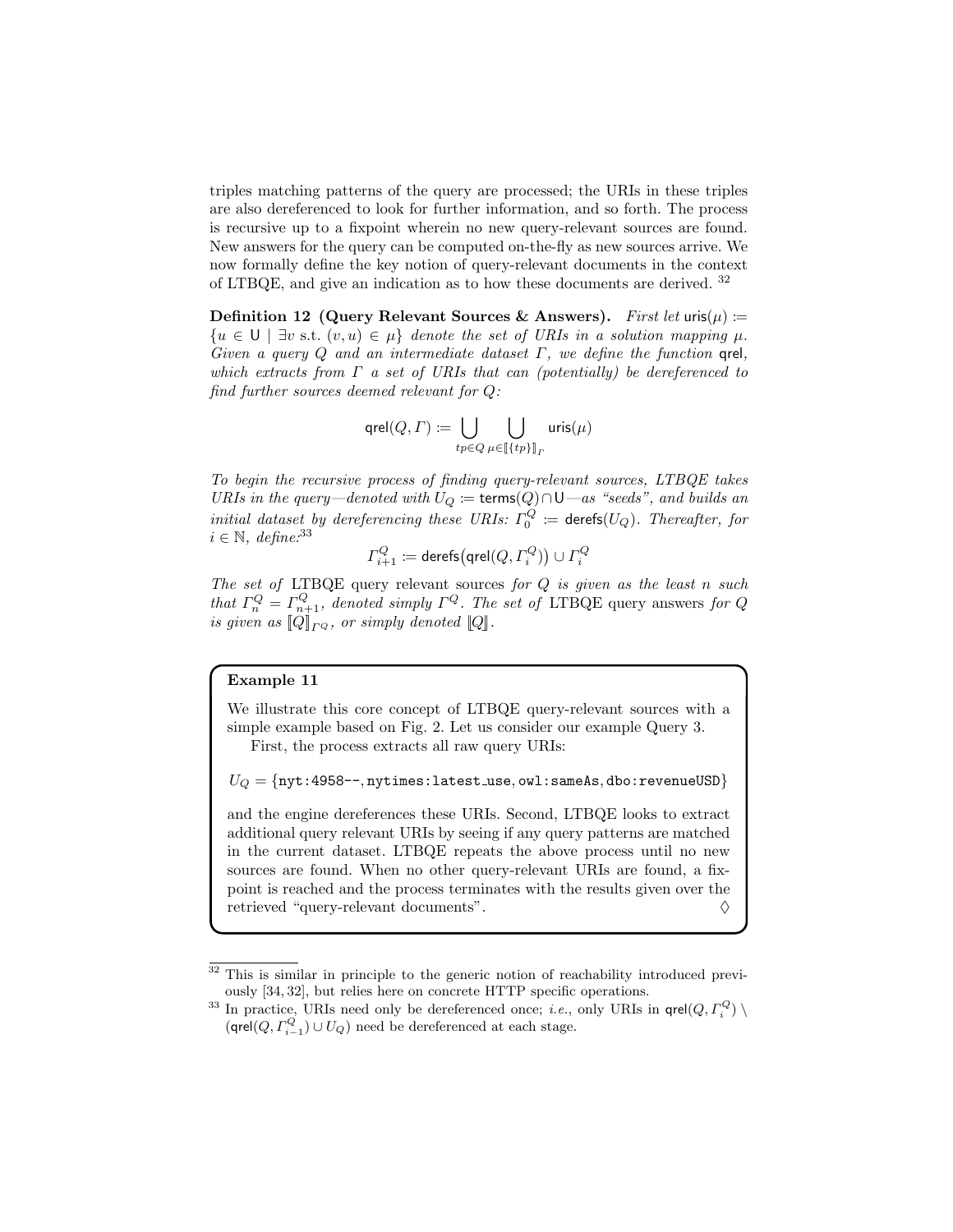triples matching patterns of the query are processed; the URIs in these triples are also dereferenced to look for further information, and so forth. The process is recursive up to a fixpoint wherein no new query-relevant sources are found. New answers for the query can be computed on-the-fly as new sources arrive. We now formally define the key notion of query-relevant documents in the context of LTBQE, and give an indication as to how these documents are derived. [32]

**Definition 12 (Query Relevant Sources & Answers).** *First let* $\mathsf{uris}(\mu) := \{u \in \mathsf{U} \mid \exists v \text{ s.t. } (v, u) \in \mu\}$ *denote the set of URIs in a solution mapping* $\mu$*. Given a query* $Q$ *and an intermediate dataset* $\Gamma$*, we define the function* $\mathsf{qrel}$*, which extracts from* $\Gamma$ *a set of URIs that can (potentially) be dereferenced to find further sources deemed relevant for* $Q$*:*

$$\mathsf{qrel}(Q, \Gamma) := \bigcup_{tp \in Q} \bigcup_{\mu \in [\![\{tp\}]\!]_{\Gamma}} \mathsf{uris}(\mu)$$

*To begin the recursive process of finding query-relevant sources, LTBQE takes URIs in the query—denoted with* $U_Q := \mathsf{terms}(Q) \cap \mathsf{U}$*—as "seeds", and builds an initial dataset by dereferencing these URIs:* $\Gamma_0^Q := \mathsf{derefs}(U_Q)$*. Thereafter, for* $i \in \mathbb{N}$*, define:*[33]

$$\Gamma_{i+1}^Q := \mathsf{derefs}\big(\mathsf{qrel}(Q, \Gamma_i^Q)\big) \cup \Gamma_i^Q$$

*The set of* LTBQE *query relevant sources for* $Q$ *is given as the least* $n$ *such that* $\Gamma_n^Q = \Gamma_{n+1}^Q$*, denoted simply* $\Gamma^Q$*. The set of* LTBQE *query answers for* $Q$ *is given as* $[\![Q]\!]_{\Gamma^Q}$*, or simply denoted* $[\![Q]\!]$*.*

**Example 11**

We illustrate this core concept of LTBQE query-relevant sources with a simple example based on Fig. 2. Let us consider our example Query 3.

First, the process extracts all raw query URIs:

$U_Q = \{$`nyt:4958--`, `nytimes:latest_use`, `owl:sameAs`, `dbo:revenueUSD`$\}$

and the engine dereferences these URIs. Second, LTBQE looks to extract additional query relevant URIs by seeing if any query patterns are matched in the current dataset. LTBQE repeats the above process until no new sources are found. When no other query-relevant URIs are found, a fixpoint is reached and the process terminates with the results given over the retrieved "query-relevant documents". ◊

---

[32] This is similar in principle to the generic notion of reachability introduced previously [34, 32], but relies here on concrete HTTP specific operations.

[33] In practice, URIs need only be dereferenced once; *i.e.*, only URIs in $\mathsf{qrel}(Q, \Gamma_i^Q) \setminus (\mathsf{qrel}(Q, \Gamma_{i-1}^Q) \cup U_Q)$ need be dereferenced at each stage.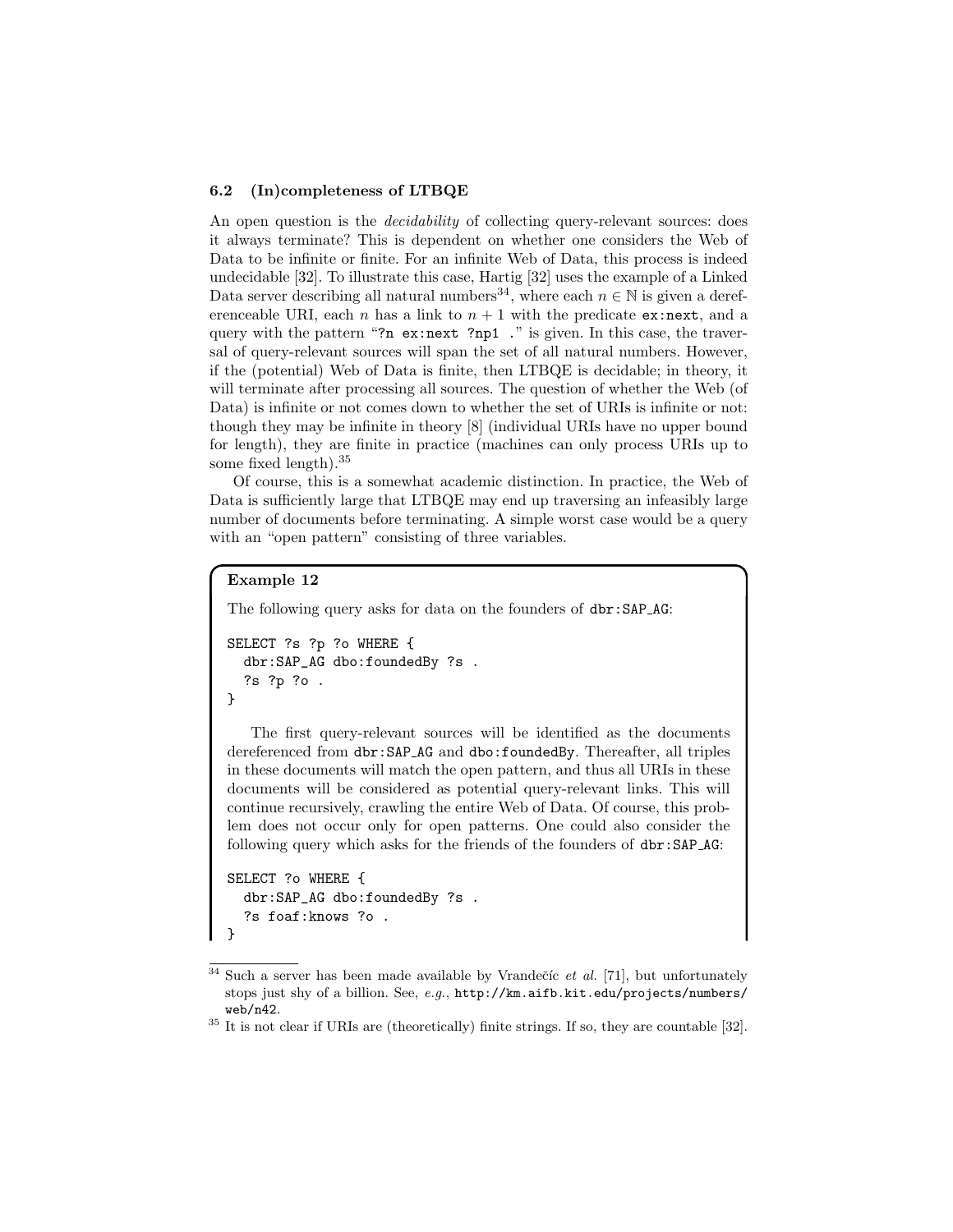### 6.2 (In)completeness of LTBQE

An open question is the *decidability* of collecting query-relevant sources: does it always terminate? This is dependent on whether one considers the Web of Data to be infinite or finite. For an infinite Web of Data, this process is indeed undecidable [32]. To illustrate this case, Hartig [32] uses the example of a Linked Data server describing all natural numbers[34], where each $n \in \mathbb{N}$ is given a dereferenceable URI, each $n$ has a link to $n + 1$ with the predicate `ex:next`, and a query with the pattern "`?n ex:next ?np1 .`" is given. In this case, the traversal of query-relevant sources will span the set of all natural numbers. However, if the (potential) Web of Data is finite, then LTBQE is decidable; in theory, it will terminate after processing all sources. The question of whether the Web (of Data) is infinite or not comes down to whether the set of URIs is infinite or not: though they may be infinite in theory [8] (individual URIs have no upper bound for length), they are finite in practice (machines can only process URIs up to some fixed length).[35]

Of course, this is a somewhat academic distinction. In practice, the Web of Data is sufficiently large that LTBQE may end up traversing an infeasibly large number of documents before terminating. A simple worst case would be a query with an "open pattern" consisting of three variables.

**Example 12**

The following query asks for data on the founders of `dbr:SAP_AG`:

```
SELECT ?s ?p ?o WHERE {
  dbr:SAP_AG dbo:foundedBy ?s .
  ?s ?p ?o .
}
```

The first query-relevant sources will be identified as the documents dereferenced from `dbr:SAP_AG` and `dbo:foundedBy`. Thereafter, all triples in these documents will match the open pattern, and thus all URIs in these documents will be considered as potential query-relevant links. This will continue recursively, crawling the entire Web of Data. Of course, this problem does not occur only for open patterns. One could also consider the following query which asks for the friends of the founders of `dbr:SAP_AG`:

```
SELECT ?o WHERE {
  dbr:SAP_AG dbo:foundedBy ?s .
  ?s foaf:knows ?o .
}
```

[34] Such a server has been made available by Vrandečíc *et al.* [71], but unfortunately stops just shy of a billion. See, *e.g.*, `http://km.aifb.kit.edu/projects/numbers/web/n42`.

[35] It is not clear if URIs are (theoretically) finite strings. If so, they are countable [32].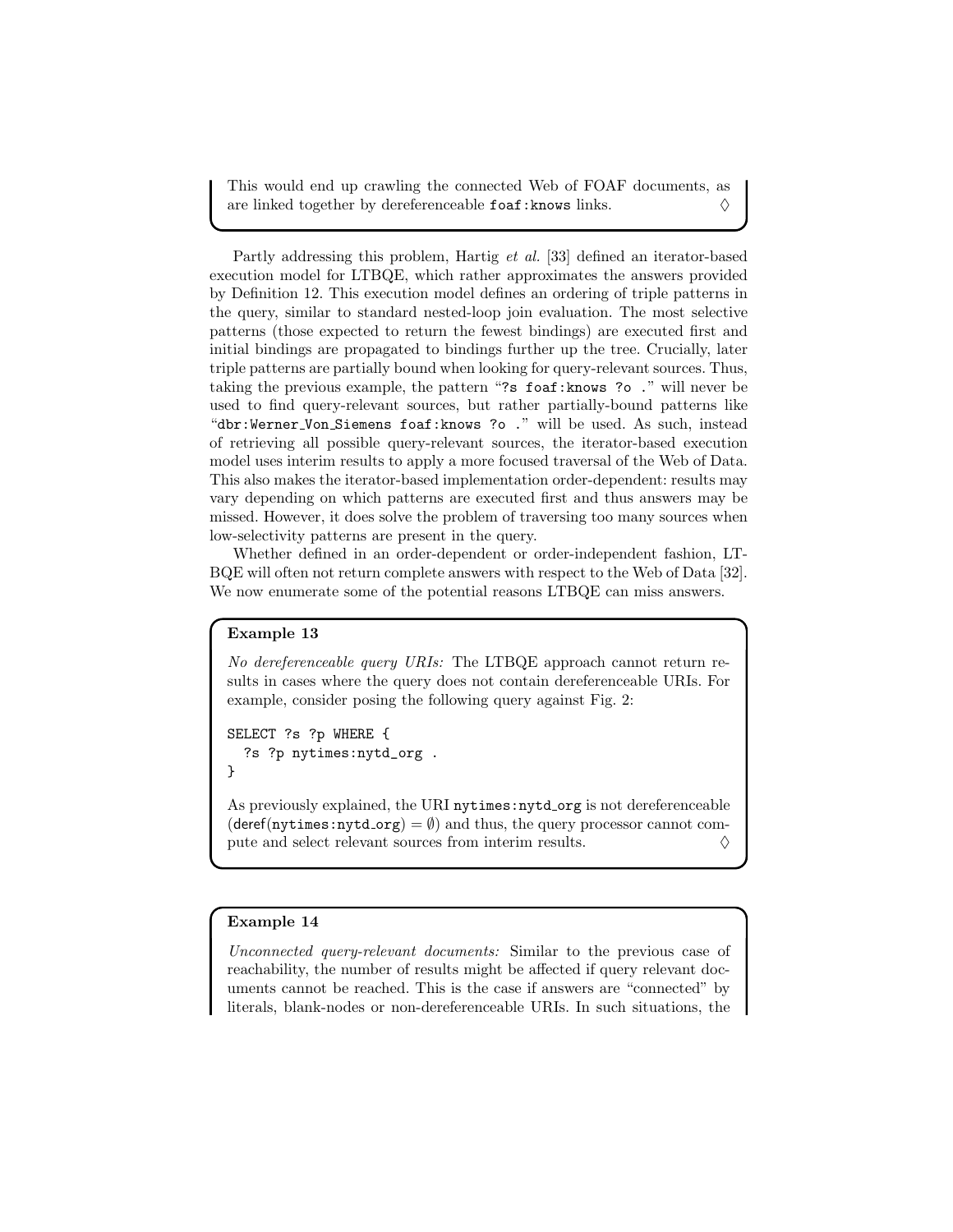This would end up crawling the connected Web of FOAF documents, as are linked together by dereferenceable `foaf:knows` links. ◊

Partly addressing this problem, Hartig *et al.* [33] defined an iterator-based execution model for LTBQE, which rather approximates the answers provided by Definition 12. This execution model defines an ordering of triple patterns in the query, similar to standard nested-loop join evaluation. The most selective patterns (those expected to return the fewest bindings) are executed first and initial bindings are propagated to bindings further up the tree. Crucially, later triple patterns are partially bound when looking for query-relevant sources. Thus, taking the previous example, the pattern "`?s foaf:knows ?o .`" will never be used to find query-relevant sources, but rather partially-bound patterns like "`dbr:Werner_Von_Siemens foaf:knows ?o .`" will be used. As such, instead of retrieving all possible query-relevant sources, the iterator-based execution model uses interim results to apply a more focused traversal of the Web of Data. This also makes the iterator-based implementation order-dependent: results may vary depending on which patterns are executed first and thus answers may be missed. However, it does solve the problem of traversing too many sources when low-selectivity patterns are present in the query.

Whether defined in an order-dependent or order-independent fashion, LTBQE will often not return complete answers with respect to the Web of Data [32]. We now enumerate some of the potential reasons LTBQE can miss answers.

**Example 13**

*No dereferenceable query URIs:* The LTBQE approach cannot return results in cases where the query does not contain dereferenceable URIs. For example, consider posing the following query against Fig. 2:

```
SELECT ?s ?p WHERE {
  ?s ?p nytimes:nytd_org .
}
```

As previously explained, the URI `nytimes:nytd_org` is not dereferenceable ($\mathsf{deref}(\texttt{nytimes:nytd\_org}) = \emptyset$) and thus, the query processor cannot compute and select relevant sources from interim results. ◊

**Example 14**

*Unconnected query-relevant documents:* Similar to the previous case of reachability, the number of results might be affected if query relevant documents cannot be reached. This is the case if answers are "connected" by literals, blank-nodes or non-dereferenceable URIs. In such situations, the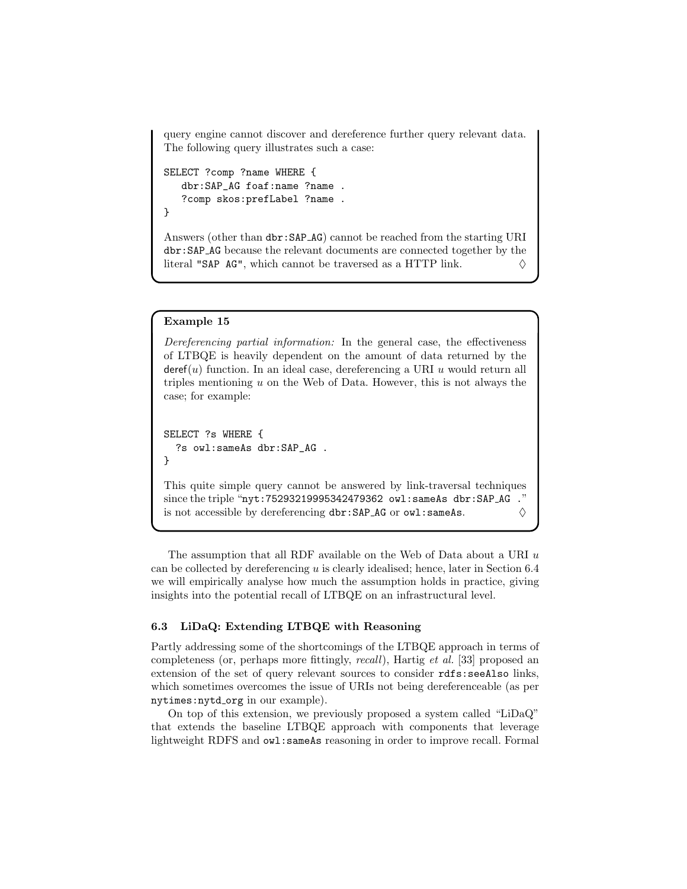query engine cannot discover and dereference further query relevant data. The following query illustrates such a case:

```
SELECT ?comp ?name WHERE {
   dbr:SAP_AG foaf:name ?name .
   ?comp skos:prefLabel ?name .
}
```

Answers (other than dbr:SAP_AG) cannot be reached from the starting URI dbr:SAP_AG because the relevant documents are connected together by the literal "SAP AG", which cannot be traversed as a HTTP link. ♢

**Example 15**

*Dereferencing partial information:* In the general case, the effectiveness of LTBQE is heavily dependent on the amount of data returned by the deref($u$) function. In an ideal case, dereferencing a URI $u$ would return all triples mentioning $u$ on the Web of Data. However, this is not always the case; for example:

```
SELECT ?s WHERE {
  ?s owl:sameAs dbr:SAP_AG .
}
```

This quite simple query cannot be answered by link-traversal techniques since the triple "nyt:75293219995342479362 owl:sameAs dbr:SAP_AG ." is not accessible by dereferencing dbr:SAP_AG or owl:sameAs. ♢

The assumption that all RDF available on the Web of Data about a URI $u$ can be collected by dereferencing $u$ is clearly idealised; hence, later in Section 6.4 we will empirically analyse how much the assumption holds in practice, giving insights into the potential recall of LTBQE on an infrastructural level.

### 6.3 LiDaQ: Extending LTBQE with Reasoning

Partly addressing some of the shortcomings of the LTBQE approach in terms of completeness (or, perhaps more fittingly, *recall*), Hartig *et al.* [33] proposed an extension of the set of query relevant sources to consider rdfs:seeAlso links, which sometimes overcomes the issue of URIs not being dereferenceable (as per nytimes:nytd_org in our example).

On top of this extension, we previously proposed a system called "LiDaQ" that extends the baseline LTBQE approach with components that leverage lightweight RDFS and owl:sameAs reasoning in order to improve recall. Formal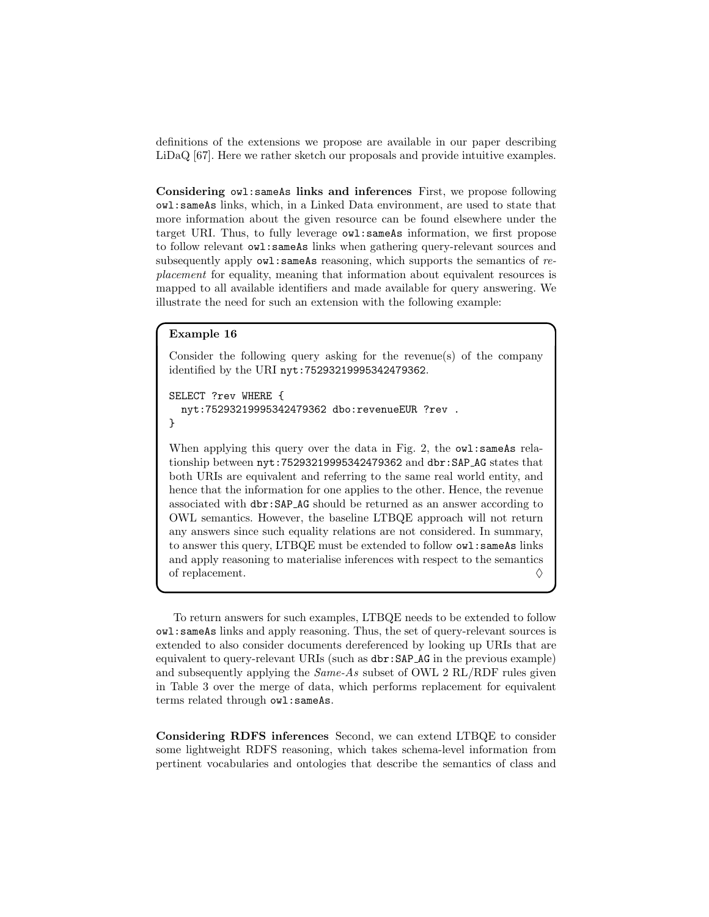definitions of the extensions we propose are available in our paper describing LiDaQ [67]. Here we rather sketch our proposals and provide intuitive examples.

**Considering `owl:sameAs` links and inferences** First, we propose following `owl:sameAs` links, which, in a Linked Data environment, are used to state that more information about the given resource can be found elsewhere under the target URI. Thus, to fully leverage `owl:sameAs` information, we first propose to follow relevant `owl:sameAs` links when gathering query-relevant sources and subsequently apply `owl:sameAs` reasoning, which supports the semantics of *replacement* for equality, meaning that information about equivalent resources is mapped to all available identifiers and made available for query answering. We illustrate the need for such an extension with the following example:

**Example 16**

Consider the following query asking for the revenue(s) of the company identified by the URI `nyt:75293219995342479362`.

```
SELECT ?rev WHERE {
  nyt:75293219995342479362 dbo:revenueEUR ?rev .
}
```

When applying this query over the data in Fig. 2, the `owl:sameAs` relationship between `nyt:75293219995342479362` and `dbr:SAP_AG` states that both URIs are equivalent and referring to the same real world entity, and hence that the information for one applies to the other. Hence, the revenue associated with `dbr:SAP_AG` should be returned as an answer according to OWL semantics. However, the baseline LTBQE approach will not return any answers since such equality relations are not considered. In summary, to answer this query, LTBQE must be extended to follow `owl:sameAs` links and apply reasoning to materialise inferences with respect to the semantics of replacement. ◊

To return answers for such examples, LTBQE needs to be extended to follow `owl:sameAs` links and apply reasoning. Thus, the set of query-relevant sources is extended to also consider documents dereferenced by looking up URIs that are equivalent to query-relevant URIs (such as `dbr:SAP_AG` in the previous example) and subsequently applying the *Same-As* subset of OWL 2 RL/RDF rules given in Table 3 over the merge of data, which performs replacement for equivalent terms related through `owl:sameAs`.

**Considering RDFS inferences** Second, we can extend LTBQE to consider some lightweight RDFS reasoning, which takes schema-level information from pertinent vocabularies and ontologies that describe the semantics of class and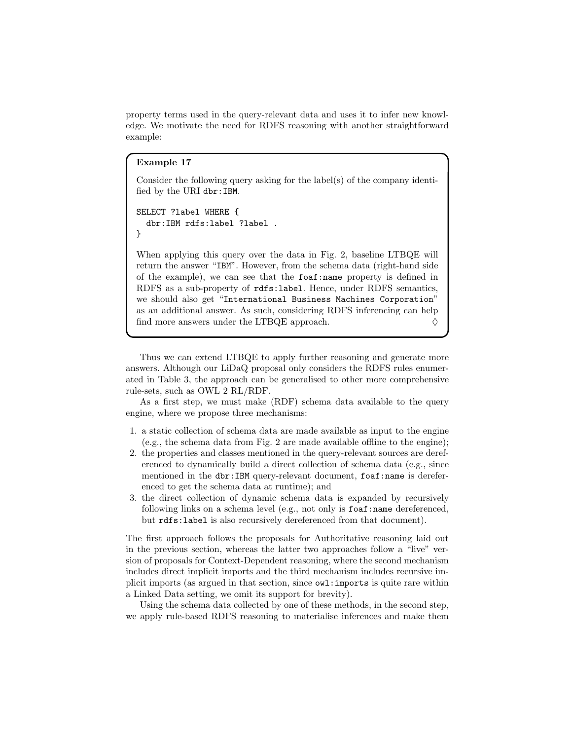property terms used in the query-relevant data and uses it to infer new knowledge. We motivate the need for RDFS reasoning with another straightforward example:

**Example 17**

Consider the following query asking for the label(s) of the company identified by the URI `dbr:IBM`.

```
SELECT ?label WHERE {
  dbr:IBM rdfs:label ?label .
}
```

When applying this query over the data in Fig. 2, baseline LTBQE will return the answer "`IBM`". However, from the schema data (right-hand side of the example), we can see that the `foaf:name` property is defined in RDFS as a sub-property of `rdfs:label`. Hence, under RDFS semantics, we should also get "`International Business Machines Corporation`" as an additional answer. As such, considering RDFS inferencing can help find more answers under the LTBQE approach. ◊

Thus we can extend LTBQE to apply further reasoning and generate more answers. Although our LiDaQ proposal only considers the RDFS rules enumerated in Table 3, the approach can be generalised to other more comprehensive rule-sets, such as OWL 2 RL/RDF.

As a first step, we must make (RDF) schema data available to the query engine, where we propose three mechanisms:

1. a static collection of schema data are made available as input to the engine (e.g., the schema data from Fig. 2 are made available offline to the engine);
2. the properties and classes mentioned in the query-relevant sources are dereferenced to dynamically build a direct collection of schema data (e.g., since mentioned in the `dbr:IBM` query-relevant document, `foaf:name` is dereferenced to get the schema data at runtime); and
3. the direct collection of dynamic schema data is expanded by recursively following links on a schema level (e.g., not only is `foaf:name` dereferenced, but `rdfs:label` is also recursively dereferenced from that document).

The first approach follows the proposals for Authoritative reasoning laid out in the previous section, whereas the latter two approaches follow a "live" version of proposals for Context-Dependent reasoning, where the second mechanism includes direct implicit imports and the third mechanism includes recursive implicit imports (as argued in that section, since `owl:imports` is quite rare within a Linked Data setting, we omit its support for brevity).

Using the schema data collected by one of these methods, in the second step, we apply rule-based RDFS reasoning to materialise inferences and make them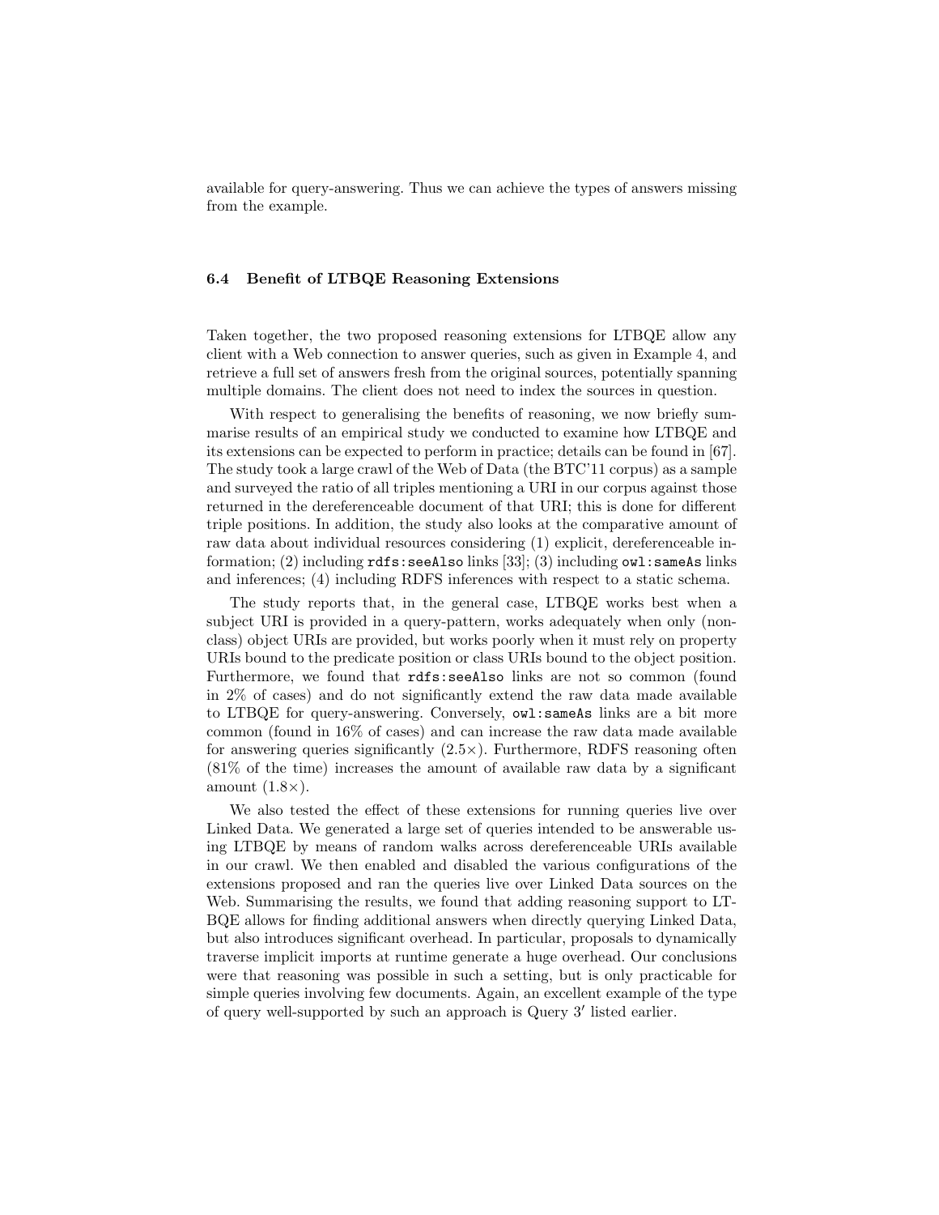available for query-answering. Thus we can achieve the types of answers missing from the example.

### 6.4 Benefit of LTBQE Reasoning Extensions

Taken together, the two proposed reasoning extensions for LTBQE allow any client with a Web connection to answer queries, such as given in Example 4, and retrieve a full set of answers fresh from the original sources, potentially spanning multiple domains. The client does not need to index the sources in question.

With respect to generalising the benefits of reasoning, we now briefly summarise results of an empirical study we conducted to examine how LTBQE and its extensions can be expected to perform in practice; details can be found in [67]. The study took a large crawl of the Web of Data (the BTC'11 corpus) as a sample and surveyed the ratio of all triples mentioning a URI in our corpus against those returned in the dereferenceable document of that URI; this is done for different triple positions. In addition, the study also looks at the comparative amount of raw data about individual resources considering (1) explicit, dereferenceable information; (2) including `rdfs:seeAlso` links [33]; (3) including `owl:sameAs` links and inferences; (4) including RDFS inferences with respect to a static schema.

The study reports that, in the general case, LTBQE works best when a subject URI is provided in a query-pattern, works adequately when only (non-class) object URIs are provided, but works poorly when it must rely on property URIs bound to the predicate position or class URIs bound to the object position. Furthermore, we found that `rdfs:seeAlso` links are not so common (found in 2% of cases) and do not significantly extend the raw data made available to LTBQE for query-answering. Conversely, `owl:sameAs` links are a bit more common (found in 16% of cases) and can increase the raw data made available for answering queries significantly (2.5×). Furthermore, RDFS reasoning often (81% of the time) increases the amount of available raw data by a significant amount (1.8×).

We also tested the effect of these extensions for running queries live over Linked Data. We generated a large set of queries intended to be answerable using LTBQE by means of random walks across dereferenceable URIs available in our crawl. We then enabled and disabled the various configurations of the extensions proposed and ran the queries live over Linked Data sources on the Web. Summarising the results, we found that adding reasoning support to LTBQE allows for finding additional answers when directly querying Linked Data, but also introduces significant overhead. In particular, proposals to dynamically traverse implicit imports at runtime generate a huge overhead. Our conclusions were that reasoning was possible in such a setting, but is only practicable for simple queries involving few documents. Again, an excellent example of the type of query well-supported by such an approach is Query 3′ listed earlier.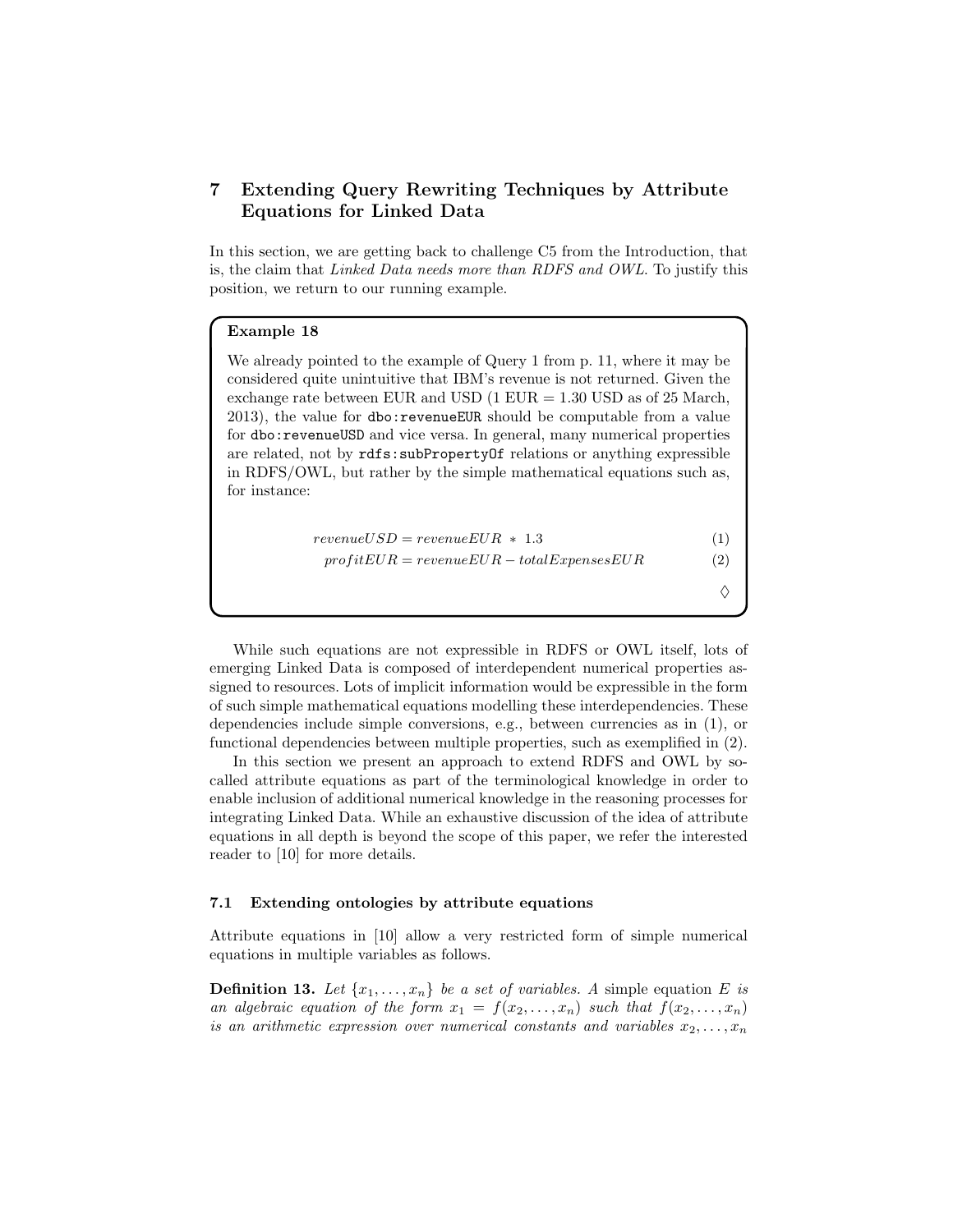## 7 Extending Query Rewriting Techniques by Attribute Equations for Linked Data

In this section, we are getting back to challenge C5 from the Introduction, that is, the claim that *Linked Data needs more than RDFS and OWL*. To justify this position, we return to our running example.

> **Example 18**
>
> We already pointed to the example of Query 1 from p. 11, where it may be considered quite unintuitive that IBM's revenue is not returned. Given the exchange rate between EUR and USD (1 EUR = 1.30 USD as of 25 March, 2013), the value for `dbo:revenueEUR` should be computable from a value for `dbo:revenueUSD` and vice versa. In general, many numerical properties are related, not by `rdfs:subPropertyOf` relations or anything expressible in RDFS/OWL, but rather by the simple mathematical equations such as, for instance:
>
> $$revenueUSD = revenueEUR \; * \; 1.3 \tag{1}$$
>
> $$profitEUR = revenueEUR - totalExpensesEUR \tag{2}$$
>
> ♢

While such equations are not expressible in RDFS or OWL itself, lots of emerging Linked Data is composed of interdependent numerical properties assigned to resources. Lots of implicit information would be expressible in the form of such simple mathematical equations modelling these interdependencies. These dependencies include simple conversions, e.g., between currencies as in (1), or functional dependencies between multiple properties, such as exemplified in (2).

In this section we present an approach to extend RDFS and OWL by so-called attribute equations as part of the terminological knowledge in order to enable inclusion of additional numerical knowledge in the reasoning processes for integrating Linked Data. While an exhaustive discussion of the idea of attribute equations in all depth is beyond the scope of this paper, we refer the interested reader to [10] for more details.

### 7.1 Extending ontologies by attribute equations

Attribute equations in [10] allow a very restricted form of simple numerical equations in multiple variables as follows.

**Definition 13.** *Let $\{x_1, \ldots, x_n\}$ be a set of variables. A* simple equation *$E$ is an algebraic equation of the form $x_1 = f(x_2, \ldots, x_n)$ such that $f(x_2, \ldots, x_n)$ is an arithmetic expression over numerical constants and variables $x_2, \ldots, x_n$*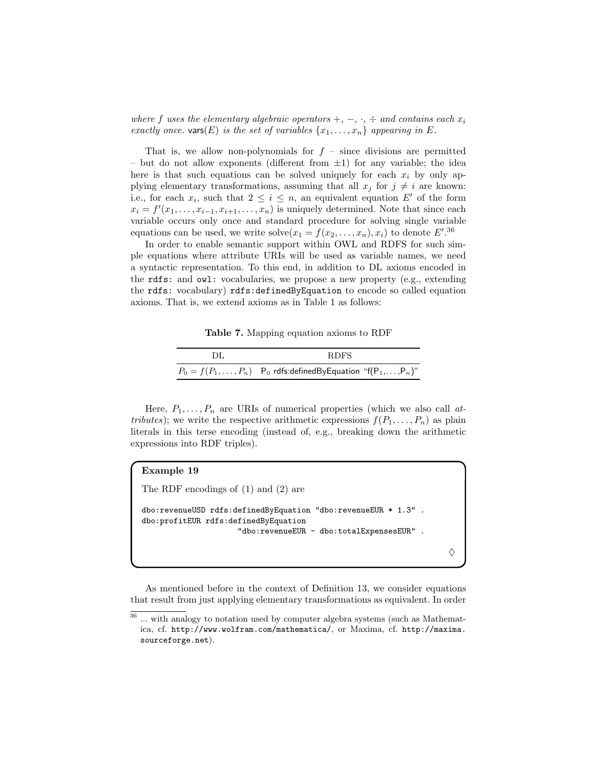*where $f$ uses the elementary algebraic operators $+$, $-$, $\cdot$, $\div$ and contains each $x_i$ exactly once.* $\mathsf{vars}(E)$ *is the set of variables* $\{x_1, \ldots, x_n\}$ *appearing in* $E$.

That is, we allow non-polynomials for $f$ – since divisions are permitted – but do not allow exponents (different from $\pm 1$) for any variable; the idea here is that such equations can be solved uniquely for each $x_i$ by only applying elementary transformations, assuming that all $x_j$ for $j \neq i$ are known: i.e., for each $x_i$, such that $2 \leq i \leq n$, an equivalent equation $E'$ of the form $x_i = f'(x_1, \ldots, x_{i-1}, x_{i+1}, \ldots, x_n)$ is uniquely determined. Note that since each variable occurs only once and standard procedure for solving single variable equations can be used, we write $\text{solve}(x_1 = f(x_2, \ldots, x_n), x_i)$ to denote $E'$.[36]

In order to enable semantic support within OWL and RDFS for such simple equations where attribute URIs will be used as variable names, we need a syntactic representation. To this end, in addition to DL axioms encoded in the `rdfs:` and `owl:` vocabularies, we propose a new property (e.g., extending the `rdfs:` vocabulary) `rdfs:definedByEquation` to encode so called equation axioms. That is, we extend axioms as in Table 1 as follows:

**Table 7.** Mapping equation axioms to RDF

| DL | RDFS |
|---|---|
| $P_0 = f(P_1, \ldots, P_n)$ | $\mathsf{P}_0$ rdfs:definedByEquation "f($\mathsf{P}_1, \ldots, \mathsf{P}_n$)" |

Here, $P_1, \ldots, P_n$ are URIs of numerical properties (which we also call *attributes*); we write the respective arithmetic expressions $f(P_1, \ldots, P_n)$ as plain literals in this terse encoding (instead of, e.g., breaking down the arithmetic expressions into RDF triples).

**Example 19**

The RDF encodings of (1) and (2) are

```
dbo:revenueUSD rdfs:definedByEquation "dbo:revenueEUR * 1.3" .
dbo:profitEUR rdfs:definedByEquation
                    "dbo:revenueEUR - dbo:totalExpensesEUR" .
```

◊

As mentioned before in the context of Definition 13, we consider equations that result from just applying elementary transformations as equivalent. In order

[36] ... with analogy to notation used by computer algebra systems (such as Mathematica, cf. http://www.wolfram.com/mathematica/, or Maxima, cf. http://maxima.sourceforge.net).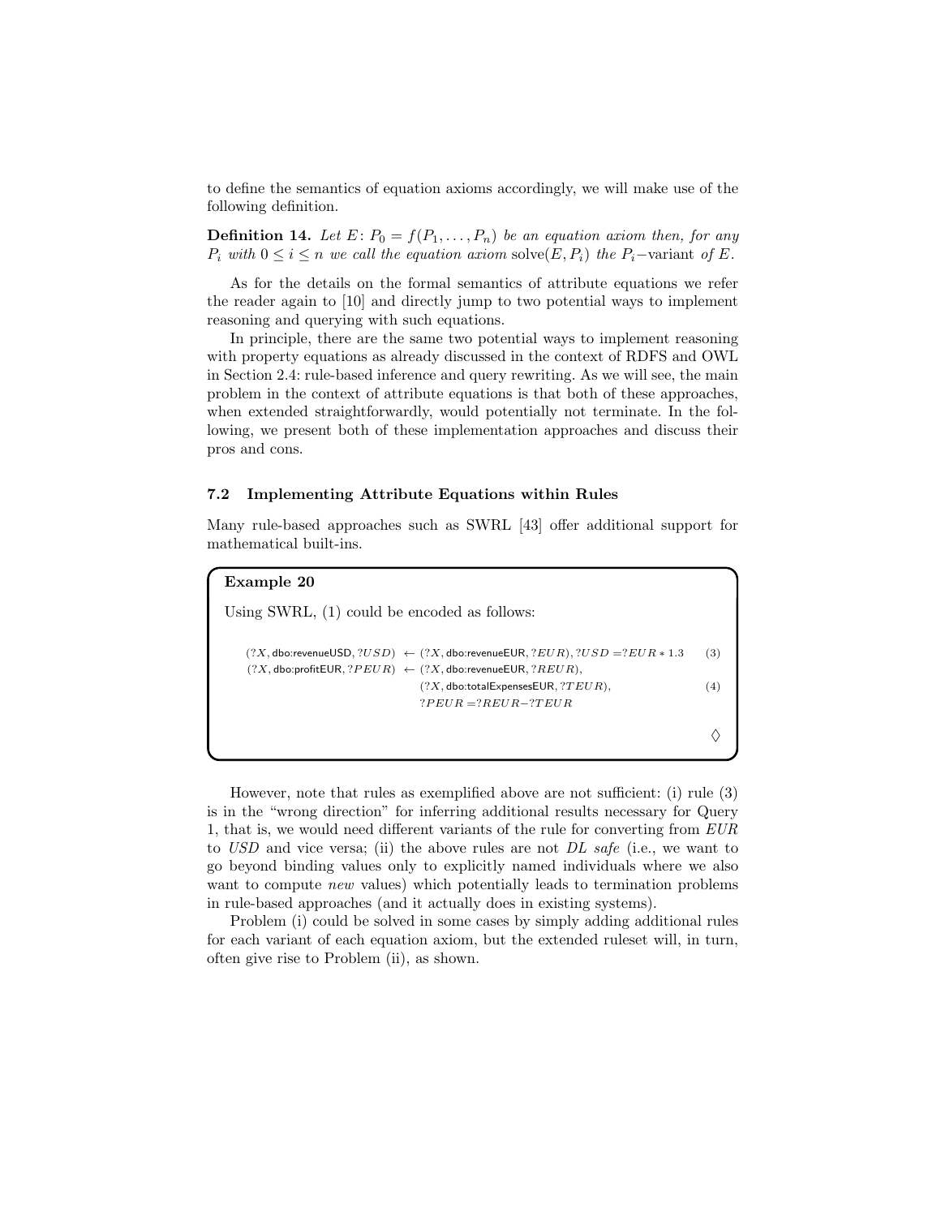to define the semantics of equation axioms accordingly, we will make use of the following definition.

**Definition 14.** *Let* $E\colon P_0 = f(P_1, \ldots, P_n)$ *be an equation axiom then, for any* $P_i$ *with* $0 \leq i \leq n$ *we call the equation axiom* $\mathrm{solve}(E, P_i)$ *the* $P_i$*−*variant *of* $E$.

As for the details on the formal semantics of attribute equations we refer the reader again to [10] and directly jump to two potential ways to implement reasoning and querying with such equations.

In principle, there are the same two potential ways to implement reasoning with property equations as already discussed in the context of RDFS and OWL in Section 2.4: rule-based inference and query rewriting. As we will see, the main problem in the context of attribute equations is that both of these approaches, when extended straightforwardly, would potentially not terminate. In the following, we present both of these implementation approaches and discuss their pros and cons.

### 7.2 Implementing Attribute Equations within Rules

Many rule-based approaches such as SWRL [43] offer additional support for mathematical built-ins.

**Example 20**

Using SWRL, (1) could be encoded as follows:

$$(?X, \mathsf{dbo{:}revenueUSD}, ?USD) \leftarrow (?X, \mathsf{dbo{:}revenueEUR}, ?EUR), ?USD = ?EUR * 1.3 \qquad (3)$$

$$\begin{aligned}(?X, \mathsf{dbo{:}profitEUR}, ?PEUR) \leftarrow\ & (?X, \mathsf{dbo{:}revenueEUR}, ?REUR),\\ & (?X, \mathsf{dbo{:}totalExpensesEUR}, ?TEUR),\\ & ?PEUR = ?REUR - ?TEUR\end{aligned} \qquad (4)$$

◊

However, note that rules as exemplified above are not sufficient: (i) rule (3) is in the "wrong direction" for inferring additional results necessary for Query 1, that is, we would need different variants of the rule for converting from *EUR* to *USD* and vice versa; (ii) the above rules are not *DL safe* (i.e., we want to go beyond binding values only to explicitly named individuals where we also want to compute *new* values) which potentially leads to termination problems in rule-based approaches (and it actually does in existing systems).

Problem (i) could be solved in some cases by simply adding additional rules for each variant of each equation axiom, but the extended ruleset will, in turn, often give rise to Problem (ii), as shown.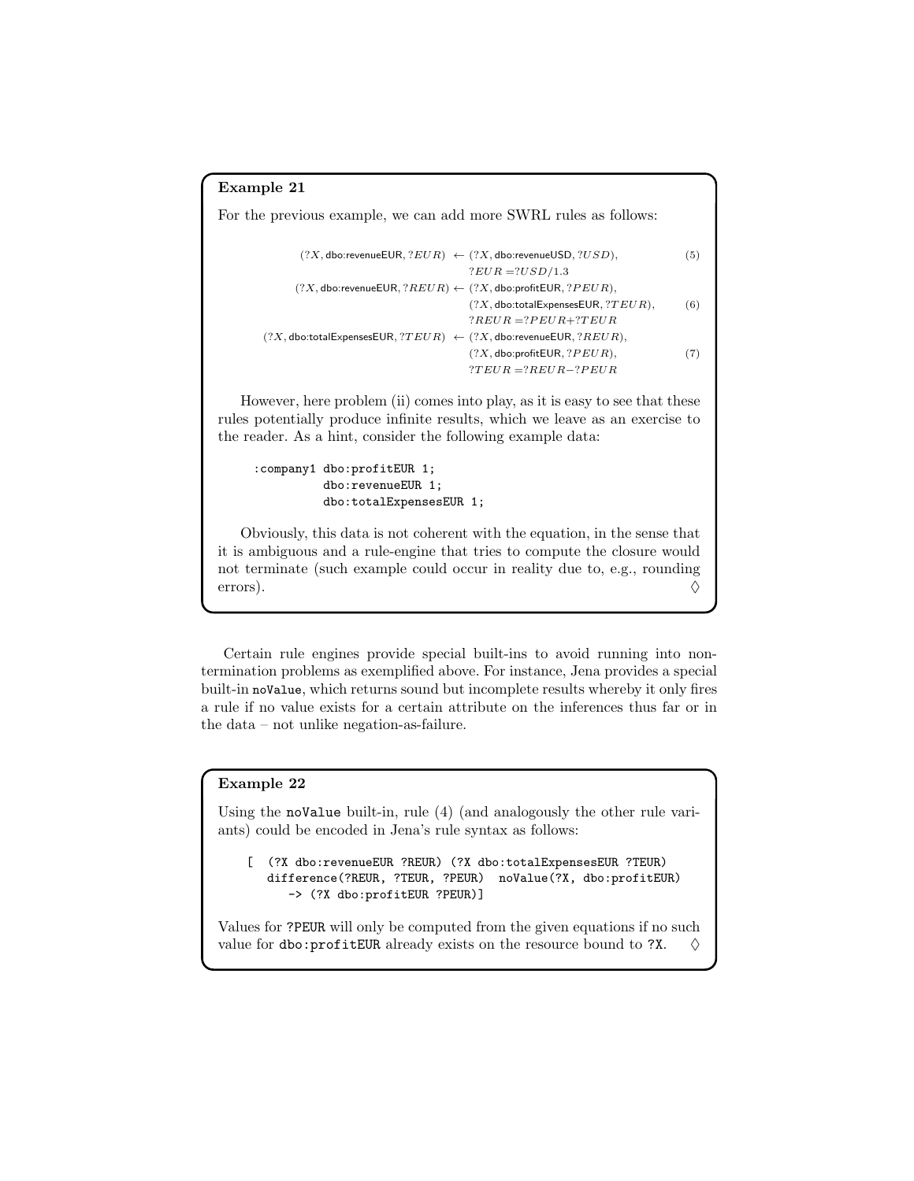**Example 21**

For the previous example, we can add more SWRL rules as follows:

$$(?X, \mathsf{dbo{:}revenueEUR}, ?EUR) \leftarrow (?X, \mathsf{dbo{:}revenueUSD}, ?USD), \quad ?EUR = ?USD/1.3 \tag{5}$$

$$(?X, \mathsf{dbo{:}revenueEUR}, ?REUR) \leftarrow (?X, \mathsf{dbo{:}profitEUR}, ?PEUR), \quad (?X, \mathsf{dbo{:}totalExpensesEUR}, ?TEUR), \quad ?REUR = ?PEUR + ?TEUR \tag{6}$$

$$(?X, \mathsf{dbo{:}totalExpensesEUR}, ?TEUR) \leftarrow (?X, \mathsf{dbo{:}revenueEUR}, ?REUR), \quad (?X, \mathsf{dbo{:}profitEUR}, ?PEUR), \quad ?TEUR = ?REUR - ?PEUR \tag{7}$$

However, here problem (ii) comes into play, as it is easy to see that these rules potentially produce infinite results, which we leave as an exercise to the reader. As a hint, consider the following example data:

```
:company1 dbo:profitEUR 1;
          dbo:revenueEUR 1;
          dbo:totalExpensesEUR 1;
```

Obviously, this data is not coherent with the equation, in the sense that it is ambiguous and a rule-engine that tries to compute the closure would not terminate (such example could occur in reality due to, e.g., rounding errors). ♢

Certain rule engines provide special built-ins to avoid running into non-termination problems as exemplified above. For instance, Jena provides a special built-in `noValue`, which returns sound but incomplete results whereby it only fires a rule if no value exists for a certain attribute on the inferences thus far or in the data – not unlike negation-as-failure.

**Example 22**

Using the `noValue` built-in, rule (4) (and analogously the other rule variants) could be encoded in Jena's rule syntax as follows:

```
[  (?X dbo:revenueEUR ?REUR) (?X dbo:totalExpensesEUR ?TEUR)
   difference(?REUR, ?TEUR, ?PEUR)  noValue(?X, dbo:profitEUR)
      -> (?X dbo:profitEUR ?PEUR)]
```

Values for `?PEUR` will only be computed from the given equations if no such value for `dbo:profitEUR` already exists on the resource bound to `?X`. ♢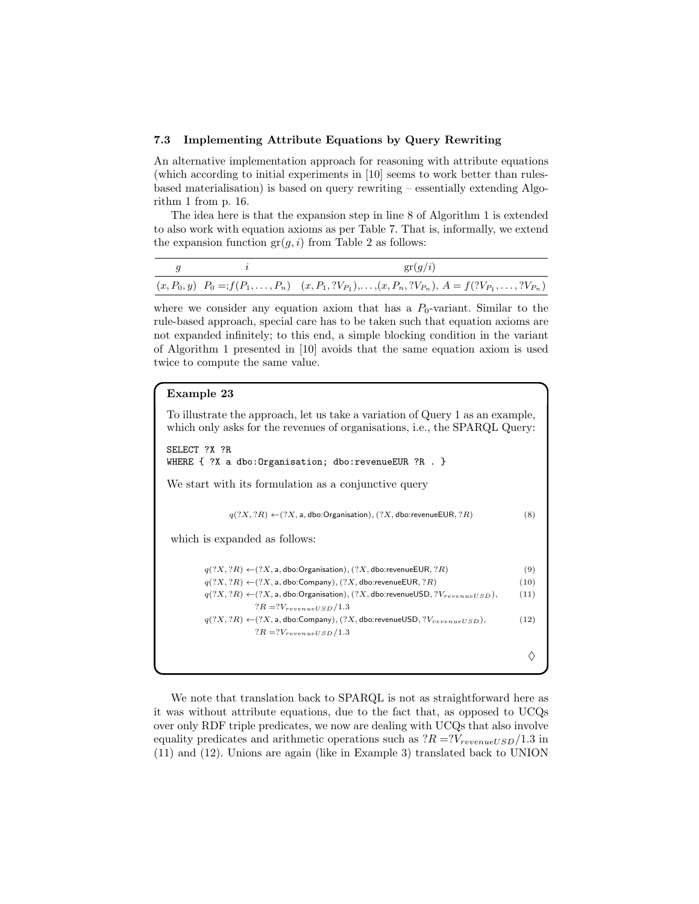### 7.3 Implementing Attribute Equations by Query Rewriting

An alternative implementation approach for reasoning with attribute equations (which according to initial experiments in [10] seems to work better than rules-based materialisation) is based on query rewriting – essentially extending Algorithm 1 from p. 16.

The idea here is that the expansion step in line 8 of Algorithm 1 is extended to also work with equation axioms as per Table 7. That is, informally, we extend the expansion function $\mathrm{gr}(g, i)$ from Table 2 as follows:

| $g$ | $i$ | $\mathrm{gr}(g/i)$ |
|---|---|---|
| $(x, P_0, y)$ | $P_0 =; f(P_1, \ldots, P_n)$ | $(x, P_1, ?V_{P_1}), \ldots, (x, P_n, ?V_{P_n})$, $A = f(?V_{P_1}, \ldots, ?V_{P_n})$ |

where we consider any equation axiom that has a $P_0$-variant. Similar to the rule-based approach, special care has to be taken such that equation axioms are not expanded infinitely; to this end, a simple blocking condition in the variant of Algorithm 1 presented in [10] avoids that the same equation axiom is used twice to compute the same value.

**Example 23**

To illustrate the approach, let us take a variation of Query 1 as an example, which only asks for the revenues of organisations, i.e., the SPARQL Query:

```
SELECT ?X ?R
WHERE { ?X a dbo:Organisation; dbo:revenueEUR ?R . }
```

We start with its formulation as a conjunctive query

$$q(?X, ?R) \leftarrow (?X, \mathsf{a}, \mathsf{dbo{:}Organisation}), (?X, \mathsf{dbo{:}revenueEUR}, ?R) \tag{8}$$

which is expanded as follows:

$$q(?X, ?R) \leftarrow (?X, \mathsf{a}, \mathsf{dbo{:}Organisation}), (?X, \mathsf{dbo{:}revenueEUR}, ?R) \tag{9}$$

$$q(?X, ?R) \leftarrow (?X, \mathsf{a}, \mathsf{dbo{:}Company}), (?X, \mathsf{dbo{:}revenueEUR}, ?R) \tag{10}$$

$$q(?X, ?R) \leftarrow (?X, \mathsf{a}, \mathsf{dbo{:}Organisation}), (?X, \mathsf{dbo{:}revenueUSD}, ?V_{revenueUSD}), \; ?R = ?V_{revenueUSD}/1.3 \tag{11}$$

$$q(?X, ?R) \leftarrow (?X, \mathsf{a}, \mathsf{dbo{:}Company}), (?X, \mathsf{dbo{:}revenueUSD}, ?V_{revenueUSD}), \; ?R = ?V_{revenueUSD}/1.3 \tag{12}$$

◊

We note that translation back to SPARQL is not as straightforward here as it was without attribute equations, due to the fact that, as opposed to UCQs over only RDF triple predicates, we now are dealing with UCQs that also involve equality predicates and arithmetic operations such as $?R = ?V_{revenueUSD}/1.3$ in (11) and (12). Unions are again (like in Example 3) translated back to UNION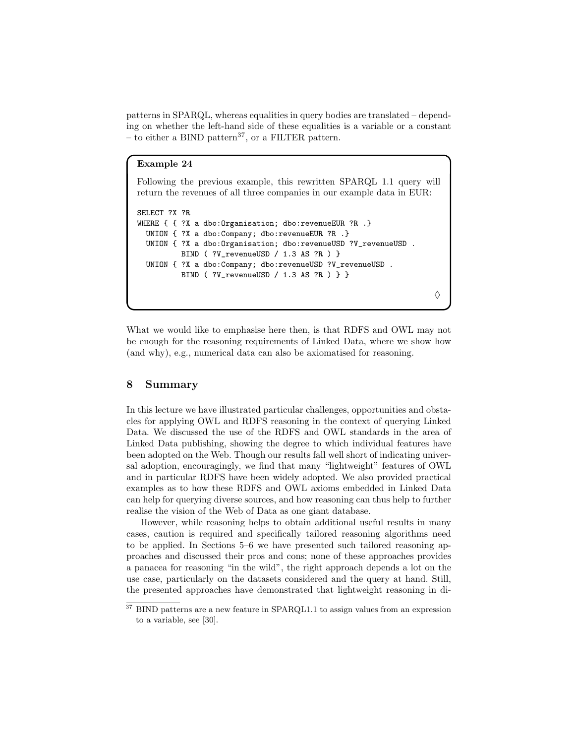patterns in SPARQL, whereas equalities in query bodies are translated – depending on whether the left-hand side of these equalities is a variable or a constant – to either a BIND pattern[37], or a FILTER pattern.

**Example 24**

Following the previous example, this rewritten SPARQL 1.1 query will return the revenues of all three companies in our example data in EUR:

```
SELECT ?X ?R
WHERE { { ?X a dbo:Organisation; dbo:revenueEUR ?R .}
  UNION { ?X a dbo:Company; dbo:revenueEUR ?R .}
  UNION { ?X a dbo:Organisation; dbo:revenueUSD ?V_revenueUSD .
          BIND ( ?V_revenueUSD / 1.3 AS ?R ) }
  UNION { ?X a dbo:Company; dbo:revenueUSD ?V_revenueUSD .
          BIND ( ?V_revenueUSD / 1.3 AS ?R ) } }
```

◊

What we would like to emphasise here then, is that RDFS and OWL may not be enough for the reasoning requirements of Linked Data, where we show how (and why), e.g., numerical data can also be axiomatised for reasoning.

## 8 Summary

In this lecture we have illustrated particular challenges, opportunities and obstacles for applying OWL and RDFS reasoning in the context of querying Linked Data. We discussed the use of the RDFS and OWL standards in the area of Linked Data publishing, showing the degree to which individual features have been adopted on the Web. Though our results fall well short of indicating universal adoption, encouragingly, we find that many "lightweight" features of OWL and in particular RDFS have been widely adopted. We also provided practical examples as to how these RDFS and OWL axioms embedded in Linked Data can help for querying diverse sources, and how reasoning can thus help to further realise the vision of the Web of Data as one giant database.

However, while reasoning helps to obtain additional useful results in many cases, caution is required and specifically tailored reasoning algorithms need to be applied. In Sections 5–6 we have presented such tailored reasoning approaches and discussed their pros and cons; none of these approaches provides a panacea for reasoning "in the wild", the right approach depends a lot on the use case, particularly on the datasets considered and the query at hand. Still, the presented approaches have demonstrated that lightweight reasoning in di-

[37] BIND patterns are a new feature in SPARQL1.1 to assign values from an expression to a variable, see [30].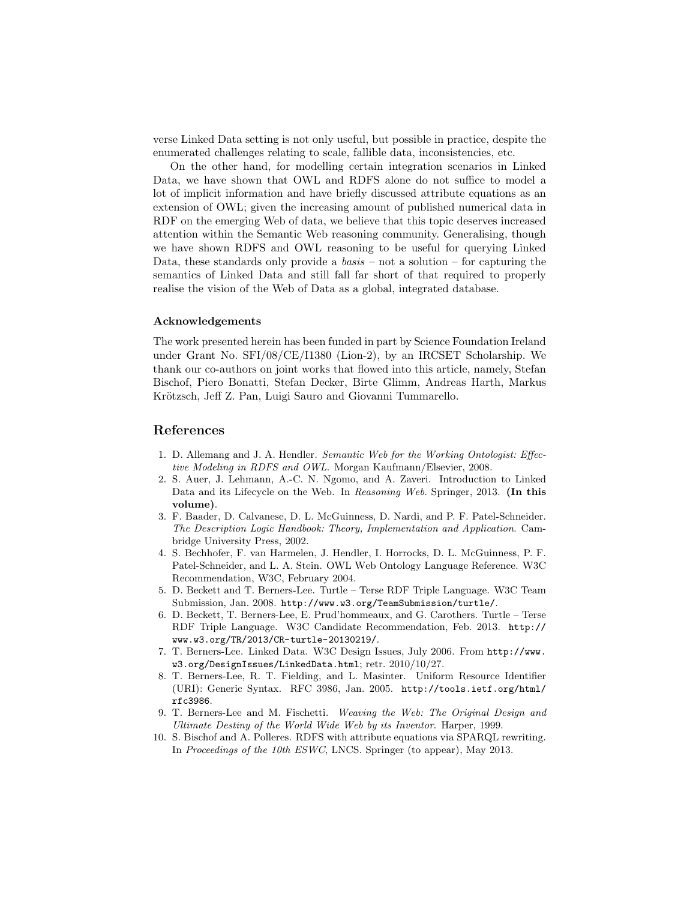verse Linked Data setting is not only useful, but possible in practice, despite the enumerated challenges relating to scale, fallible data, inconsistencies, etc.

On the other hand, for modelling certain integration scenarios in Linked Data, we have shown that OWL and RDFS alone do not suffice to model a lot of implicit information and have briefly discussed attribute equations as an extension of OWL; given the increasing amount of published numerical data in RDF on the emerging Web of data, we believe that this topic deserves increased attention within the Semantic Web reasoning community. Generalising, though we have shown RDFS and OWL reasoning to be useful for querying Linked Data, these standards only provide a *basis* – not a solution – for capturing the semantics of Linked Data and still fall far short of that required to properly realise the vision of the Web of Data as a global, integrated database.

#### Acknowledgements

The work presented herein has been funded in part by Science Foundation Ireland under Grant No. SFI/08/CE/I1380 (Lion-2), by an IRCSET Scholarship. We thank our co-authors on joint works that flowed into this article, namely, Stefan Bischof, Piero Bonatti, Stefan Decker, Birte Glimm, Andreas Harth, Markus Krötzsch, Jeff Z. Pan, Luigi Sauro and Giovanni Tummarello.

## References

1. D. Allemang and J. A. Hendler. *Semantic Web for the Working Ontologist: Effective Modeling in RDFS and OWL*. Morgan Kaufmann/Elsevier, 2008.
2. S. Auer, J. Lehmann, A.-C. N. Ngomo, and A. Zaveri. Introduction to Linked Data and its Lifecycle on the Web. In *Reasoning Web*. Springer, 2013. **(In this volume)**.
3. F. Baader, D. Calvanese, D. L. McGuinness, D. Nardi, and P. F. Patel-Schneider. *The Description Logic Handbook: Theory, Implementation and Application*. Cambridge University Press, 2002.
4. S. Bechhofer, F. van Harmelen, J. Hendler, I. Horrocks, D. L. McGuinness, P. F. Patel-Schneider, and L. A. Stein. OWL Web Ontology Language Reference. W3C Recommendation, W3C, February 2004.
5. D. Beckett and T. Berners-Lee. Turtle – Terse RDF Triple Language. W3C Team Submission, Jan. 2008. `http://www.w3.org/TeamSubmission/turtle/`.
6. D. Beckett, T. Berners-Lee, E. Prud'hommeaux, and G. Carothers. Turtle – Terse RDF Triple Language. W3C Candidate Recommendation, Feb. 2013. `http://www.w3.org/TR/2013/CR-turtle-20130219/`.
7. T. Berners-Lee. Linked Data. W3C Design Issues, July 2006. From `http://www.w3.org/DesignIssues/LinkedData.html`; retr. 2010/10/27.
8. T. Berners-Lee, R. T. Fielding, and L. Masinter. Uniform Resource Identifier (URI): Generic Syntax. RFC 3986, Jan. 2005. `http://tools.ietf.org/html/rfc3986`.
9. T. Berners-Lee and M. Fischetti. *Weaving the Web: The Original Design and Ultimate Destiny of the World Wide Web by its Inventor*. Harper, 1999.
10. S. Bischof and A. Polleres. RDFS with attribute equations via SPARQL rewriting. In *Proceedings of the 10th ESWC*, LNCS. Springer (to appear), May 2013.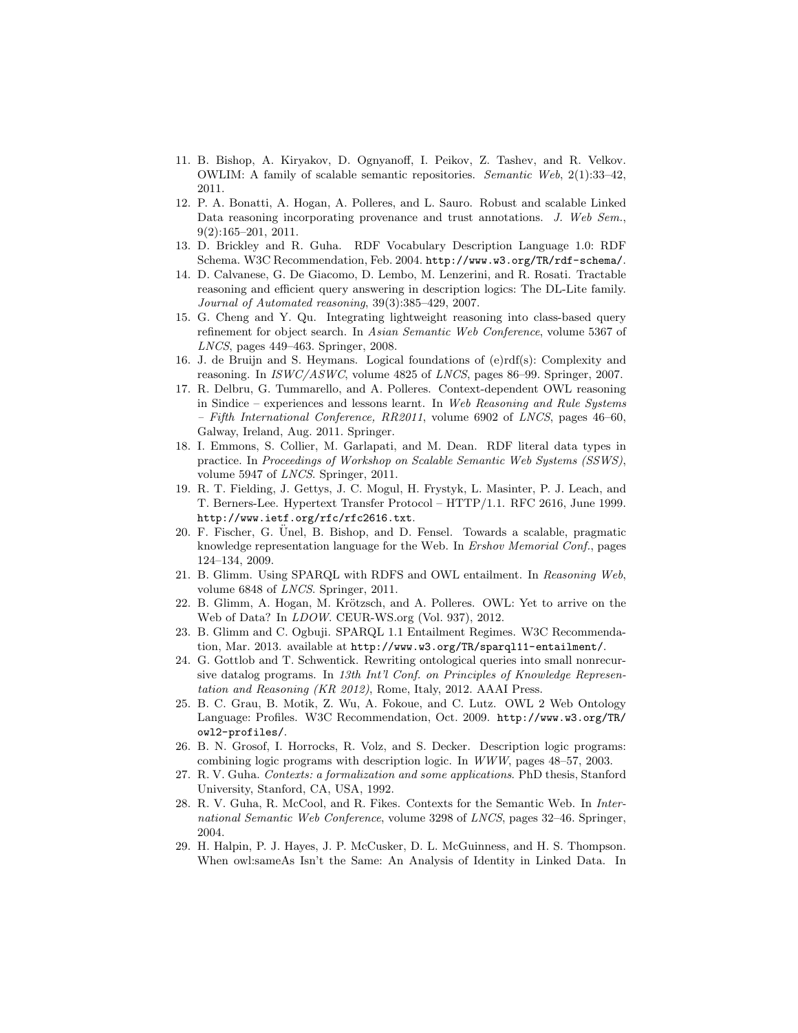11. B. Bishop, A. Kiryakov, D. Ognyanoff, I. Peikov, Z. Tashev, and R. Velkov. OWLIM: A family of scalable semantic repositories. *Semantic Web*, 2(1):33–42, 2011.
12. P. A. Bonatti, A. Hogan, A. Polleres, and L. Sauro. Robust and scalable Linked Data reasoning incorporating provenance and trust annotations. *J. Web Sem.*, 9(2):165–201, 2011.
13. D. Brickley and R. Guha. RDF Vocabulary Description Language 1.0: RDF Schema. W3C Recommendation, Feb. 2004. `http://www.w3.org/TR/rdf-schema/`.
14. D. Calvanese, G. De Giacomo, D. Lembo, M. Lenzerini, and R. Rosati. Tractable reasoning and efficient query answering in description logics: The DL-Lite family. *Journal of Automated reasoning*, 39(3):385–429, 2007.
15. G. Cheng and Y. Qu. Integrating lightweight reasoning into class-based query refinement for object search. In *Asian Semantic Web Conference*, volume 5367 of *LNCS*, pages 449–463. Springer, 2008.
16. J. de Bruijn and S. Heymans. Logical foundations of (e)rdf(s): Complexity and reasoning. In *ISWC/ASWC*, volume 4825 of *LNCS*, pages 86–99. Springer, 2007.
17. R. Delbru, G. Tummarello, and A. Polleres. Context-dependent OWL reasoning in Sindice – experiences and lessons learnt. In *Web Reasoning and Rule Systems – Fifth International Conference, RR2011*, volume 6902 of *LNCS*, pages 46–60, Galway, Ireland, Aug. 2011. Springer.
18. I. Emmons, S. Collier, M. Garlapati, and M. Dean. RDF literal data types in practice. In *Proceedings of Workshop on Scalable Semantic Web Systems (SSWS)*, volume 5947 of *LNCS*. Springer, 2011.
19. R. T. Fielding, J. Gettys, J. C. Mogul, H. Frystyk, L. Masinter, P. J. Leach, and T. Berners-Lee. Hypertext Transfer Protocol – HTTP/1.1. RFC 2616, June 1999. `http://www.ietf.org/rfc/rfc2616.txt`.
20. F. Fischer, G. Ünel, B. Bishop, and D. Fensel. Towards a scalable, pragmatic knowledge representation language for the Web. In *Ershov Memorial Conf.*, pages 124–134, 2009.
21. B. Glimm. Using SPARQL with RDFS and OWL entailment. In *Reasoning Web*, volume 6848 of *LNCS*. Springer, 2011.
22. B. Glimm, A. Hogan, M. Krötzsch, and A. Polleres. OWL: Yet to arrive on the Web of Data? In *LDOW*. CEUR-WS.org (Vol. 937), 2012.
23. B. Glimm and C. Ogbuji. SPARQL 1.1 Entailment Regimes. W3C Recommendation, Mar. 2013. available at `http://www.w3.org/TR/sparql11-entailment/`.
24. G. Gottlob and T. Schwentick. Rewriting ontological queries into small nonrecursive datalog programs. In *13th Int'l Conf. on Principles of Knowledge Representation and Reasoning (KR 2012)*, Rome, Italy, 2012. AAAI Press.
25. B. C. Grau, B. Motik, Z. Wu, A. Fokoue, and C. Lutz. OWL 2 Web Ontology Language: Profiles. W3C Recommendation, Oct. 2009. `http://www.w3.org/TR/owl2-profiles/`.
26. B. N. Grosof, I. Horrocks, R. Volz, and S. Decker. Description logic programs: combining logic programs with description logic. In *WWW*, pages 48–57, 2003.
27. R. V. Guha. *Contexts: a formalization and some applications*. PhD thesis, Stanford University, Stanford, CA, USA, 1992.
28. R. V. Guha, R. McCool, and R. Fikes. Contexts for the Semantic Web. In *International Semantic Web Conference*, volume 3298 of *LNCS*, pages 32–46. Springer, 2004.
29. H. Halpin, P. J. Hayes, J. P. McCusker, D. L. McGuinness, and H. S. Thompson. When owl:sameAs Isn't the Same: An Analysis of Identity in Linked Data. In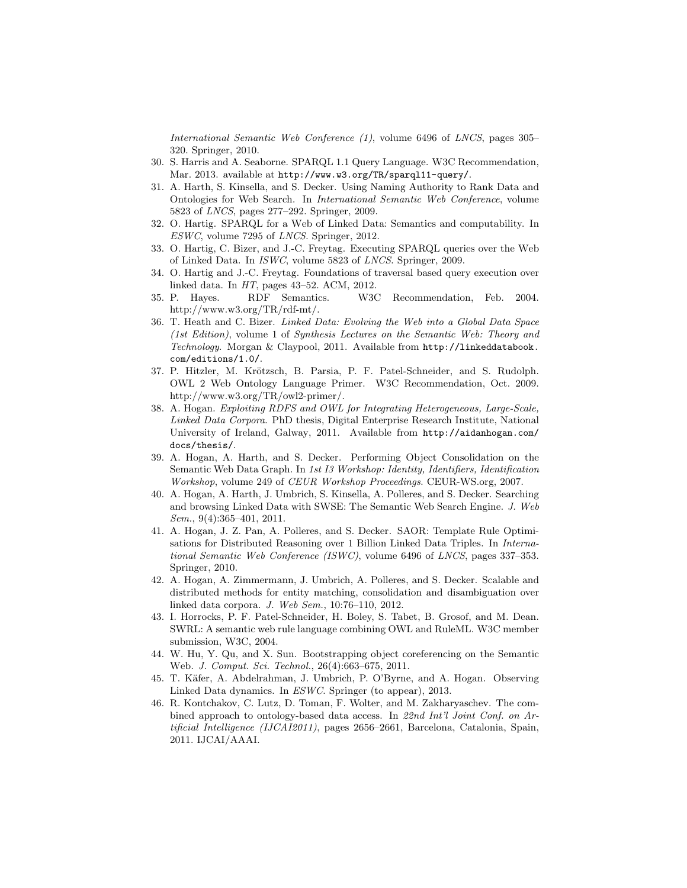*International Semantic Web Conference (1)*, volume 6496 of *LNCS*, pages 305–320. Springer, 2010.

30. S. Harris and A. Seaborne. SPARQL 1.1 Query Language. W3C Recommendation, Mar. 2013. available at `http://www.w3.org/TR/sparql11-query/`.
31. A. Harth, S. Kinsella, and S. Decker. Using Naming Authority to Rank Data and Ontologies for Web Search. In *International Semantic Web Conference*, volume 5823 of *LNCS*, pages 277–292. Springer, 2009.
32. O. Hartig. SPARQL for a Web of Linked Data: Semantics and computability. In *ESWC*, volume 7295 of *LNCS*. Springer, 2012.
33. O. Hartig, C. Bizer, and J.-C. Freytag. Executing SPARQL queries over the Web of Linked Data. In *ISWC*, volume 5823 of *LNCS*. Springer, 2009.
34. O. Hartig and J.-C. Freytag. Foundations of traversal based query execution over linked data. In *HT*, pages 43–52. ACM, 2012.
35. P. Hayes. RDF Semantics. W3C Recommendation, Feb. 2004. http://www.w3.org/TR/rdf-mt/.
36. T. Heath and C. Bizer. *Linked Data: Evolving the Web into a Global Data Space (1st Edition)*, volume 1 of *Synthesis Lectures on the Semantic Web: Theory and Technology*. Morgan & Claypool, 2011. Available from `http://linkeddatabook.com/editions/1.0/`.
37. P. Hitzler, M. Krötzsch, B. Parsia, P. F. Patel-Schneider, and S. Rudolph. OWL 2 Web Ontology Language Primer. W3C Recommendation, Oct. 2009. http://www.w3.org/TR/owl2-primer/.
38. A. Hogan. *Exploiting RDFS and OWL for Integrating Heterogeneous, Large-Scale, Linked Data Corpora*. PhD thesis, Digital Enterprise Research Institute, National University of Ireland, Galway, 2011. Available from `http://aidanhogan.com/docs/thesis/`.
39. A. Hogan, A. Harth, and S. Decker. Performing Object Consolidation on the Semantic Web Data Graph. In *1st I3 Workshop: Identity, Identifiers, Identification Workshop*, volume 249 of *CEUR Workshop Proceedings*. CEUR-WS.org, 2007.
40. A. Hogan, A. Harth, J. Umbrich, S. Kinsella, A. Polleres, and S. Decker. Searching and browsing Linked Data with SWSE: The Semantic Web Search Engine. *J. Web Sem.*, 9(4):365–401, 2011.
41. A. Hogan, J. Z. Pan, A. Polleres, and S. Decker. SAOR: Template Rule Optimisations for Distributed Reasoning over 1 Billion Linked Data Triples. In *International Semantic Web Conference (ISWC)*, volume 6496 of *LNCS*, pages 337–353. Springer, 2010.
42. A. Hogan, A. Zimmermann, J. Umbrich, A. Polleres, and S. Decker. Scalable and distributed methods for entity matching, consolidation and disambiguation over linked data corpora. *J. Web Sem.*, 10:76–110, 2012.
43. I. Horrocks, P. F. Patel-Schneider, H. Boley, S. Tabet, B. Grosof, and M. Dean. SWRL: A semantic web rule language combining OWL and RuleML. W3C member submission, W3C, 2004.
44. W. Hu, Y. Qu, and X. Sun. Bootstrapping object coreferencing on the Semantic Web. *J. Comput. Sci. Technol.*, 26(4):663–675, 2011.
45. T. Käfer, A. Abdelrahman, J. Umbrich, P. O'Byrne, and A. Hogan. Observing Linked Data dynamics. In *ESWC*. Springer (to appear), 2013.
46. R. Kontchakov, C. Lutz, D. Toman, F. Wolter, and M. Zakharyaschev. The combined approach to ontology-based data access. In *22nd Int'l Joint Conf. on Artificial Intelligence (IJCAI2011)*, pages 2656–2661, Barcelona, Catalonia, Spain, 2011. IJCAI/AAAI.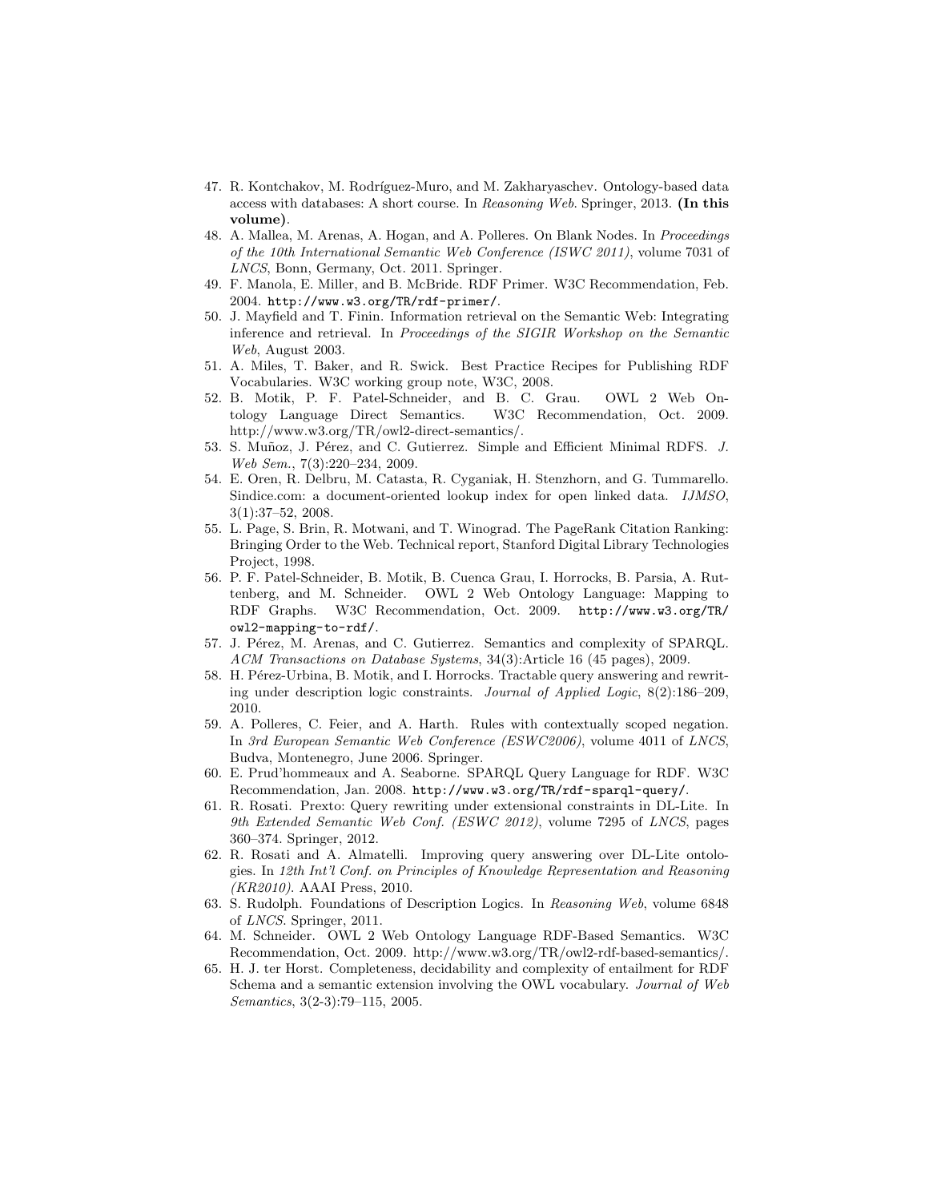47. R. Kontchakov, M. Rodríguez-Muro, and M. Zakharyaschev. Ontology-based data access with databases: A short course. In *Reasoning Web*. Springer, 2013. **(In this volume)**.
48. A. Mallea, M. Arenas, A. Hogan, and A. Polleres. On Blank Nodes. In *Proceedings of the 10th International Semantic Web Conference (ISWC 2011)*, volume 7031 of *LNCS*, Bonn, Germany, Oct. 2011. Springer.
49. F. Manola, E. Miller, and B. McBride. RDF Primer. W3C Recommendation, Feb. 2004. `http://www.w3.org/TR/rdf-primer/`.
50. J. Mayfield and T. Finin. Information retrieval on the Semantic Web: Integrating inference and retrieval. In *Proceedings of the SIGIR Workshop on the Semantic Web*, August 2003.
51. A. Miles, T. Baker, and R. Swick. Best Practice Recipes for Publishing RDF Vocabularies. W3C working group note, W3C, 2008.
52. B. Motik, P. F. Patel-Schneider, and B. C. Grau. OWL 2 Web Ontology Language Direct Semantics. W3C Recommendation, Oct. 2009. http://www.w3.org/TR/owl2-direct-semantics/.
53. S. Muñoz, J. Pérez, and C. Gutierrez. Simple and Efficient Minimal RDFS. *J. Web Sem.*, 7(3):220–234, 2009.
54. E. Oren, R. Delbru, M. Catasta, R. Cyganiak, H. Stenzhorn, and G. Tummarello. Sindice.com: a document-oriented lookup index for open linked data. *IJMSO*, 3(1):37–52, 2008.
55. L. Page, S. Brin, R. Motwani, and T. Winograd. The PageRank Citation Ranking: Bringing Order to the Web. Technical report, Stanford Digital Library Technologies Project, 1998.
56. P. F. Patel-Schneider, B. Motik, B. Cuenca Grau, I. Horrocks, B. Parsia, A. Ruttenberg, and M. Schneider. OWL 2 Web Ontology Language: Mapping to RDF Graphs. W3C Recommendation, Oct. 2009. `http://www.w3.org/TR/owl2-mapping-to-rdf/`.
57. J. Pérez, M. Arenas, and C. Gutierrez. Semantics and complexity of SPARQL. *ACM Transactions on Database Systems*, 34(3):Article 16 (45 pages), 2009.
58. H. Pérez-Urbina, B. Motik, and I. Horrocks. Tractable query answering and rewriting under description logic constraints. *Journal of Applied Logic*, 8(2):186–209, 2010.
59. A. Polleres, C. Feier, and A. Harth. Rules with contextually scoped negation. In *3rd European Semantic Web Conference (ESWC2006)*, volume 4011 of *LNCS*, Budva, Montenegro, June 2006. Springer.
60. E. Prud'hommeaux and A. Seaborne. SPARQL Query Language for RDF. W3C Recommendation, Jan. 2008. `http://www.w3.org/TR/rdf-sparql-query/`.
61. R. Rosati. Prexto: Query rewriting under extensional constraints in DL-Lite. In *9th Extended Semantic Web Conf. (ESWC 2012)*, volume 7295 of *LNCS*, pages 360–374. Springer, 2012.
62. R. Rosati and A. Almatelli. Improving query answering over DL-Lite ontologies. In *12th Int'l Conf. on Principles of Knowledge Representation and Reasoning (KR2010)*. AAAI Press, 2010.
63. S. Rudolph. Foundations of Description Logics. In *Reasoning Web*, volume 6848 of *LNCS*. Springer, 2011.
64. M. Schneider. OWL 2 Web Ontology Language RDF-Based Semantics. W3C Recommendation, Oct. 2009. http://www.w3.org/TR/owl2-rdf-based-semantics/.
65. H. J. ter Horst. Completeness, decidability and complexity of entailment for RDF Schema and a semantic extension involving the OWL vocabulary. *Journal of Web Semantics*, 3(2-3):79–115, 2005.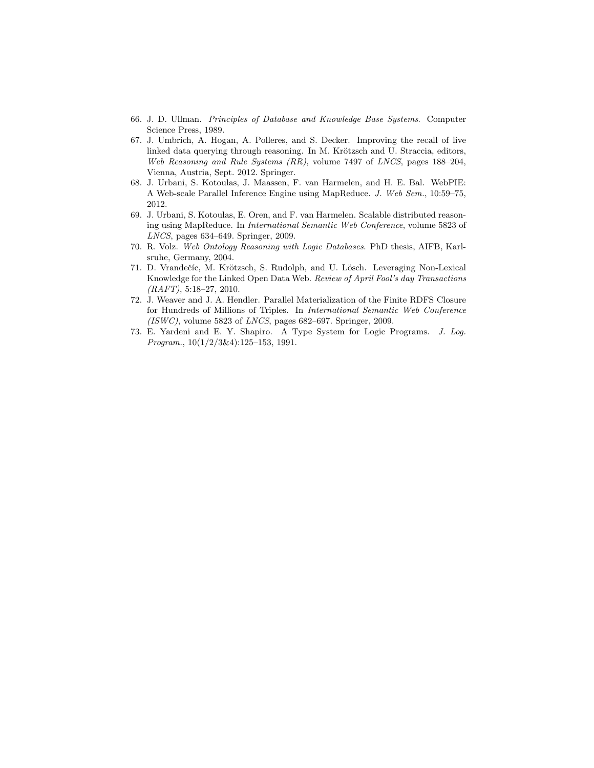66. J. D. Ullman. *Principles of Database and Knowledge Base Systems*. Computer Science Press, 1989.
67. J. Umbrich, A. Hogan, A. Polleres, and S. Decker. Improving the recall of live linked data querying through reasoning. In M. Krötzsch and U. Straccia, editors, *Web Reasoning and Rule Systems (RR)*, volume 7497 of *LNCS*, pages 188–204, Vienna, Austria, Sept. 2012. Springer.
68. J. Urbani, S. Kotoulas, J. Maassen, F. van Harmelen, and H. E. Bal. WebPIE: A Web-scale Parallel Inference Engine using MapReduce. *J. Web Sem.*, 10:59–75, 2012.
69. J. Urbani, S. Kotoulas, E. Oren, and F. van Harmelen. Scalable distributed reasoning using MapReduce. In *International Semantic Web Conference*, volume 5823 of *LNCS*, pages 634–649. Springer, 2009.
70. R. Volz. *Web Ontology Reasoning with Logic Databases*. PhD thesis, AIFB, Karlsruhe, Germany, 2004.
71. D. Vrandečíc, M. Krötzsch, S. Rudolph, and U. Lösch. Leveraging Non-Lexical Knowledge for the Linked Open Data Web. *Review of April Fool's day Transactions (RAFT)*, 5:18–27, 2010.
72. J. Weaver and J. A. Hendler. Parallel Materialization of the Finite RDFS Closure for Hundreds of Millions of Triples. In *International Semantic Web Conference (ISWC)*, volume 5823 of *LNCS*, pages 682–697. Springer, 2009.
73. E. Yardeni and E. Y. Shapiro. A Type System for Logic Programs. *J. Log. Program.*, 10(1/2/3&4):125–153, 1991.